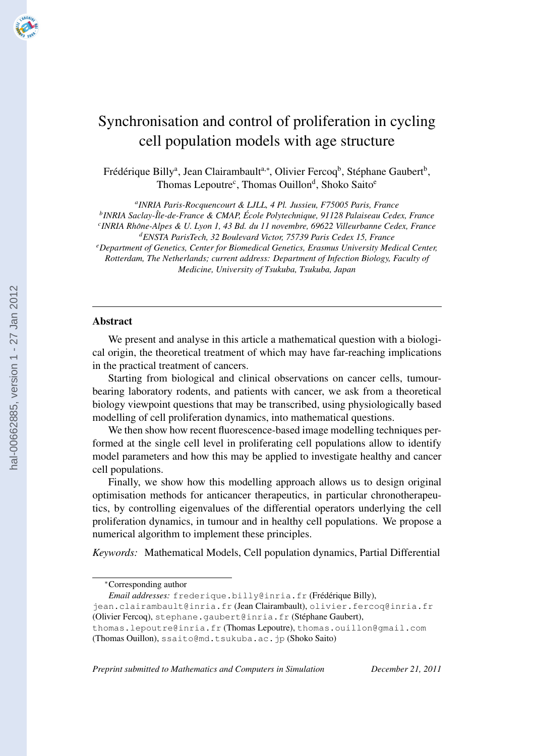# Synchronisation and control of proliferation in cycling cell population models with age structure

Frédérique Billy[a], Jean Clairambault[a,*], Olivier Fercoq[b], Stéphane Gaubert[b], Thomas Lepoutre[c], Thomas Ouillon[d], Shoko Saito[e]

[a] *INRIA Paris-Rocquencourt & LJLL, 4 Pl. Jussieu, F75005 Paris, France*
[b] *INRIA Saclay-Île-de-France & CMAP, École Polytechnique, 91128 Palaiseau Cedex, France*
[c] *INRIA Rhône-Alpes & U. Lyon 1, 43 Bd. du 11 novembre, 69622 Villeurbanne Cedex, France*
[d] *ENSTA ParisTech, 32 Boulevard Victor, 75739 Paris Cedex 15, France*
[e] *Department of Genetics, Center for Biomedical Genetics, Erasmus University Medical Center, Rotterdam, The Netherlands; current address: Department of Infection Biology, Faculty of Medicine, University of Tsukuba, Tsukuba, Japan*

---

## Abstract

We present and analyse in this article a mathematical question with a biological origin, the theoretical treatment of which may have far-reaching implications in the practical treatment of cancers.

Starting from biological and clinical observations on cancer cells, tumour-bearing laboratory rodents, and patients with cancer, we ask from a theoretical biology viewpoint questions that may be transcribed, using physiologically based modelling of cell proliferation dynamics, into mathematical questions.

We then show how recent fluorescence-based image modelling techniques performed at the single cell level in proliferating cell populations allow to identify model parameters and how this may be applied to investigate healthy and cancer cell populations.

Finally, we show how this modelling approach allows us to design original optimisation methods for anticancer therapeutics, in particular chronotherapeutics, by controlling eigenvalues of the differential operators underlying the cell proliferation dynamics, in tumour and in healthy cell populations. We propose a numerical algorithm to implement these principles.

*Keywords:* Mathematical Models, Cell population dynamics, Partial Differential

---

*Corresponding author

*Email addresses:* frederique.billy@inria.fr (Frédérique Billy), jean.clairambault@inria.fr (Jean Clairambault), olivier.fercoq@inria.fr (Olivier Fercoq), stephane.gaubert@inria.fr (Stéphane Gaubert), thomas.lepoutre@inria.fr (Thomas Lepoutre), thomas.ouillon@gmail.com (Thomas Ouillon), ssaito@md.tsukuba.ac.jp (Shoko Saito)

*Preprint submitted to Mathematics and Computers in Simulation* — *December 21, 2011*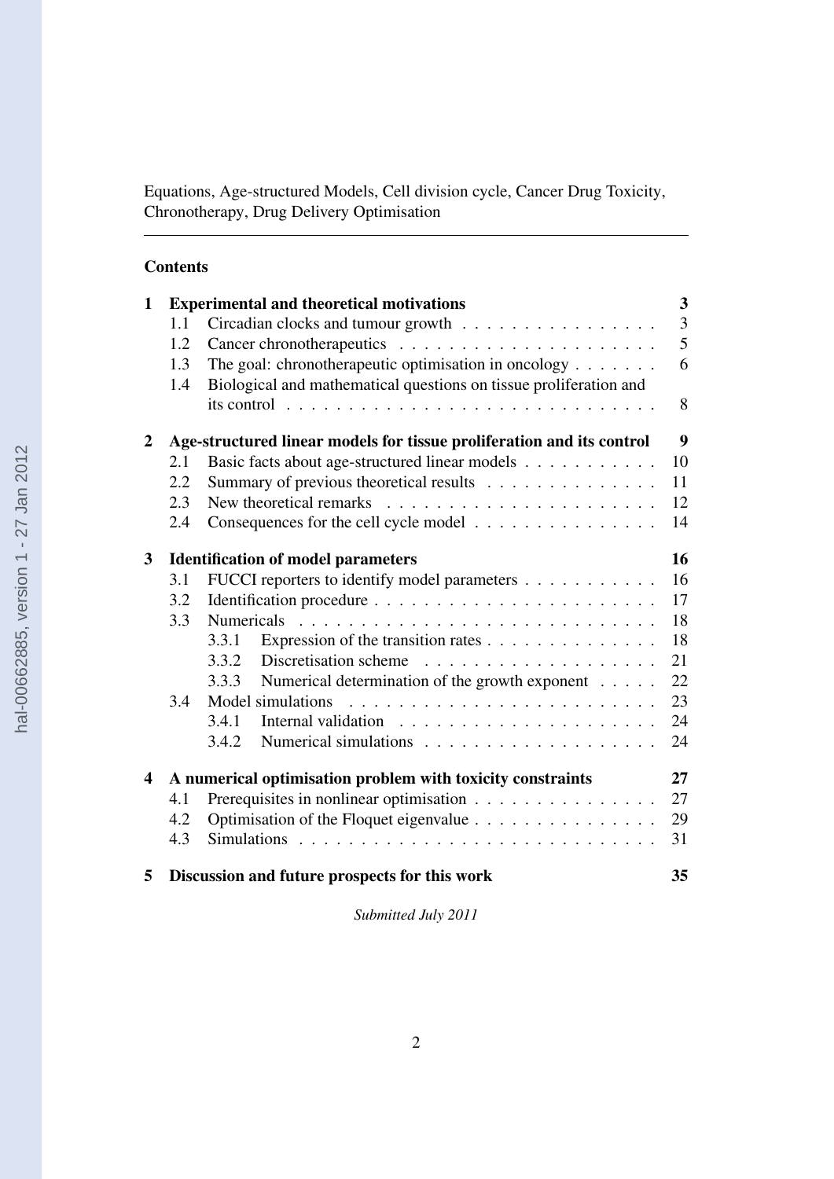Equations, Age-structured Models, Cell division cycle, Cancer Drug Toxicity, Chronotherapy, Drug Delivery Optimisation

---

**Contents**

| | | Page |
|---|---|---|
| **1** | **Experimental and theoretical motivations** | **3** |
| 1.1 | Circadian clocks and tumour growth | 3 |
| 1.2 | Cancer chronotherapeutics | 5 |
| 1.3 | The goal: chronotherapeutic optimisation in oncology | 6 |
| 1.4 | Biological and mathematical questions on tissue proliferation and its control | 8 |
| **2** | **Age-structured linear models for tissue proliferation and its control** | **9** |
| 2.1 | Basic facts about age-structured linear models | 10 |
| 2.2 | Summary of previous theoretical results | 11 |
| 2.3 | New theoretical remarks | 12 |
| 2.4 | Consequences for the cell cycle model | 14 |
| **3** | **Identification of model parameters** | **16** |
| 3.1 | FUCCI reporters to identify model parameters | 16 |
| 3.2 | Identification procedure | 17 |
| 3.3 | Numericals | 18 |
| 3.3.1 | Expression of the transition rates | 18 |
| 3.3.2 | Discretisation scheme | 21 |
| 3.3.3 | Numerical determination of the growth exponent | 22 |
| 3.4 | Model simulations | 23 |
| 3.4.1 | Internal validation | 24 |
| 3.4.2 | Numerical simulations | 24 |
| **4** | **A numerical optimisation problem with toxicity constraints** | **27** |
| 4.1 | Prerequisites in nonlinear optimisation | 27 |
| 4.2 | Optimisation of the Floquet eigenvalue | 29 |
| 4.3 | Simulations | 31 |
| **5** | **Discussion and future prospects for this work** | **35** |

*Submitted July 2011*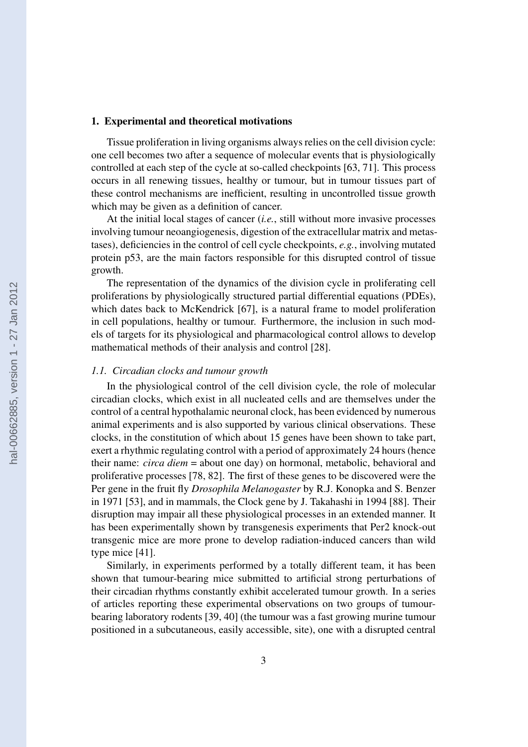## 1. Experimental and theoretical motivations

Tissue proliferation in living organisms always relies on the cell division cycle: one cell becomes two after a sequence of molecular events that is physiologically controlled at each step of the cycle at so-called checkpoints [63, 71]. This process occurs in all renewing tissues, healthy or tumour, but in tumour tissues part of these control mechanisms are inefficient, resulting in uncontrolled tissue growth which may be given as a definition of cancer.

At the initial local stages of cancer (*i.e.*, still without more invasive processes involving tumour neoangiogenesis, digestion of the extracellular matrix and metastases), deficiencies in the control of cell cycle checkpoints, *e.g.*, involving mutated protein p53, are the main factors responsible for this disrupted control of tissue growth.

The representation of the dynamics of the division cycle in proliferating cell proliferations by physiologically structured partial differential equations (PDEs), which dates back to McKendrick [67], is a natural frame to model proliferation in cell populations, healthy or tumour. Furthermore, the inclusion in such models of targets for its physiological and pharmacological control allows to develop mathematical methods of their analysis and control [28].

### *1.1. Circadian clocks and tumour growth*

In the physiological control of the cell division cycle, the role of molecular circadian clocks, which exist in all nucleated cells and are themselves under the control of a central hypothalamic neuronal clock, has been evidenced by numerous animal experiments and is also supported by various clinical observations. These clocks, in the constitution of which about 15 genes have been shown to take part, exert a rhythmic regulating control with a period of approximately 24 hours (hence their name: *circa diem* = about one day) on hormonal, metabolic, behavioral and proliferative processes [78, 82]. The first of these genes to be discovered were the Per gene in the fruit fly *Drosophila Melanogaster* by R.J. Konopka and S. Benzer in 1971 [53], and in mammals, the Clock gene by J. Takahashi in 1994 [88]. Their disruption may impair all these physiological processes in an extended manner. It has been experimentally shown by transgenesis experiments that Per2 knock-out transgenic mice are more prone to develop radiation-induced cancers than wild type mice [41].

Similarly, in experiments performed by a totally different team, it has been shown that tumour-bearing mice submitted to artificial strong perturbations of their circadian rhythms constantly exhibit accelerated tumour growth. In a series of articles reporting these experimental observations on two groups of tumour-bearing laboratory rodents [39, 40] (the tumour was a fast growing murine tumour positioned in a subcutaneous, easily accessible, site), one with a disrupted central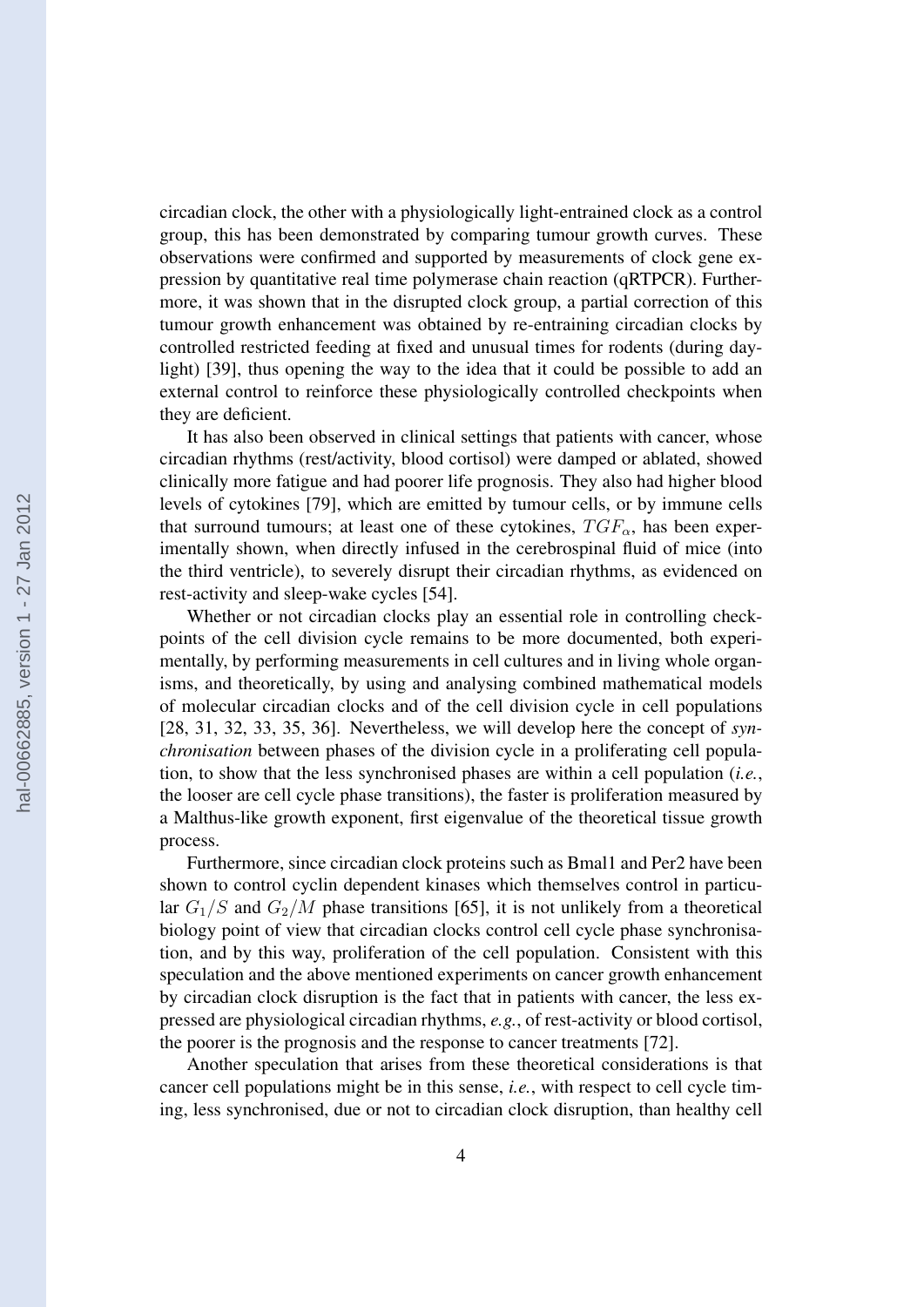circadian clock, the other with a physiologically light-entrained clock as a control group, this has been demonstrated by comparing tumour growth curves. These observations were confirmed and supported by measurements of clock gene expression by quantitative real time polymerase chain reaction (qRTPCR). Furthermore, it was shown that in the disrupted clock group, a partial correction of this tumour growth enhancement was obtained by re-entraining circadian clocks by controlled restricted feeding at fixed and unusual times for rodents (during daylight) [39], thus opening the way to the idea that it could be possible to add an external control to reinforce these physiologically controlled checkpoints when they are deficient.

It has also been observed in clinical settings that patients with cancer, whose circadian rhythms (rest/activity, blood cortisol) were damped or ablated, showed clinically more fatigue and had poorer life prognosis. They also had higher blood levels of cytokines [79], which are emitted by tumour cells, or by immune cells that surround tumours; at least one of these cytokines, $TGF_\alpha$, has been experimentally shown, when directly infused in the cerebrospinal fluid of mice (into the third ventricle), to severely disrupt their circadian rhythms, as evidenced on rest-activity and sleep-wake cycles [54].

Whether or not circadian clocks play an essential role in controlling checkpoints of the cell division cycle remains to be more documented, both experimentally, by performing measurements in cell cultures and in living whole organisms, and theoretically, by using and analysing combined mathematical models of molecular circadian clocks and of the cell division cycle in cell populations [28, 31, 32, 33, 35, 36]. Nevertheless, we will develop here the concept of *synchronisation* between phases of the division cycle in a proliferating cell population, to show that the less synchronised phases are within a cell population (*i.e.*, the looser are cell cycle phase transitions), the faster is proliferation measured by a Malthus-like growth exponent, first eigenvalue of the theoretical tissue growth process.

Furthermore, since circadian clock proteins such as Bmal1 and Per2 have been shown to control cyclin dependent kinases which themselves control in particular $G_1/S$ and $G_2/M$ phase transitions [65], it is not unlikely from a theoretical biology point of view that circadian clocks control cell cycle phase synchronisation, and by this way, proliferation of the cell population. Consistent with this speculation and the above mentioned experiments on cancer growth enhancement by circadian clock disruption is the fact that in patients with cancer, the less expressed are physiological circadian rhythms, *e.g.*, of rest-activity or blood cortisol, the poorer is the prognosis and the response to cancer treatments [72].

Another speculation that arises from these theoretical considerations is that cancer cell populations might be in this sense, *i.e.*, with respect to cell cycle timing, less synchronised, due or not to circadian clock disruption, than healthy cell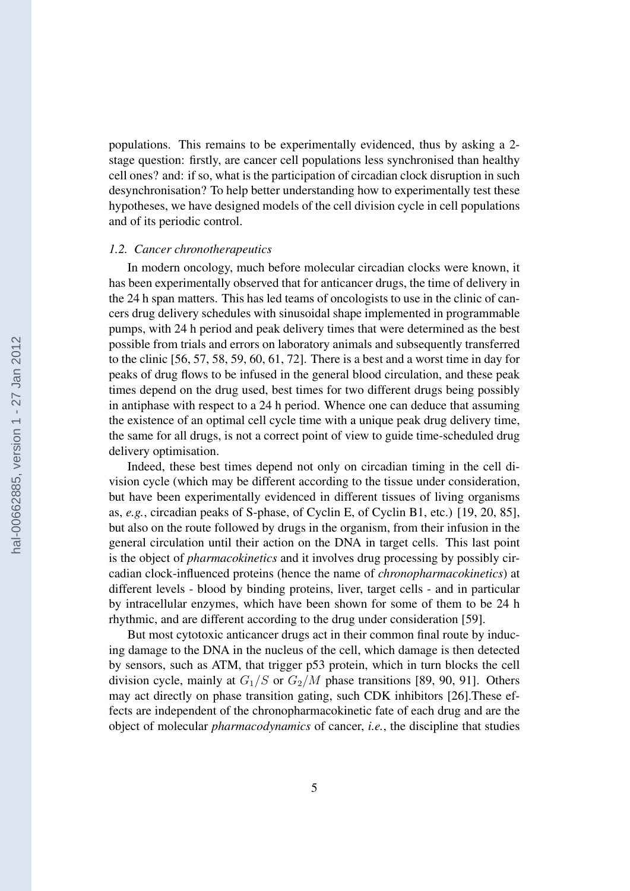populations. This remains to be experimentally evidenced, thus by asking a 2-stage question: firstly, are cancer cell populations less synchronised than healthy cell ones? and: if so, what is the participation of circadian clock disruption in such desynchronisation? To help better understanding how to experimentally test these hypotheses, we have designed models of the cell division cycle in cell populations and of its periodic control.

### *1.2. Cancer chronotherapeutics*

In modern oncology, much before molecular circadian clocks were known, it has been experimentally observed that for anticancer drugs, the time of delivery in the 24 h span matters. This has led teams of oncologists to use in the clinic of cancers drug delivery schedules with sinusoidal shape implemented in programmable pumps, with 24 h period and peak delivery times that were determined as the best possible from trials and errors on laboratory animals and subsequently transferred to the clinic [56, 57, 58, 59, 60, 61, 72]. There is a best and a worst time in day for peaks of drug flows to be infused in the general blood circulation, and these peak times depend on the drug used, best times for two different drugs being possibly in antiphase with respect to a 24 h period. Whence one can deduce that assuming the existence of an optimal cell cycle time with a unique peak drug delivery time, the same for all drugs, is not a correct point of view to guide time-scheduled drug delivery optimisation.

Indeed, these best times depend not only on circadian timing in the cell division cycle (which may be different according to the tissue under consideration, but have been experimentally evidenced in different tissues of living organisms as, *e.g.*, circadian peaks of S-phase, of Cyclin E, of Cyclin B1, etc.) [19, 20, 85], but also on the route followed by drugs in the organism, from their infusion in the general circulation until their action on the DNA in target cells. This last point is the object of *pharmacokinetics* and it involves drug processing by possibly circadian clock-influenced proteins (hence the name of *chronopharmacokinetics*) at different levels - blood by binding proteins, liver, target cells - and in particular by intracellular enzymes, which have been shown for some of them to be 24 h rhythmic, and are different according to the drug under consideration [59].

But most cytotoxic anticancer drugs act in their common final route by inducing damage to the DNA in the nucleus of the cell, which damage is then detected by sensors, such as ATM, that trigger p53 protein, which in turn blocks the cell division cycle, mainly at $G_1/S$ or $G_2/M$ phase transitions [89, 90, 91]. Others may act directly on phase transition gating, such CDK inhibitors [26].These effects are independent of the chronopharmacokinetic fate of each drug and are the object of molecular *pharmacodynamics* of cancer, *i.e.*, the discipline that studies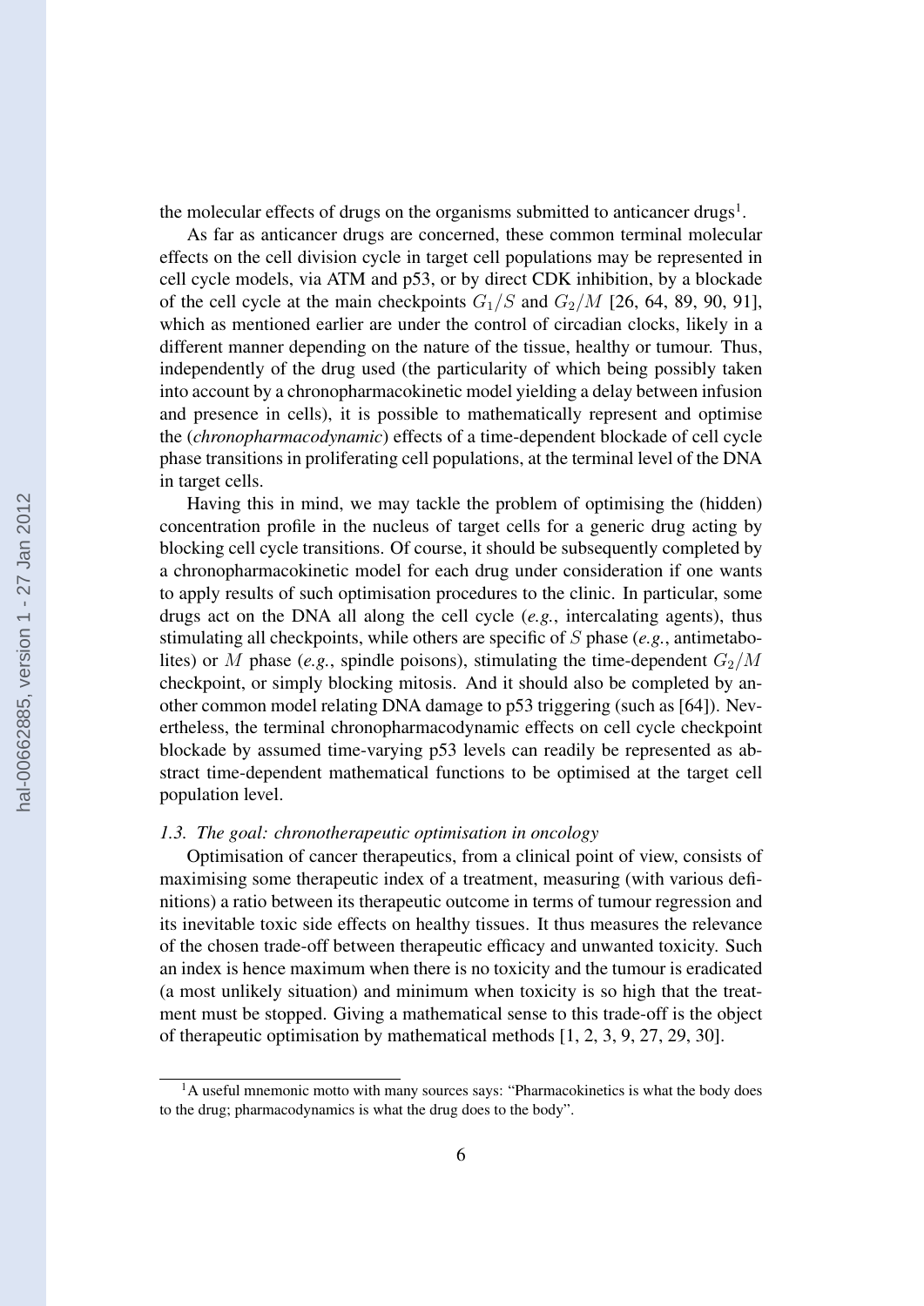the molecular effects of drugs on the organisms submitted to anticancer drugs[1].

As far as anticancer drugs are concerned, these common terminal molecular effects on the cell division cycle in target cell populations may be represented in cell cycle models, via ATM and p53, or by direct CDK inhibition, by a blockade of the cell cycle at the main checkpoints $G_1/S$ and $G_2/M$ [26, 64, 89, 90, 91], which as mentioned earlier are under the control of circadian clocks, likely in a different manner depending on the nature of the tissue, healthy or tumour. Thus, independently of the drug used (the particularity of which being possibly taken into account by a chronopharmacokinetic model yielding a delay between infusion and presence in cells), it is possible to mathematically represent and optimise the (*chronopharmacodynamic*) effects of a time-dependent blockade of cell cycle phase transitions in proliferating cell populations, at the terminal level of the DNA in target cells.

Having this in mind, we may tackle the problem of optimising the (hidden) concentration profile in the nucleus of target cells for a generic drug acting by blocking cell cycle transitions. Of course, it should be subsequently completed by a chronopharmacokinetic model for each drug under consideration if one wants to apply results of such optimisation procedures to the clinic. In particular, some drugs act on the DNA all along the cell cycle (*e.g.*, intercalating agents), thus stimulating all checkpoints, while others are specific of $S$ phase (*e.g.*, antimetabolites) or $M$ phase (*e.g.*, spindle poisons), stimulating the time-dependent $G_2/M$ checkpoint, or simply blocking mitosis. And it should also be completed by another common model relating DNA damage to p53 triggering (such as [64]). Nevertheless, the terminal chronopharmacodynamic effects on cell cycle checkpoint blockade by assumed time-varying p53 levels can readily be represented as abstract time-dependent mathematical functions to be optimised at the target cell population level.

### *1.3. The goal: chronotherapeutic optimisation in oncology*

Optimisation of cancer therapeutics, from a clinical point of view, consists of maximising some therapeutic index of a treatment, measuring (with various definitions) a ratio between its therapeutic outcome in terms of tumour regression and its inevitable toxic side effects on healthy tissues. It thus measures the relevance of the chosen trade-off between therapeutic efficacy and unwanted toxicity. Such an index is hence maximum when there is no toxicity and the tumour is eradicated (a most unlikely situation) and minimum when toxicity is so high that the treatment must be stopped. Giving a mathematical sense to this trade-off is the object of therapeutic optimisation by mathematical methods [1, 2, 3, 9, 27, 29, 30].

[1] A useful mnemonic motto with many sources says: "Pharmacokinetics is what the body does to the drug; pharmacodynamics is what the drug does to the body".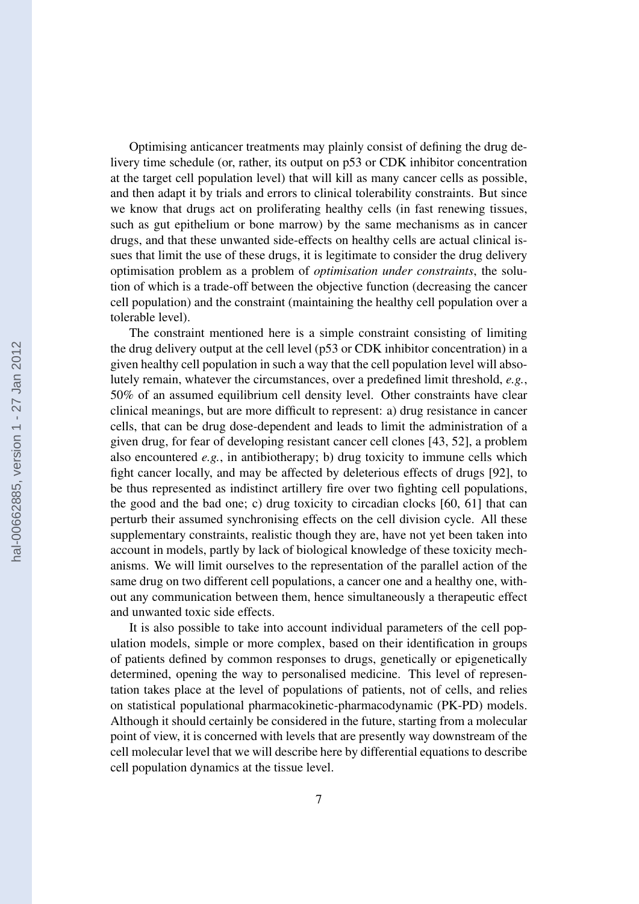Optimising anticancer treatments may plainly consist of defining the drug delivery time schedule (or, rather, its output on p53 or CDK inhibitor concentration at the target cell population level) that will kill as many cancer cells as possible, and then adapt it by trials and errors to clinical tolerability constraints. But since we know that drugs act on proliferating healthy cells (in fast renewing tissues, such as gut epithelium or bone marrow) by the same mechanisms as in cancer drugs, and that these unwanted side-effects on healthy cells are actual clinical issues that limit the use of these drugs, it is legitimate to consider the drug delivery optimisation problem as a problem of *optimisation under constraints*, the solution of which is a trade-off between the objective function (decreasing the cancer cell population) and the constraint (maintaining the healthy cell population over a tolerable level).

The constraint mentioned here is a simple constraint consisting of limiting the drug delivery output at the cell level (p53 or CDK inhibitor concentration) in a given healthy cell population in such a way that the cell population level will absolutely remain, whatever the circumstances, over a predefined limit threshold, *e.g.*, 50% of an assumed equilibrium cell density level. Other constraints have clear clinical meanings, but are more difficult to represent: a) drug resistance in cancer cells, that can be drug dose-dependent and leads to limit the administration of a given drug, for fear of developing resistant cancer cell clones [43, 52], a problem also encountered *e.g.*, in antibiotherapy; b) drug toxicity to immune cells which fight cancer locally, and may be affected by deleterious effects of drugs [92], to be thus represented as indistinct artillery fire over two fighting cell populations, the good and the bad one; c) drug toxicity to circadian clocks [60, 61] that can perturb their assumed synchronising effects on the cell division cycle. All these supplementary constraints, realistic though they are, have not yet been taken into account in models, partly by lack of biological knowledge of these toxicity mechanisms. We will limit ourselves to the representation of the parallel action of the same drug on two different cell populations, a cancer one and a healthy one, without any communication between them, hence simultaneously a therapeutic effect and unwanted toxic side effects.

It is also possible to take into account individual parameters of the cell population models, simple or more complex, based on their identification in groups of patients defined by common responses to drugs, genetically or epigenetically determined, opening the way to personalised medicine. This level of representation takes place at the level of populations of patients, not of cells, and relies on statistical populational pharmacokinetic-pharmacodynamic (PK-PD) models. Although it should certainly be considered in the future, starting from a molecular point of view, it is concerned with levels that are presently way downstream of the cell molecular level that we will describe here by differential equations to describe cell population dynamics at the tissue level.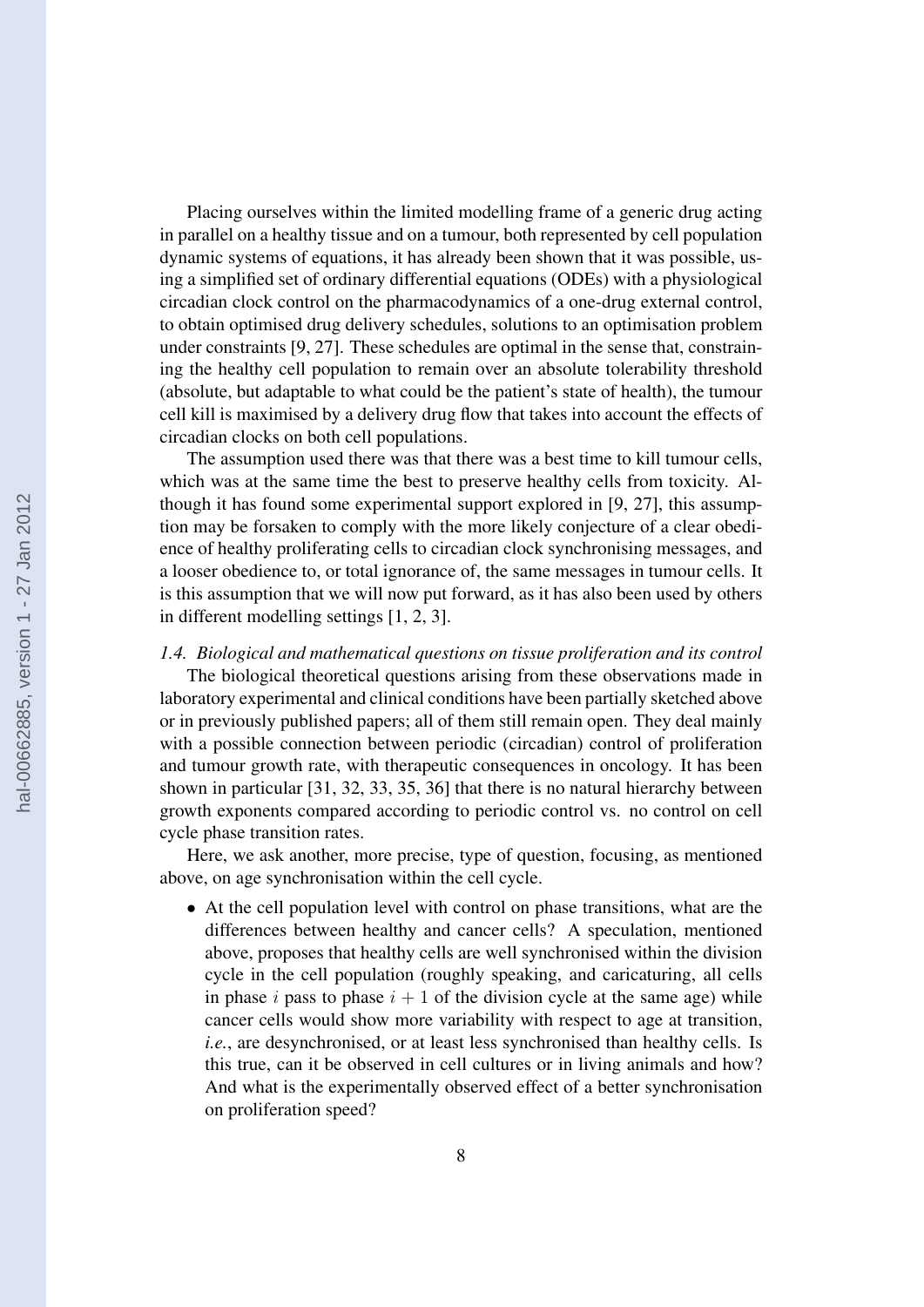Placing ourselves within the limited modelling frame of a generic drug acting in parallel on a healthy tissue and on a tumour, both represented by cell population dynamic systems of equations, it has already been shown that it was possible, using a simplified set of ordinary differential equations (ODEs) with a physiological circadian clock control on the pharmacodynamics of a one-drug external control, to obtain optimised drug delivery schedules, solutions to an optimisation problem under constraints [9, 27]. These schedules are optimal in the sense that, constraining the healthy cell population to remain over an absolute tolerability threshold (absolute, but adaptable to what could be the patient's state of health), the tumour cell kill is maximised by a delivery drug flow that takes into account the effects of circadian clocks on both cell populations.

The assumption used there was that there was a best time to kill tumour cells, which was at the same time the best to preserve healthy cells from toxicity. Although it has found some experimental support explored in [9, 27], this assumption may be forsaken to comply with the more likely conjecture of a clear obedience of healthy proliferating cells to circadian clock synchronising messages, and a looser obedience to, or total ignorance of, the same messages in tumour cells. It is this assumption that we will now put forward, as it has also been used by others in different modelling settings [1, 2, 3].

### *1.4. Biological and mathematical questions on tissue proliferation and its control*

The biological theoretical questions arising from these observations made in laboratory experimental and clinical conditions have been partially sketched above or in previously published papers; all of them still remain open. They deal mainly with a possible connection between periodic (circadian) control of proliferation and tumour growth rate, with therapeutic consequences in oncology. It has been shown in particular [31, 32, 33, 35, 36] that there is no natural hierarchy between growth exponents compared according to periodic control vs. no control on cell cycle phase transition rates.

Here, we ask another, more precise, type of question, focusing, as mentioned above, on age synchronisation within the cell cycle.

- At the cell population level with control on phase transitions, what are the differences between healthy and cancer cells? A speculation, mentioned above, proposes that healthy cells are well synchronised within the division cycle in the cell population (roughly speaking, and caricaturing, all cells in phase $i$ pass to phase $i + 1$ of the division cycle at the same age) while cancer cells would show more variability with respect to age at transition, *i.e.*, are desynchronised, or at least less synchronised than healthy cells. Is this true, can it be observed in cell cultures or in living animals and how? And what is the experimentally observed effect of a better synchronisation on proliferation speed?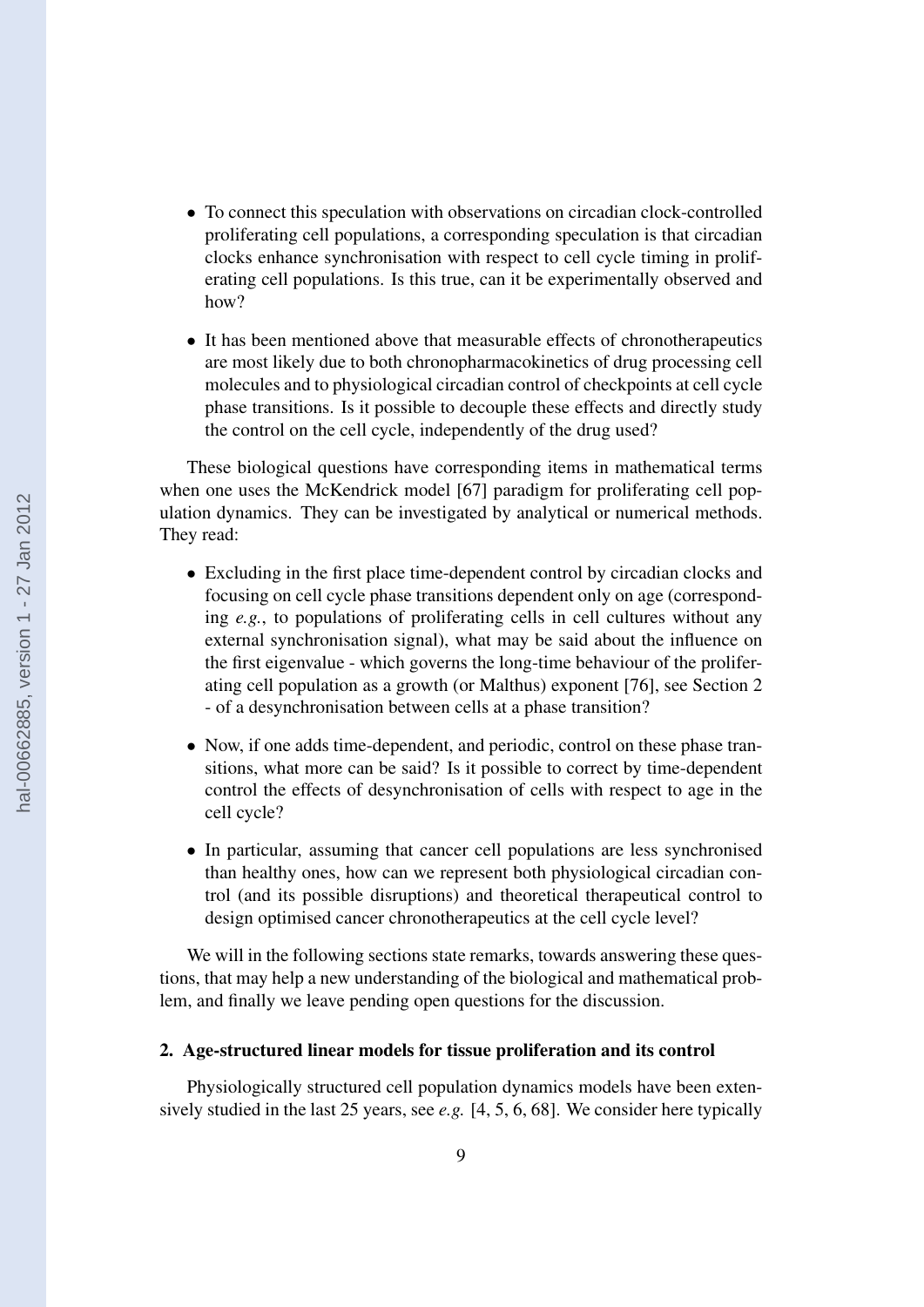- To connect this speculation with observations on circadian clock-controlled proliferating cell populations, a corresponding speculation is that circadian clocks enhance synchronisation with respect to cell cycle timing in proliferating cell populations. Is this true, can it be experimentally observed and how?
- It has been mentioned above that measurable effects of chronotherapeutics are most likely due to both chronopharmacokinetics of drug processing cell molecules and to physiological circadian control of checkpoints at cell cycle phase transitions. Is it possible to decouple these effects and directly study the control on the cell cycle, independently of the drug used?

These biological questions have corresponding items in mathematical terms when one uses the McKendrick model [67] paradigm for proliferating cell population dynamics. They can be investigated by analytical or numerical methods. They read:

- Excluding in the first place time-dependent control by circadian clocks and focusing on cell cycle phase transitions dependent only on age (corresponding *e.g.*, to populations of proliferating cells in cell cultures without any external synchronisation signal), what may be said about the influence on the first eigenvalue - which governs the long-time behaviour of the proliferating cell population as a growth (or Malthus) exponent [76], see Section 2 - of a desynchronisation between cells at a phase transition?
- Now, if one adds time-dependent, and periodic, control on these phase transitions, what more can be said? Is it possible to correct by time-dependent control the effects of desynchronisation of cells with respect to age in the cell cycle?
- In particular, assuming that cancer cell populations are less synchronised than healthy ones, how can we represent both physiological circadian control (and its possible disruptions) and theoretical therapeutical control to design optimised cancer chronotherapeutics at the cell cycle level?

We will in the following sections state remarks, towards answering these questions, that may help a new understanding of the biological and mathematical problem, and finally we leave pending open questions for the discussion.

## 2. Age-structured linear models for tissue proliferation and its control

Physiologically structured cell population dynamics models have been extensively studied in the last 25 years, see *e.g.* [4, 5, 6, 68]. We consider here typically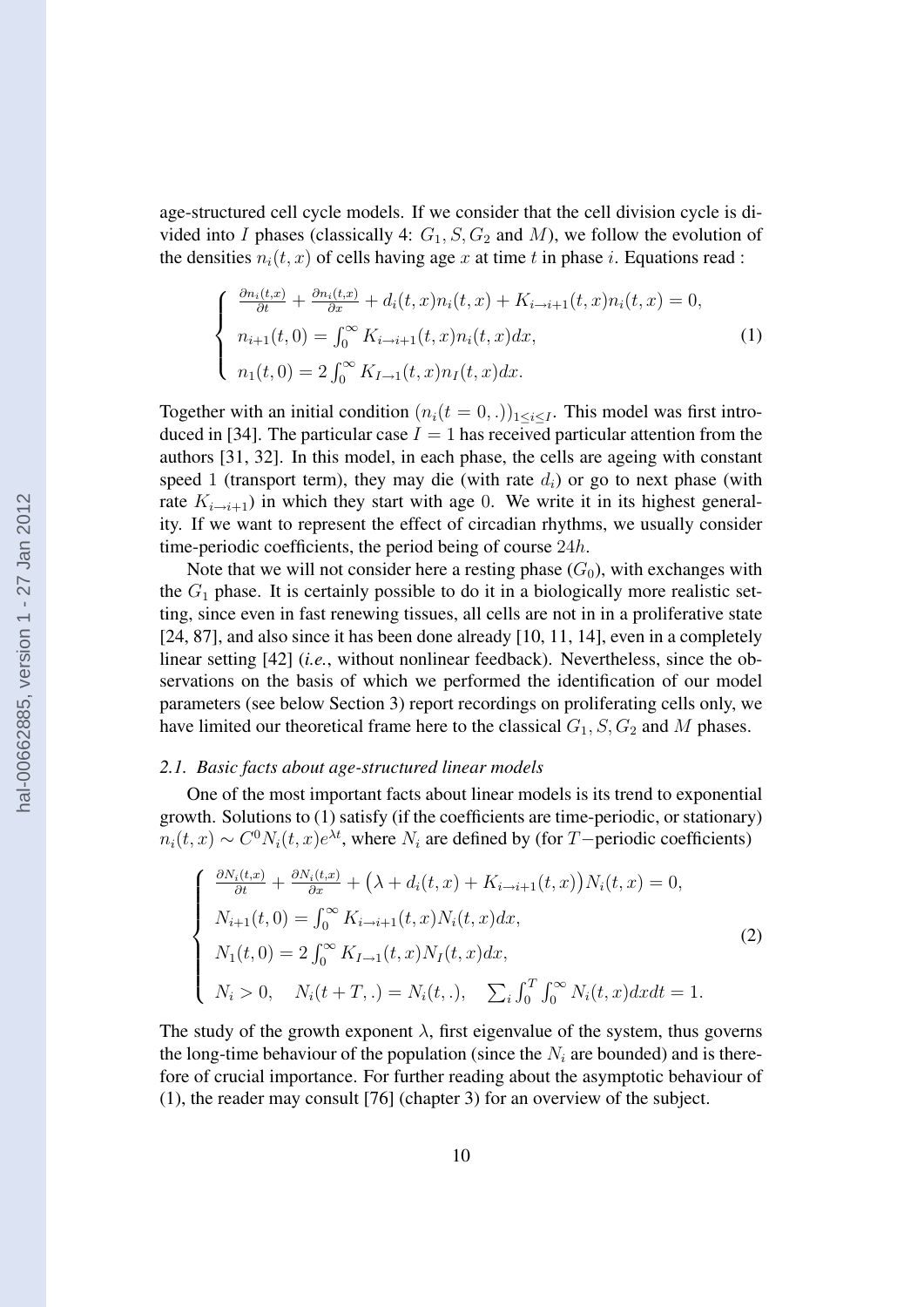age-structured cell cycle models. If we consider that the cell division cycle is divided into $I$ phases (classically 4: $G_1, S, G_2$ and $M$), we follow the evolution of the densities $n_i(t,x)$ of cells having age $x$ at time $t$ in phase $i$. Equations read :

$$
\begin{cases}
\frac{\partial n_i(t,x)}{\partial t} + \frac{\partial n_i(t,x)}{\partial x} + d_i(t,x)n_i(t,x) + K_{i\to i+1}(t,x)n_i(t,x) = 0, \\
n_{i+1}(t,0) = \int_0^\infty K_{i\to i+1}(t,x)n_i(t,x)dx, \\
n_1(t,0) = 2\int_0^\infty K_{I\to 1}(t,x)n_I(t,x)dx.
\end{cases}
\tag{1}
$$

Together with an initial condition $(n_i(t=0,.))_{1\le i\le I}$. This model was first introduced in [34]. The particular case $I=1$ has received particular attention from the authors [31, 32]. In this model, in each phase, the cells are ageing with constant speed 1 (transport term), they may die (with rate $d_i$) or go to next phase (with rate $K_{i\to i+1}$) in which they start with age 0. We write it in its highest generality. If we want to represent the effect of circadian rhythms, we usually consider time-periodic coefficients, the period being of course $24h$.

Note that we will not consider here a resting phase ($G_0$), with exchanges with the $G_1$ phase. It is certainly possible to do it in a biologically more realistic setting, since even in fast renewing tissues, all cells are not in in a proliferative state [24, 87], and also since it has been done already [10, 11, 14], even in a completely linear setting [42] (*i.e.*, without nonlinear feedback). Nevertheless, since the observations on the basis of which we performed the identification of our model parameters (see below Section 3) report recordings on proliferating cells only, we have limited our theoretical frame here to the classical $G_1, S, G_2$ and $M$ phases.

### *2.1. Basic facts about age-structured linear models*

One of the most important facts about linear models is its trend to exponential growth. Solutions to (1) satisfy (if the coefficients are time-periodic, or stationary) $n_i(t,x) \sim C^0 N_i(t,x)e^{\lambda t}$, where $N_i$ are defined by (for $T-$periodic coefficients)

$$
\begin{cases}
\frac{\partial N_i(t,x)}{\partial t} + \frac{\partial N_i(t,x)}{\partial x} + \big(\lambda + d_i(t,x) + K_{i\to i+1}(t,x)\big)N_i(t,x) = 0, \\
N_{i+1}(t,0) = \int_0^\infty K_{i\to i+1}(t,x)N_i(t,x)dx, \\
N_1(t,0) = 2\int_0^\infty K_{I\to 1}(t,x)N_I(t,x)dx, \\
N_i > 0, \quad N_i(t+T,.) = N_i(t,.), \quad \sum_i \int_0^T \int_0^\infty N_i(t,x)dxdt = 1.
\end{cases}
\tag{2}
$$

The study of the growth exponent $\lambda$, first eigenvalue of the system, thus governs the long-time behaviour of the population (since the $N_i$ are bounded) and is therefore of crucial importance. For further reading about the asymptotic behaviour of (1), the reader may consult [76] (chapter 3) for an overview of the subject.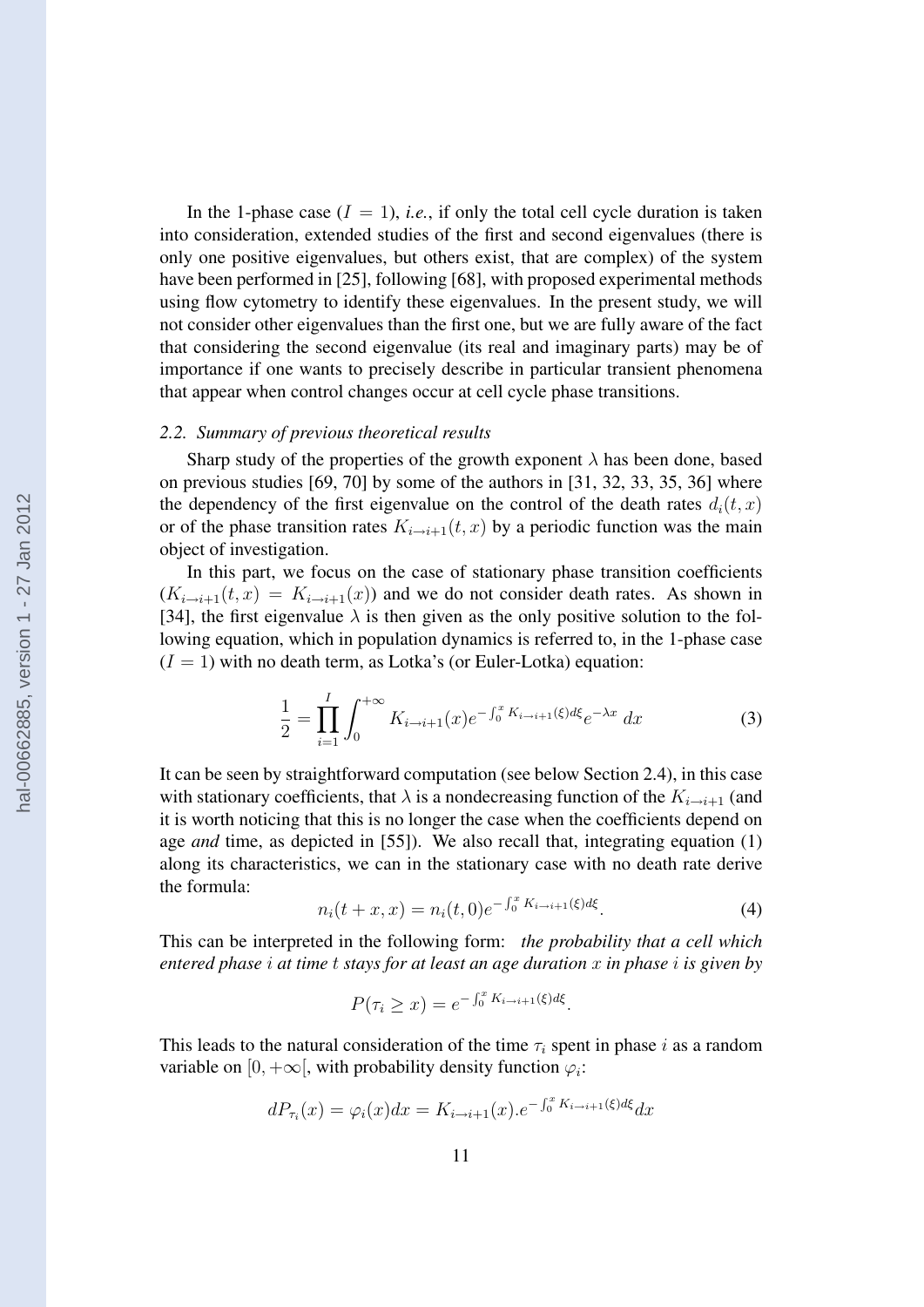In the 1-phase case ($I = 1$), *i.e.*, if only the total cell cycle duration is taken into consideration, extended studies of the first and second eigenvalues (there is only one positive eigenvalues, but others exist, that are complex) of the system have been performed in [25], following [68], with proposed experimental methods using flow cytometry to identify these eigenvalues. In the present study, we will not consider other eigenvalues than the first one, but we are fully aware of the fact that considering the second eigenvalue (its real and imaginary parts) may be of importance if one wants to precisely describe in particular transient phenomena that appear when control changes occur at cell cycle phase transitions.

### *2.2. Summary of previous theoretical results*

Sharp study of the properties of the growth exponent $\lambda$ has been done, based on previous studies [69, 70] by some of the authors in [31, 32, 33, 35, 36] where the dependency of the first eigenvalue on the control of the death rates $d_i(t, x)$ or of the phase transition rates $K_{i\to i+1}(t, x)$ by a periodic function was the main object of investigation.

In this part, we focus on the case of stationary phase transition coefficients ($K_{i\to i+1}(t, x) = K_{i\to i+1}(x)$) and we do not consider death rates. As shown in [34], the first eigenvalue $\lambda$ is then given as the only positive solution to the following equation, which in population dynamics is referred to, in the 1-phase case ($I = 1$) with no death term, as Lotka's (or Euler-Lotka) equation:

$$\frac{1}{2} = \prod_{i=1}^{I} \int_0^{+\infty} K_{i\to i+1}(x) e^{-\int_0^x K_{i\to i+1}(\xi)d\xi} e^{-\lambda x}\, dx \tag{3}$$

It can be seen by straightforward computation (see below Section 2.4), in this case with stationary coefficients, that $\lambda$ is a nondecreasing function of the $K_{i\to i+1}$ (and it is worth noticing that this is no longer the case when the coefficients depend on age *and* time, as depicted in [55]). We also recall that, integrating equation (1) along its characteristics, we can in the stationary case with no death rate derive the formula:

$$n_i(t + x, x) = n_i(t, 0) e^{-\int_0^x K_{i\to i+1}(\xi)d\xi}. \tag{4}$$

This can be interpreted in the following form: *the probability that a cell which entered phase $i$ at time $t$ stays for at least an age duration $x$ in phase $i$ is given by*

$$P(\tau_i \geq x) = e^{-\int_0^x K_{i\to i+1}(\xi)d\xi}.$$

This leads to the natural consideration of the time $\tau_i$ spent in phase $i$ as a random variable on $[0, +\infty[$, with probability density function $\varphi_i$:

$$dP_{\tau_i}(x) = \varphi_i(x)dx = K_{i\to i+1}(x).e^{-\int_0^x K_{i\to i+1}(\xi)d\xi}dx$$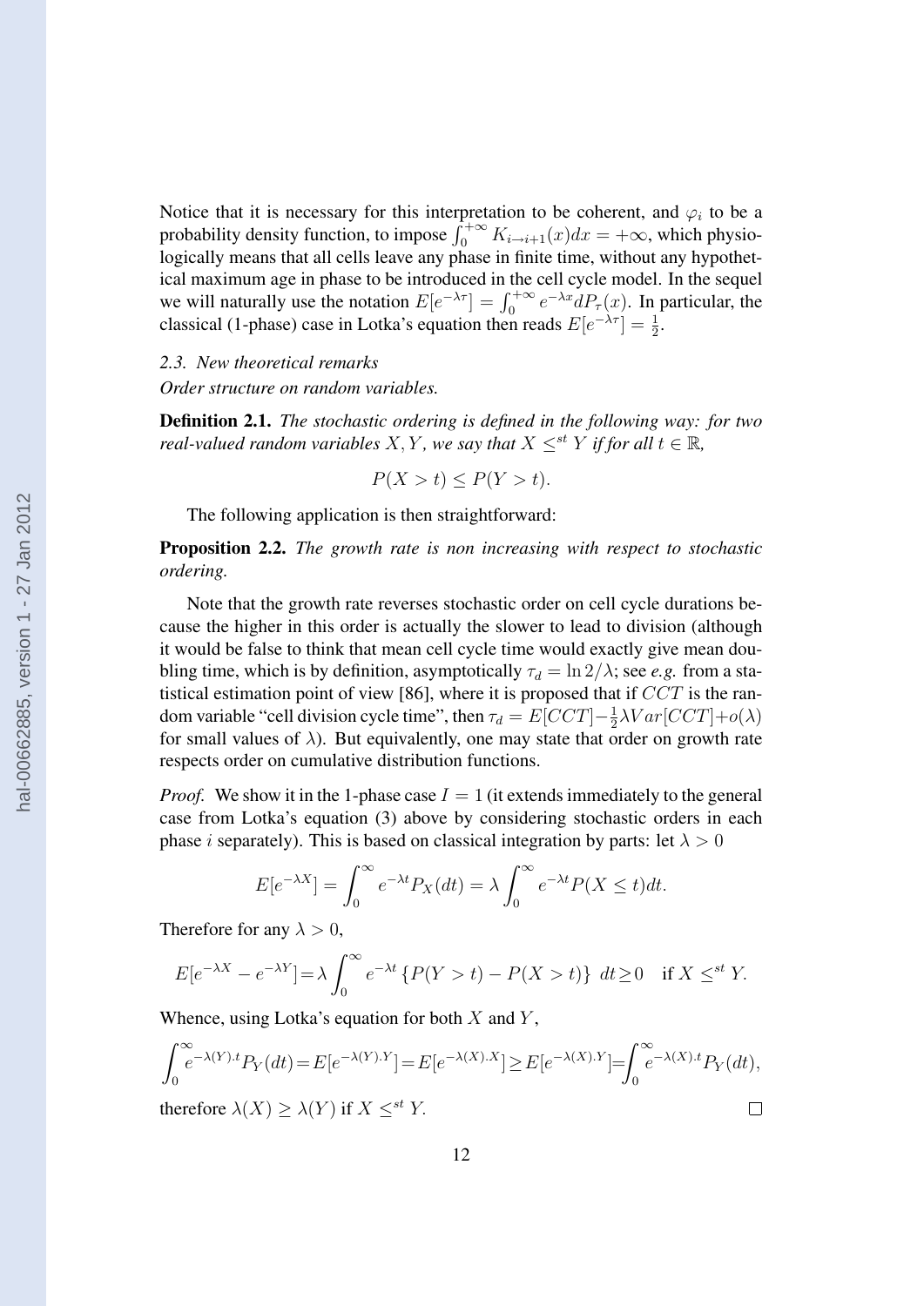Notice that it is necessary for this interpretation to be coherent, and $\varphi_i$ to be a probability density function, to impose $\int_0^{+\infty} K_{i\to i+1}(x)dx = +\infty$, which physiologically means that all cells leave any phase in finite time, without any hypothetical maximum age in phase to be introduced in the cell cycle model. In the sequel we will naturally use the notation $E[e^{-\lambda\tau}] = \int_0^{+\infty} e^{-\lambda x} dP_\tau(x)$. In particular, the classical (1-phase) case in Lotka's equation then reads $E[e^{-\lambda\tau}] = \frac{1}{2}$.

### *2.3. New theoretical remarks*

*Order structure on random variables.*

**Definition 2.1.** *The stochastic ordering is defined in the following way: for two real-valued random variables $X, Y$, we say that $X \leq^{st} Y$ if for all $t \in \mathbb{R}$,*

$$P(X > t) \leq P(Y > t).$$

The following application is then straightforward:

**Proposition 2.2.** *The growth rate is non increasing with respect to stochastic ordering.*

Note that the growth rate reverses stochastic order on cell cycle durations because the higher in this order is actually the slower to lead to division (although it would be false to think that mean cell cycle time would exactly give mean doubling time, which is by definition, asymptotically $\tau_d = \ln 2/\lambda$; see *e.g.* from a statistical estimation point of view [86], where it is proposed that if $CCT$ is the random variable "cell division cycle time", then $\tau_d = E[CCT] - \frac{1}{2}\lambda Var[CCT] + o(\lambda)$ for small values of $\lambda$). But equivalently, one may state that order on growth rate respects order on cumulative distribution functions.

*Proof.* We show it in the 1-phase case $I = 1$ (it extends immediately to the general case from Lotka's equation (3) above by considering stochastic orders in each phase $i$ separately). This is based on classical integration by parts: let $\lambda > 0$

$$E[e^{-\lambda X}] = \int_0^\infty e^{-\lambda t} P_X(dt) = \lambda \int_0^\infty e^{-\lambda t} P(X \leq t) dt.$$

Therefore for any $\lambda > 0$,

$$E[e^{-\lambda X} - e^{-\lambda Y}] = \lambda \int_0^\infty e^{-\lambda t} \left\{ P(Y > t) - P(X > t) \right\} \, dt \geq 0 \quad \text{if } X \leq^{st} Y.$$

Whence, using Lotka's equation for both $X$ and $Y$,

$$\int_0^\infty e^{-\lambda(Y).t} P_Y(dt) = E[e^{-\lambda(Y).Y}] = E[e^{-\lambda(X).X}] \geq E[e^{-\lambda(X).Y}] = \int_0^\infty e^{-\lambda(X).t} P_Y(dt),$$

therefore $\lambda(X) \geq \lambda(Y)$ if $X \leq^{st} Y$. □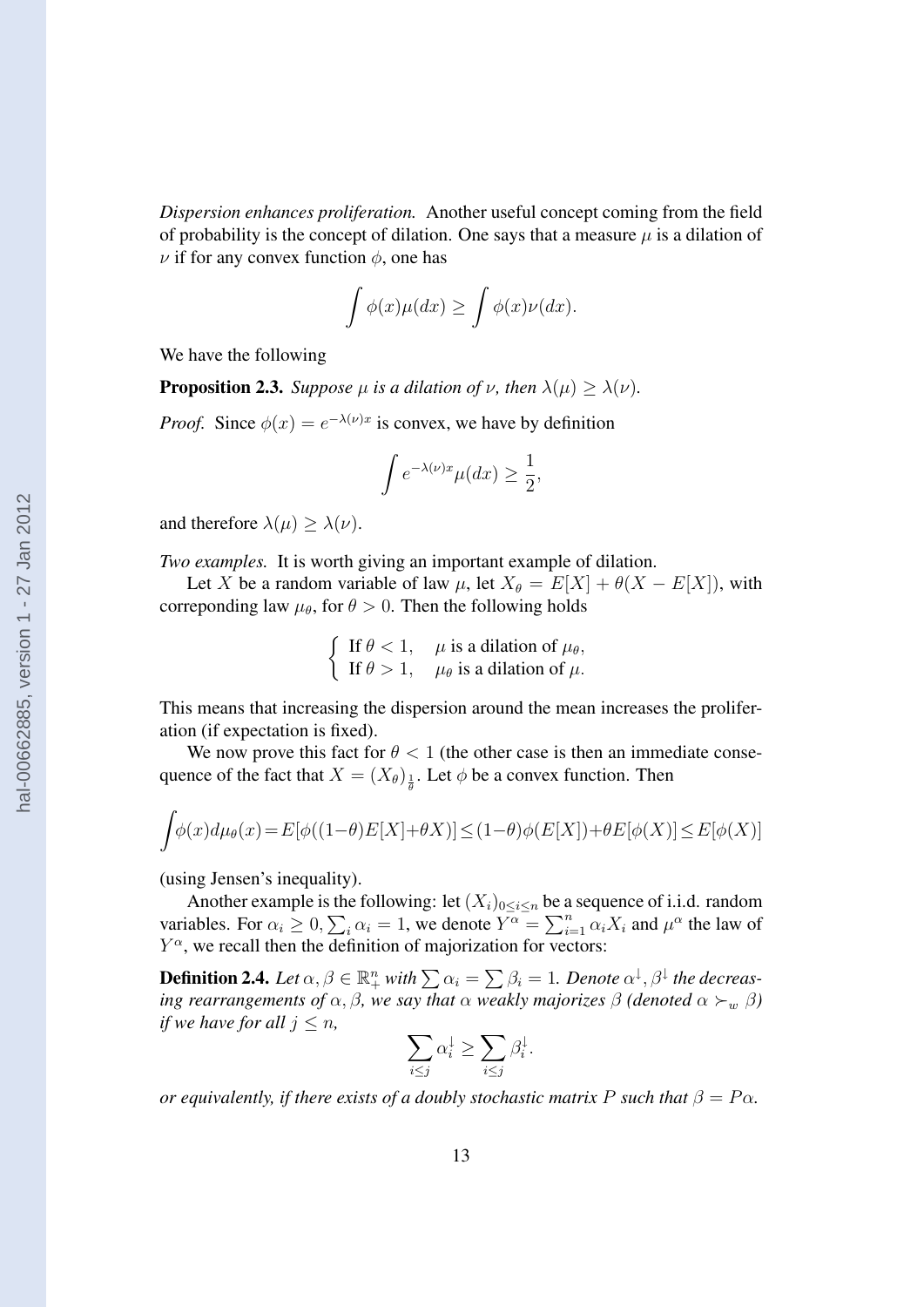*Dispersion enhances proliferation.* Another useful concept coming from the field of probability is the concept of dilation. One says that a measure $\mu$ is a dilation of $\nu$ if for any convex function $\phi$, one has

$$\int \phi(x)\mu(dx) \geq \int \phi(x)\nu(dx).$$

We have the following

**Proposition 2.3.** *Suppose $\mu$ is a dilation of $\nu$, then $\lambda(\mu) \geq \lambda(\nu)$.*

*Proof.* Since $\phi(x) = e^{-\lambda(\nu)x}$ is convex, we have by definition

$$\int e^{-\lambda(\nu)x}\mu(dx) \geq \frac{1}{2},$$

and therefore $\lambda(\mu) \geq \lambda(\nu)$.

*Two examples.* It is worth giving an important example of dilation.

Let $X$ be a random variable of law $\mu$, let $X_\theta = E[X] + \theta(X - E[X])$, with correponding law $\mu_\theta$, for $\theta > 0$. Then the following holds

$$\begin{cases} \text{If } \theta < 1, & \mu \text{ is a dilation of } \mu_\theta, \\ \text{If } \theta > 1, & \mu_\theta \text{ is a dilation of } \mu. \end{cases}$$

This means that increasing the dispersion around the mean increases the proliferation (if expectation is fixed).

We now prove this fact for $\theta < 1$ (the other case is then an immediate consequence of the fact that $X = (X_\theta)_{\frac{1}{\theta}}$. Let $\phi$ be a convex function. Then

$$\int \phi(x)d\mu_\theta(x) = E[\phi((1-\theta)E[X]+\theta X)] \leq (1-\theta)\phi(E[X]) + \theta E[\phi(X)] \leq E[\phi(X)]$$

(using Jensen's inequality).

Another example is the following: let $(X_i)_{0\leq i\leq n}$ be a sequence of i.i.d. random variables. For $\alpha_i \geq 0, \sum_i \alpha_i = 1$, we denote $Y^\alpha = \sum_{i=1}^n \alpha_i X_i$ and $\mu^\alpha$ the law of $Y^\alpha$, we recall then the definition of majorization for vectors:

**Definition 2.4.** *Let $\alpha, \beta \in \mathbb{R}_+^n$ with $\sum \alpha_i = \sum \beta_i = 1$. Denote $\alpha^\downarrow, \beta^\downarrow$ the decreasing rearrangements of $\alpha, \beta$, we say that $\alpha$ weakly majorizes $\beta$ (denoted $\alpha \succ_w \beta$) if we have for all $j \leq n$,*

$$\sum_{i\leq j} \alpha_i^\downarrow \geq \sum_{i\leq j} \beta_i^\downarrow.$$

*or equivalently, if there exists of a doubly stochastic matrix $P$ such that $\beta = P\alpha$.*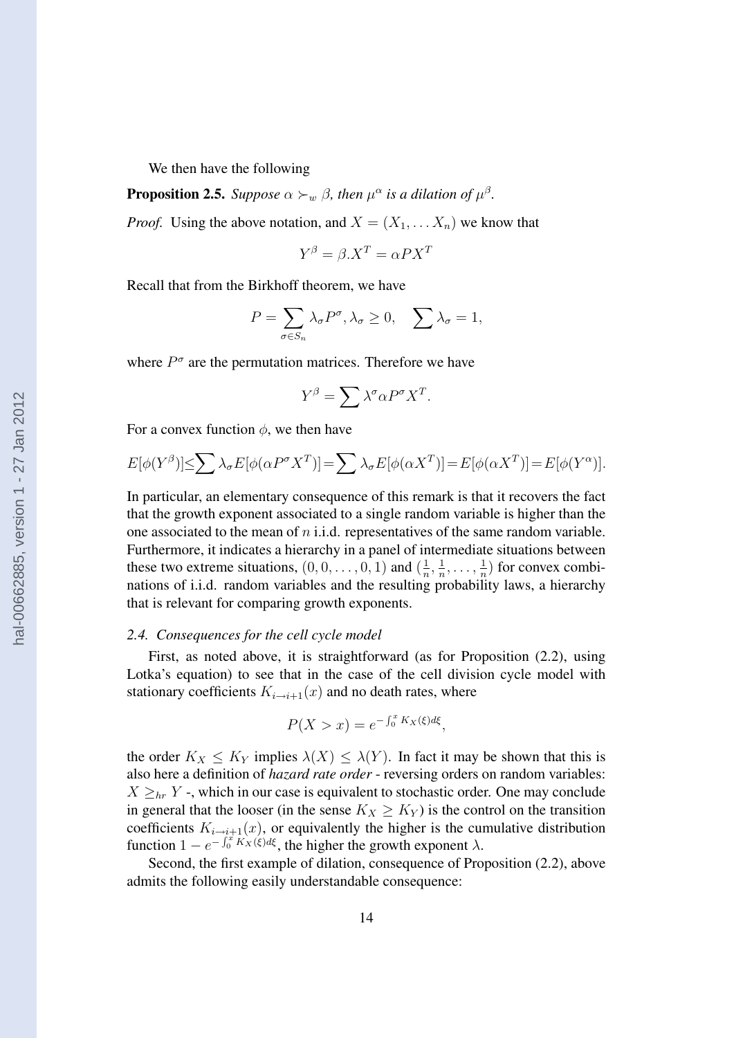We then have the following

**Proposition 2.5.** *Suppose $\alpha \succ_w \beta$, then $\mu^\alpha$ is a dilation of $\mu^\beta$.*

*Proof.* Using the above notation, and $X = (X_1, \dots X_n)$ we know that

$$Y^\beta = \beta . X^T = \alpha P X^T$$

Recall that from the Birkhoff theorem, we have

$$P = \sum_{\sigma \in S_n} \lambda_\sigma P^\sigma, \lambda_\sigma \geq 0, \quad \sum \lambda_\sigma = 1,$$

where $P^\sigma$ are the permutation matrices. Therefore we have

$$Y^\beta = \sum \lambda^\sigma \alpha P^\sigma X^T.$$

For a convex function $\phi$, we then have

$$E[\phi(Y^\beta)] \leq \sum \lambda_\sigma E[\phi(\alpha P^\sigma X^T)] = \sum \lambda_\sigma E[\phi(\alpha X^T)] = E[\phi(\alpha X^T)] = E[\phi(Y^\alpha)].$$

In particular, an elementary consequence of this remark is that it recovers the fact that the growth exponent associated to a single random variable is higher than the one associated to the mean of $n$ i.i.d. representatives of the same random variable. Furthermore, it indicates a hierarchy in a panel of intermediate situations between these two extreme situations, $(0, 0, \dots, 0, 1)$ and $(\frac{1}{n}, \frac{1}{n}, \dots, \frac{1}{n})$ for convex combinations of i.i.d. random variables and the resulting probability laws, a hierarchy that is relevant for comparing growth exponents.

### *2.4. Consequences for the cell cycle model*

First, as noted above, it is straightforward (as for Proposition (2.2), using Lotka's equation) to see that in the case of the cell division cycle model with stationary coefficients $K_{i \to i+1}(x)$ and no death rates, where

$$P(X > x) = e^{-\int_0^x K_X(\xi) d\xi},$$

the order $K_X \leq K_Y$ implies $\lambda(X) \leq \lambda(Y)$. In fact it may be shown that this is also here a definition of *hazard rate order* - reversing orders on random variables: $X \geq_{hr} Y$ -, which in our case is equivalent to stochastic order. One may conclude in general that the looser (in the sense $K_X \geq K_Y$) is the control on the transition coefficients $K_{i \to i+1}(x)$, or equivalently the higher is the cumulative distribution function $1 - e^{-\int_0^x K_X(\xi) d\xi}$, the higher the growth exponent $\lambda$.

Second, the first example of dilation, consequence of Proposition (2.2), above admits the following easily understandable consequence: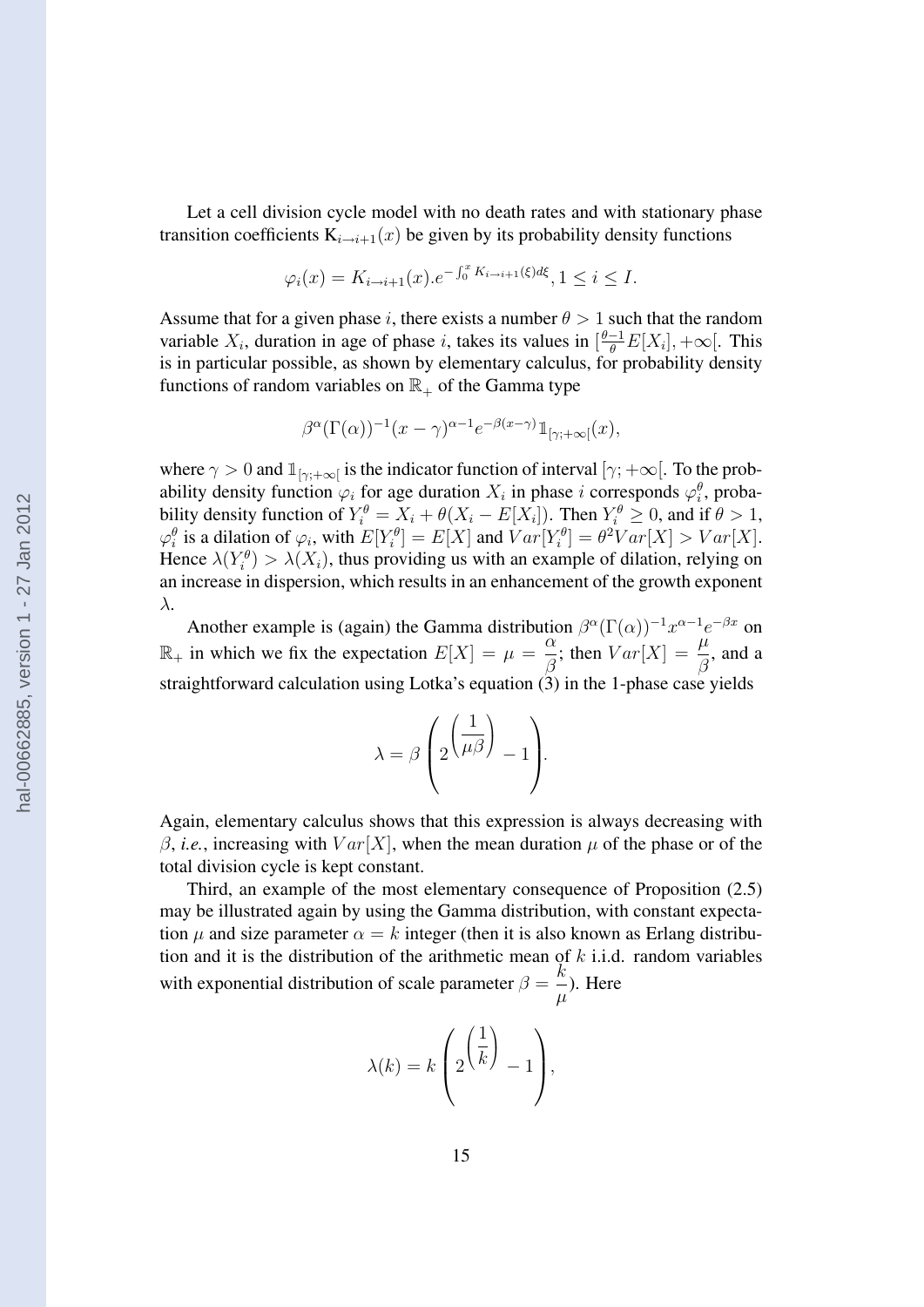Let a cell division cycle model with no death rates and with stationary phase transition coefficients $\mathrm{K}_{i\to i+1}(x)$ be given by its probability density functions

$$\varphi_i(x) = K_{i\to i+1}(x).e^{-\int_0^x K_{i\to i+1}(\xi)d\xi}, 1 \le i \le I.$$

Assume that for a given phase $i$, there exists a number $\theta > 1$ such that the random variable $X_i$, duration in age of phase $i$, takes its values in $[\frac{\theta-1}{\theta}E[X_i], +\infty[$. This is in particular possible, as shown by elementary calculus, for probability density functions of random variables on $\mathbb{R}_+$ of the Gamma type

$$\beta^\alpha(\Gamma(\alpha))^{-1}(x-\gamma)^{\alpha-1}e^{-\beta(x-\gamma)}\mathbb{1}_{[\gamma;+\infty[}(x),$$

where $\gamma > 0$ and $\mathbb{1}_{[\gamma;+\infty[}$ is the indicator function of interval $[\gamma;+\infty[$. To the probability density function $\varphi_i$ for age duration $X_i$ in phase $i$ corresponds $\varphi_i^\theta$, probability density function of $Y_i^\theta = X_i + \theta(X_i - E[X_i])$. Then $Y_i^\theta \ge 0$, and if $\theta > 1$, $\varphi_i^\theta$ is a dilation of $\varphi_i$, with $E[Y_i^\theta] = E[X]$ and $Var[Y_i^\theta] = \theta^2 Var[X] > Var[X]$. Hence $\lambda(Y_i^\theta) > \lambda(X_i)$, thus providing us with an example of dilation, relying on an increase in dispersion, which results in an enhancement of the growth exponent $\lambda$.

Another example is (again) the Gamma distribution $\beta^\alpha(\Gamma(\alpha))^{-1}x^{\alpha-1}e^{-\beta x}$ on $\mathbb{R}_+$ in which we fix the expectation $E[X] = \mu = \dfrac{\alpha}{\beta}$; then $Var[X] = \dfrac{\mu}{\beta}$, and a straightforward calculation using Lotka's equation (3) in the 1-phase case yields

$$\lambda = \beta\left(2^{\left(\dfrac{1}{\mu\beta}\right)} - 1\right).$$

Again, elementary calculus shows that this expression is always decreasing with $\beta$, *i.e.*, increasing with $Var[X]$, when the mean duration $\mu$ of the phase or of the total division cycle is kept constant.

Third, an example of the most elementary consequence of Proposition (2.5) may be illustrated again by using the Gamma distribution, with constant expectation $\mu$ and size parameter $\alpha = k$ integer (then it is also known as Erlang distribution and it is the distribution of the arithmetic mean of $k$ i.i.d. random variables with exponential distribution of scale parameter $\beta = \dfrac{k}{\mu}$). Here

$$\lambda(k) = k\left(2^{\left(\dfrac{1}{k}\right)} - 1\right),$$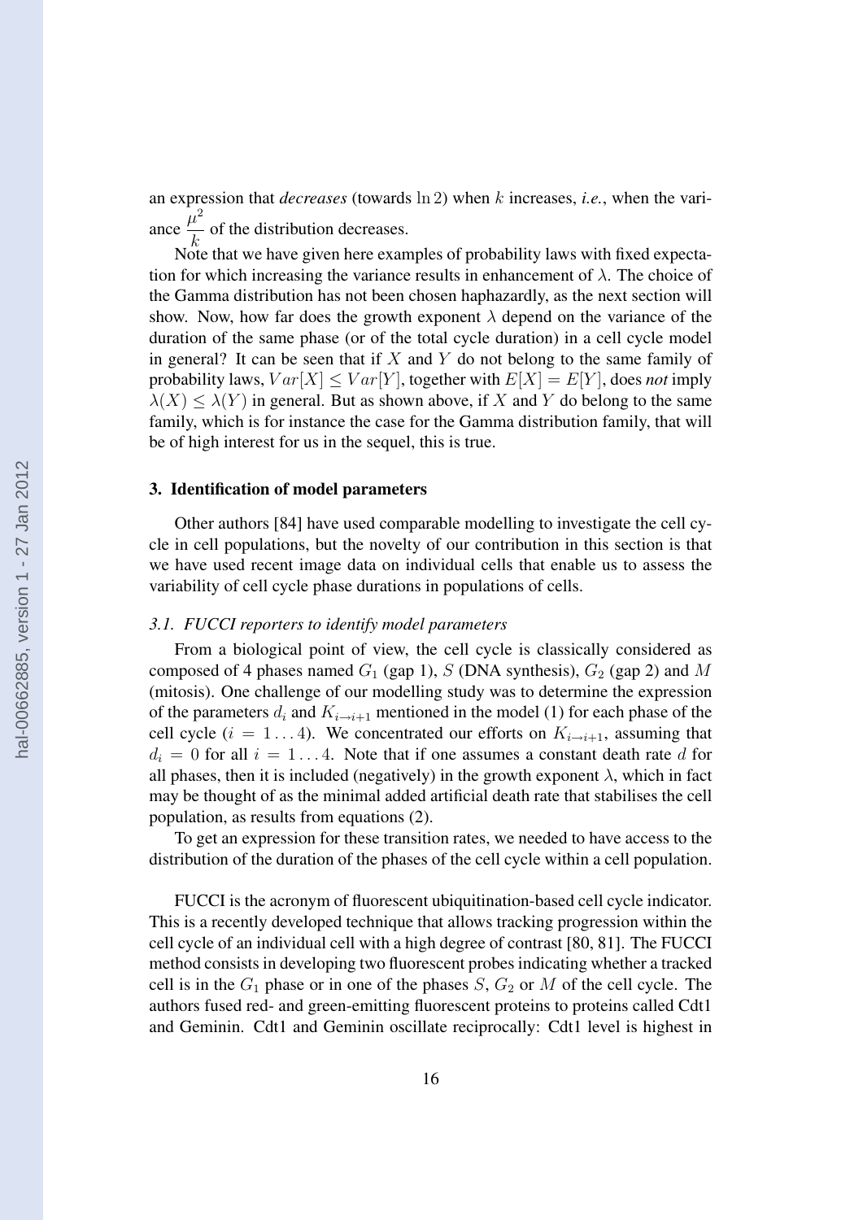an expression that *decreases* (towards $\ln 2$) when $k$ increases, *i.e.*, when the variance $\dfrac{\mu^2}{k}$ of the distribution decreases.

Note that we have given here examples of probability laws with fixed expectation for which increasing the variance results in enhancement of $\lambda$. The choice of the Gamma distribution has not been chosen haphazardly, as the next section will show. Now, how far does the growth exponent $\lambda$ depend on the variance of the duration of the same phase (or of the total cycle duration) in a cell cycle model in general? It can be seen that if $X$ and $Y$ do not belong to the same family of probability laws, $Var[X] \leq Var[Y]$, together with $E[X] = E[Y]$, does *not* imply $\lambda(X) \leq \lambda(Y)$ in general. But as shown above, if $X$ and $Y$ do belong to the same family, which is for instance the case for the Gamma distribution family, that will be of high interest for us in the sequel, this is true.

## 3. Identification of model parameters

Other authors [84] have used comparable modelling to investigate the cell cycle in cell populations, but the novelty of our contribution in this section is that we have used recent image data on individual cells that enable us to assess the variability of cell cycle phase durations in populations of cells.

### 3.1. FUCCI reporters to identify model parameters

From a biological point of view, the cell cycle is classically considered as composed of 4 phases named $G_1$ (gap 1), $S$ (DNA synthesis), $G_2$ (gap 2) and $M$ (mitosis). One challenge of our modelling study was to determine the expression of the parameters $d_i$ and $K_{i \to i+1}$ mentioned in the model (1) for each phase of the cell cycle ($i = 1 \ldots 4$). We concentrated our efforts on $K_{i \to i+1}$, assuming that $d_i = 0$ for all $i = 1 \ldots 4$. Note that if one assumes a constant death rate $d$ for all phases, then it is included (negatively) in the growth exponent $\lambda$, which in fact may be thought of as the minimal added artificial death rate that stabilises the cell population, as results from equations (2).

To get an expression for these transition rates, we needed to have access to the distribution of the duration of the phases of the cell cycle within a cell population.

FUCCI is the acronym of fluorescent ubiquitination-based cell cycle indicator. This is a recently developed technique that allows tracking progression within the cell cycle of an individual cell with a high degree of contrast [80, 81]. The FUCCI method consists in developing two fluorescent probes indicating whether a tracked cell is in the $G_1$ phase or in one of the phases $S$, $G_2$ or $M$ of the cell cycle. The authors fused red- and green-emitting fluorescent proteins to proteins called Cdt1 and Geminin. Cdt1 and Geminin oscillate reciprocally: Cdt1 level is highest in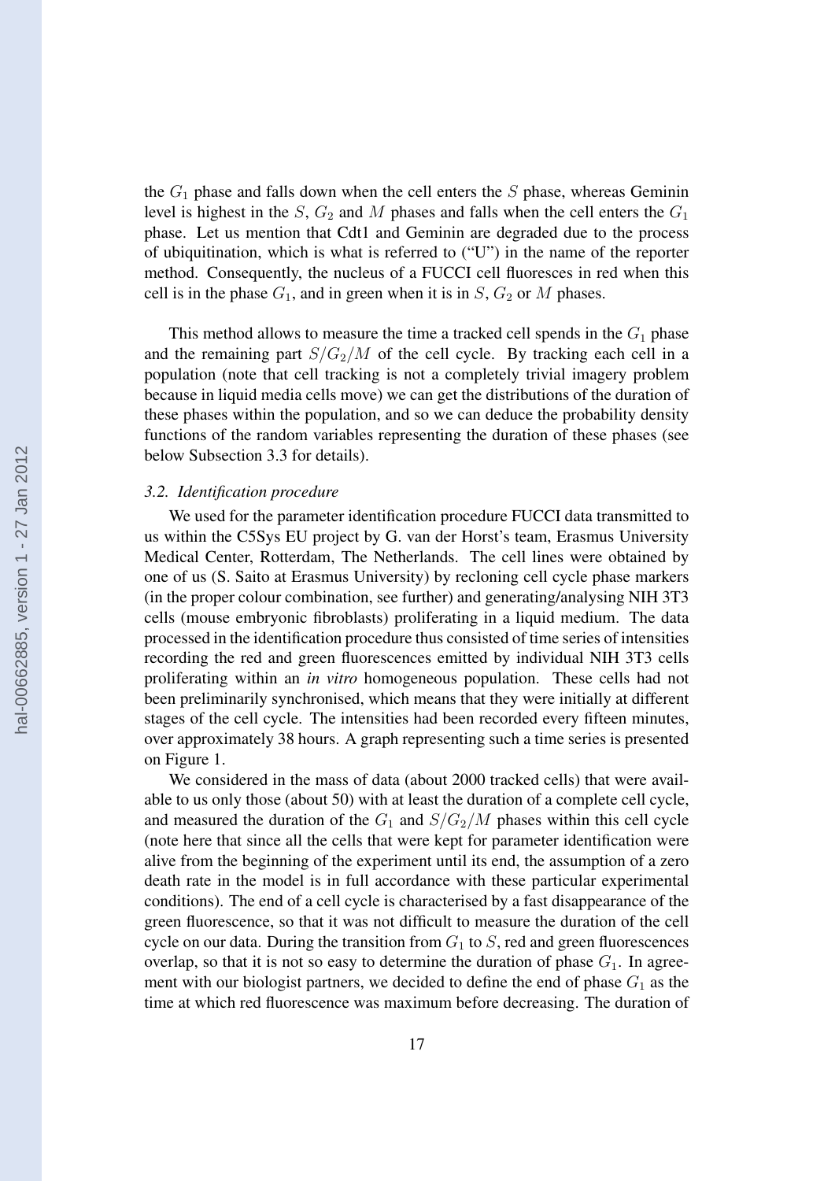the $G_1$ phase and falls down when the cell enters the $S$ phase, whereas Geminin level is highest in the $S$, $G_2$ and $M$ phases and falls when the cell enters the $G_1$ phase. Let us mention that Cdt1 and Geminin are degraded due to the process of ubiquitination, which is what is referred to ("U") in the name of the reporter method. Consequently, the nucleus of a FUCCI cell fluoresces in red when this cell is in the phase $G_1$, and in green when it is in $S$, $G_2$ or $M$ phases.

This method allows to measure the time a tracked cell spends in the $G_1$ phase and the remaining part $S/G_2/M$ of the cell cycle. By tracking each cell in a population (note that cell tracking is not a completely trivial imagery problem because in liquid media cells move) we can get the distributions of the duration of these phases within the population, and so we can deduce the probability density functions of the random variables representing the duration of these phases (see below Subsection 3.3 for details).

### *3.2. Identification procedure*

We used for the parameter identification procedure FUCCI data transmitted to us within the C5Sys EU project by G. van der Horst's team, Erasmus University Medical Center, Rotterdam, The Netherlands. The cell lines were obtained by one of us (S. Saito at Erasmus University) by recloning cell cycle phase markers (in the proper colour combination, see further) and generating/analysing NIH 3T3 cells (mouse embryonic fibroblasts) proliferating in a liquid medium. The data processed in the identification procedure thus consisted of time series of intensities recording the red and green fluorescences emitted by individual NIH 3T3 cells proliferating within an *in vitro* homogeneous population. These cells had not been preliminarily synchronised, which means that they were initially at different stages of the cell cycle. The intensities had been recorded every fifteen minutes, over approximately 38 hours. A graph representing such a time series is presented on Figure 1.

We considered in the mass of data (about 2000 tracked cells) that were available to us only those (about 50) with at least the duration of a complete cell cycle, and measured the duration of the $G_1$ and $S/G_2/M$ phases within this cell cycle (note here that since all the cells that were kept for parameter identification were alive from the beginning of the experiment until its end, the assumption of a zero death rate in the model is in full accordance with these particular experimental conditions). The end of a cell cycle is characterised by a fast disappearance of the green fluorescence, so that it was not difficult to measure the duration of the cell cycle on our data. During the transition from $G_1$ to $S$, red and green fluorescences overlap, so that it is not so easy to determine the duration of phase $G_1$. In agreement with our biologist partners, we decided to define the end of phase $G_1$ as the time at which red fluorescence was maximum before decreasing. The duration of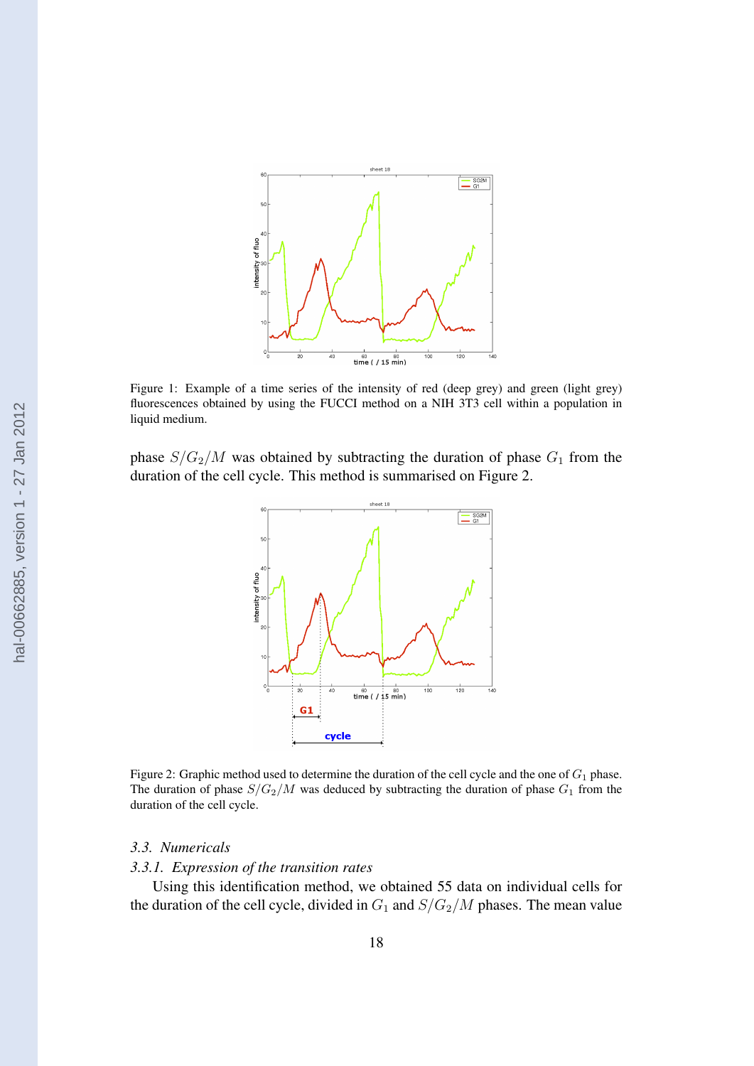Figure 1: Example of a time series of the intensity of red (deep grey) and green (light grey) fluorescences obtained by using the FUCCI method on a NIH 3T3 cell within a population in liquid medium.

phase $S/G_2/M$ was obtained by subtracting the duration of phase $G_1$ from the duration of the cell cycle. This method is summarised on Figure 2.

Figure 2: Graphic method used to determine the duration of the cell cycle and the one of $G_1$ phase. The duration of phase $S/G_2/M$ was deduced by subtracting the duration of phase $G_1$ from the duration of the cell cycle.

### *3.3. Numericals*

#### *3.3.1. Expression of the transition rates*

Using this identification method, we obtained 55 data on individual cells for the duration of the cell cycle, divided in $G_1$ and $S/G_2/M$ phases. The mean value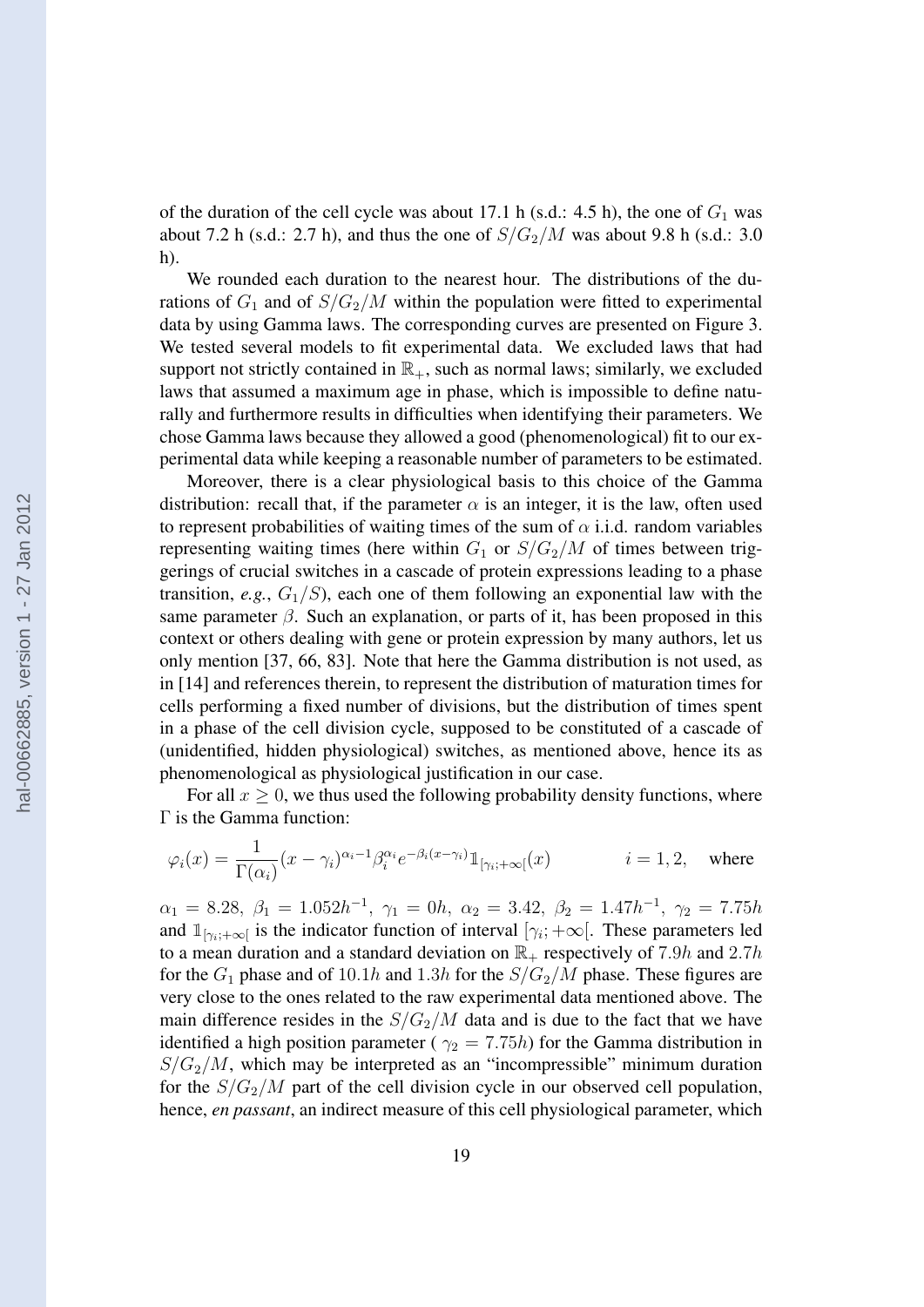of the duration of the cell cycle was about 17.1 h (s.d.: 4.5 h), the one of $G_1$ was about 7.2 h (s.d.: 2.7 h), and thus the one of $S/G_2/M$ was about 9.8 h (s.d.: 3.0 h).

We rounded each duration to the nearest hour. The distributions of the durations of $G_1$ and of $S/G_2/M$ within the population were fitted to experimental data by using Gamma laws. The corresponding curves are presented on Figure 3. We tested several models to fit experimental data. We excluded laws that had support not strictly contained in $\mathbb{R}_+$, such as normal laws; similarly, we excluded laws that assumed a maximum age in phase, which is impossible to define naturally and furthermore results in difficulties when identifying their parameters. We chose Gamma laws because they allowed a good (phenomenological) fit to our experimental data while keeping a reasonable number of parameters to be estimated.

Moreover, there is a clear physiological basis to this choice of the Gamma distribution: recall that, if the parameter $\alpha$ is an integer, it is the law, often used to represent probabilities of waiting times of the sum of $\alpha$ i.i.d. random variables representing waiting times (here within $G_1$ or $S/G_2/M$ of times between triggerings of crucial switches in a cascade of protein expressions leading to a phase transition, *e.g.*, $G_1/S$), each one of them following an exponential law with the same parameter $\beta$. Such an explanation, or parts of it, has been proposed in this context or others dealing with gene or protein expression by many authors, let us only mention [37, 66, 83]. Note that here the Gamma distribution is not used, as in [14] and references therein, to represent the distribution of maturation times for cells performing a fixed number of divisions, but the distribution of times spent in a phase of the cell division cycle, supposed to be constituted of a cascade of (unidentified, hidden physiological) switches, as mentioned above, hence its as phenomenological as physiological justification in our case.

For all $x \geq 0$, we thus used the following probability density functions, where $\Gamma$ is the Gamma function:

$$\varphi_i(x) = \frac{1}{\Gamma(\alpha_i)}(x - \gamma_i)^{\alpha_i - 1} \beta_i^{\alpha_i} e^{-\beta_i (x - \gamma_i)} \mathbb{1}_{[\gamma_i; +\infty[}(x) \qquad i = 1, 2, \quad \text{where}$$

$\alpha_1 = 8.28,\ \beta_1 = 1.052h^{-1},\ \gamma_1 = 0h,\ \alpha_2 = 3.42,\ \beta_2 = 1.47h^{-1},\ \gamma_2 = 7.75h$ and $\mathbb{1}_{[\gamma_i; +\infty[}$ is the indicator function of interval $[\gamma_i; +\infty[$. These parameters led to a mean duration and a standard deviation on $\mathbb{R}_+$ respectively of $7.9h$ and $2.7h$ for the $G_1$ phase and of $10.1h$ and $1.3h$ for the $S/G_2/M$ phase. These figures are very close to the ones related to the raw experimental data mentioned above. The main difference resides in the $S/G_2/M$ data and is due to the fact that we have identified a high position parameter ( $\gamma_2 = 7.75h$) for the Gamma distribution in $S/G_2/M$, which may be interpreted as an "incompressible" minimum duration for the $S/G_2/M$ part of the cell division cycle in our observed cell population, hence, *en passant*, an indirect measure of this cell physiological parameter, which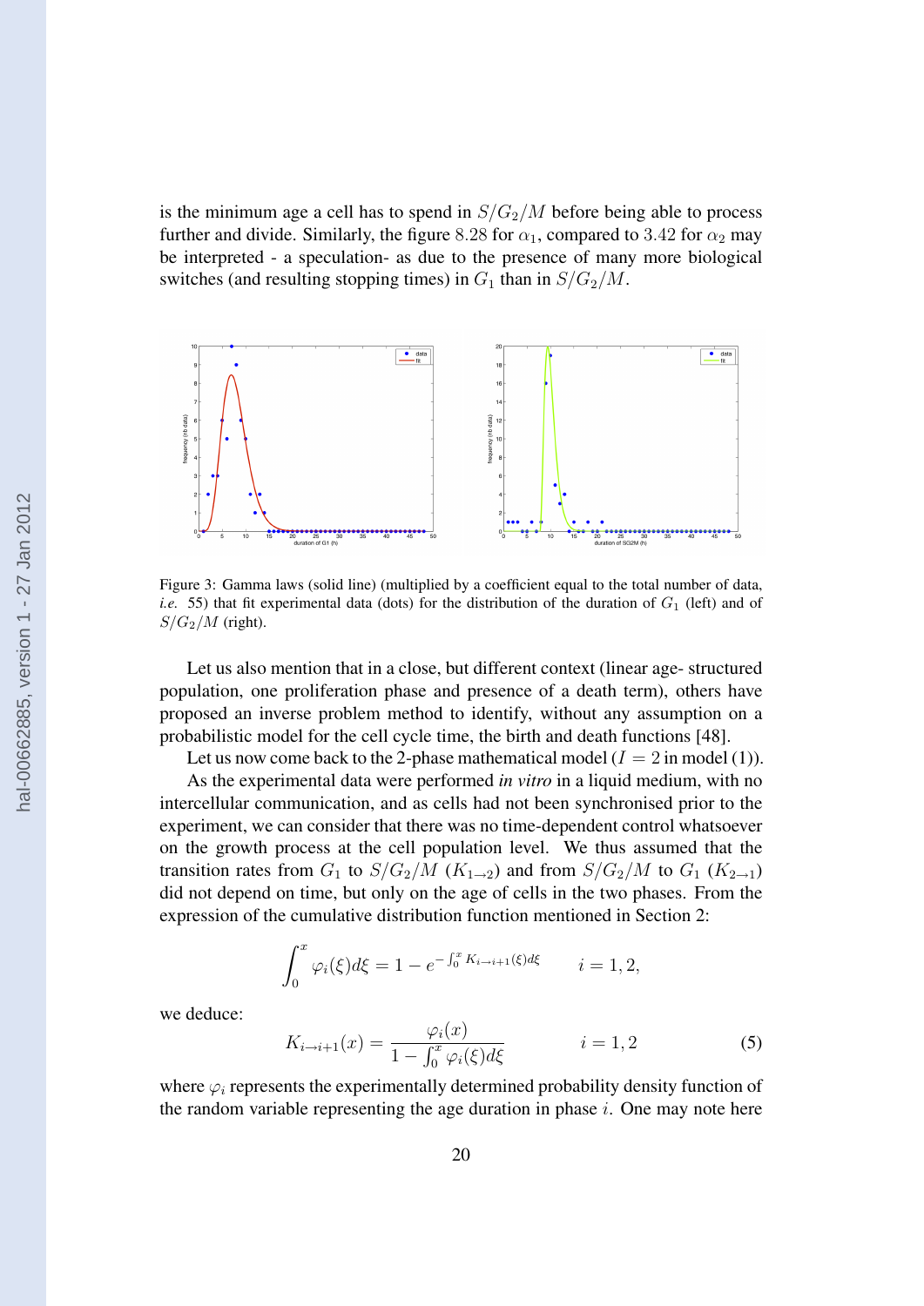is the minimum age a cell has to spend in $S/G_2/M$ before being able to process further and divide. Similarly, the figure $8.28$ for $\alpha_1$, compared to $3.42$ for $\alpha_2$ may be interpreted - a speculation- as due to the presence of many more biological switches (and resulting stopping times) in $G_1$ than in $S/G_2/M$.

Figure 3: Gamma laws (solid line) (multiplied by a coefficient equal to the total number of data, *i.e.* 55) that fit experimental data (dots) for the distribution of the duration of $G_1$ (left) and of $S/G_2/M$ (right).

Let us also mention that in a close, but different context (linear age- structured population, one proliferation phase and presence of a death term), others have proposed an inverse problem method to identify, without any assumption on a probabilistic model for the cell cycle time, the birth and death functions [48].

Let us now come back to the 2-phase mathematical model ($I = 2$ in model (1)).

As the experimental data were performed *in vitro* in a liquid medium, with no intercellular communication, and as cells had not been synchronised prior to the experiment, we can consider that there was no time-dependent control whatsoever on the growth process at the cell population level. We thus assumed that the transition rates from $G_1$ to $S/G_2/M$ ($K_{1\to 2}$) and from $S/G_2/M$ to $G_1$ ($K_{2\to 1}$) did not depend on time, but only on the age of cells in the two phases. From the expression of the cumulative distribution function mentioned in Section 2:

$$\int_0^x \varphi_i(\xi)d\xi = 1 - e^{-\int_0^x K_{i\to i+1}(\xi)d\xi} \qquad i = 1, 2,$$

we deduce:

$$K_{i\to i+1}(x) = \frac{\varphi_i(x)}{1 - \int_0^x \varphi_i(\xi)d\xi} \qquad i = 1, 2 \tag{5}$$

where $\varphi_i$ represents the experimentally determined probability density function of the random variable representing the age duration in phase $i$. One may note here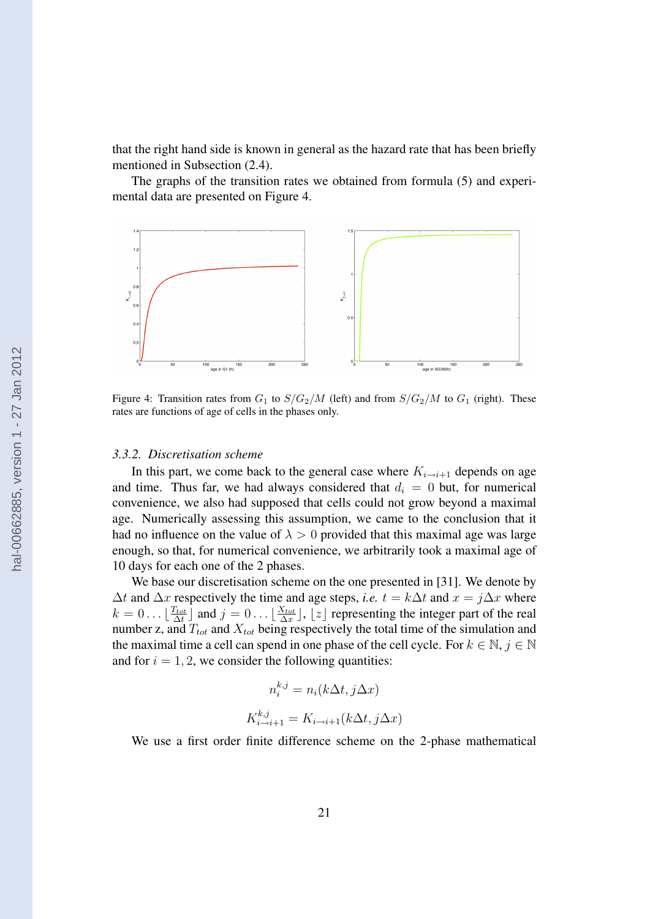that the right hand side is known in general as the hazard rate that has been briefly mentioned in Subsection (2.4).

The graphs of the transition rates we obtained from formula (5) and experimental data are presented on Figure 4.

Figure 4: Transition rates from $G_1$ to $S/G_2/M$ (left) and from $S/G_2/M$ to $G_1$ (right). These rates are functions of age of cells in the phases only.

### *3.3.2. Discretisation scheme*

In this part, we come back to the general case where $K_{i \to i+1}$ depends on age and time. Thus far, we had always considered that $d_i = 0$ but, for numerical convenience, we also had supposed that cells could not grow beyond a maximal age. Numerically assessing this assumption, we came to the conclusion that it had no influence on the value of $\lambda > 0$ provided that this maximal age was large enough, so that, for numerical convenience, we arbitrarily took a maximal age of 10 days for each one of the 2 phases.

We base our discretisation scheme on the one presented in [31]. We denote by $\Delta t$ and $\Delta x$ respectively the time and age steps, *i.e.* $t = k\Delta t$ and $x = j\Delta x$ where $k = 0 \ldots \lfloor \frac{T_{tot}}{\Delta t} \rfloor$ and $j = 0 \ldots \lfloor \frac{X_{tot}}{\Delta x} \rfloor$, $\lfloor z \rfloor$ representing the integer part of the real number z, and $T_{tot}$ and $X_{tot}$ being respectively the total time of the simulation and the maximal time a cell can spend in one phase of the cell cycle. For $k \in \mathbb{N}$, $j \in \mathbb{N}$ and for $i = 1, 2$, we consider the following quantities:

$$n_i^{k,j} = n_i(k\Delta t, j\Delta x)$$

$$K_{i \to i+1}^{k,j} = K_{i \to i+1}(k\Delta t, j\Delta x)$$

We use a first order finite difference scheme on the 2-phase mathematical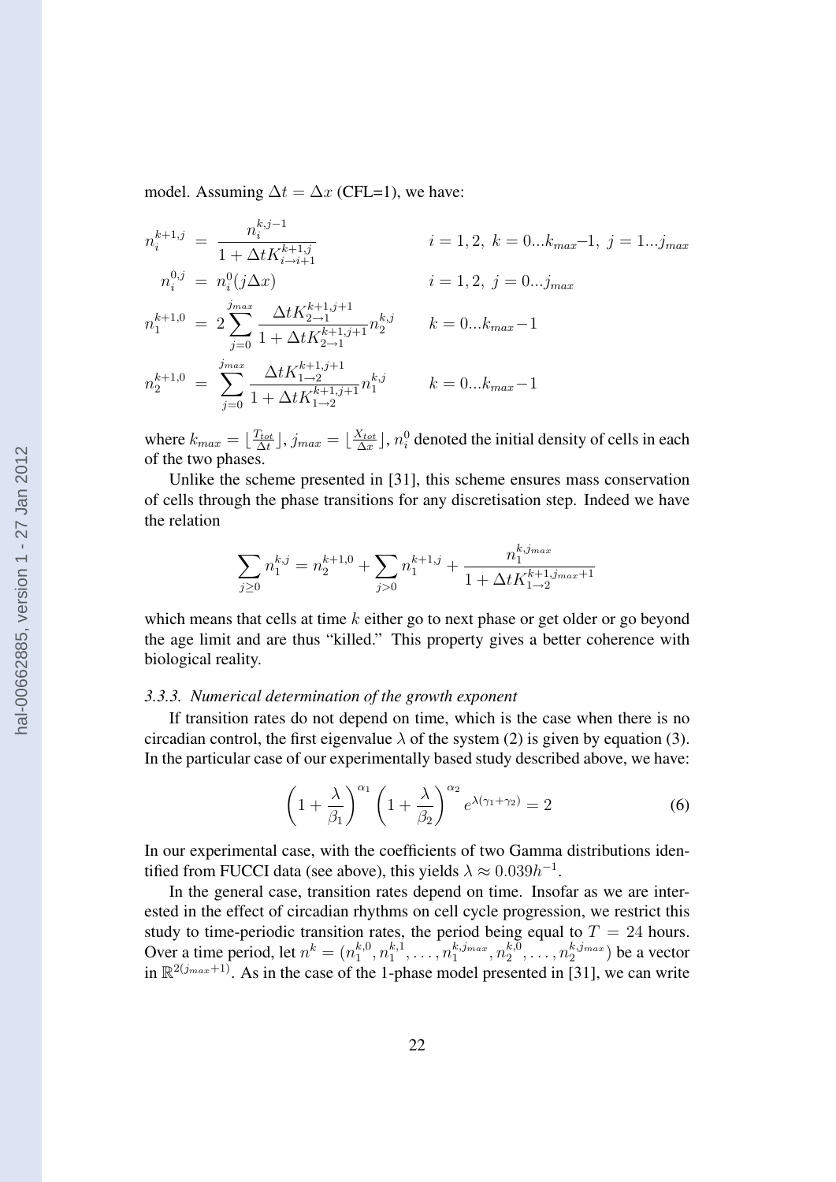model. Assuming $\Delta t = \Delta x$ (CFL=1), we have:

$$
\begin{aligned}
n_i^{k+1,j} &= \frac{n_i^{k,j-1}}{1+\Delta t K_{i\to i+1}^{k+1,j}} & i=1,2,\ k=0...k_{max}-1,\ j=1...j_{max} \\
n_i^{0,j} &= n_i^0(j\Delta x) & i=1,2,\ j=0...j_{max} \\
n_1^{k+1,0} &= 2\sum_{j=0}^{j_{max}} \frac{\Delta t K_{2\to 1}^{k+1,j+1}}{1+\Delta t K_{2\to 1}^{k+1,j+1}} n_2^{k,j} & k=0...k_{max}-1 \\
n_2^{k+1,0} &= \sum_{j=0}^{j_{max}} \frac{\Delta t K_{1\to 2}^{k+1,j+1}}{1+\Delta t K_{1\to 2}^{k+1,j+1}} n_1^{k,j} & k=0...k_{max}-1
\end{aligned}
$$

where $k_{max} = \lfloor \frac{T_{tot}}{\Delta t} \rfloor$, $j_{max} = \lfloor \frac{X_{tot}}{\Delta x} \rfloor$, $n_i^0$ denoted the initial density of cells in each of the two phases.

Unlike the scheme presented in [31], this scheme ensures mass conservation of cells through the phase transitions for any discretisation step. Indeed we have the relation

$$
\sum_{j\geq 0} n_1^{k,j} = n_2^{k+1,0} + \sum_{j>0} n_1^{k+1,j} + \frac{n_1^{k,j_{max}}}{1+\Delta t K_{1\to 2}^{k+1,j_{max}+1}}
$$

which means that cells at time $k$ either go to next phase or get older or go beyond the age limit and are thus "killed." This property gives a better coherence with biological reality.

### *3.3.3. Numerical determination of the growth exponent*

If transition rates do not depend on time, which is the case when there is no circadian control, the first eigenvalue $\lambda$ of the system (2) is given by equation (3). In the particular case of our experimentally based study described above, we have:

$$
\left(1+\frac{\lambda}{\beta_1}\right)^{\alpha_1}\left(1+\frac{\lambda}{\beta_2}\right)^{\alpha_2} e^{\lambda(\gamma_1+\gamma_2)} = 2 \qquad (6)
$$

In our experimental case, with the coefficients of two Gamma distributions identified from FUCCI data (see above), this yields $\lambda \approx 0.039h^{-1}$.

In the general case, transition rates depend on time. Insofar as we are interested in the effect of circadian rhythms on cell cycle progression, we restrict this study to time-periodic transition rates, the period being equal to $T = 24$ hours. Over a time period, let $n^k = (n_1^{k,0}, n_1^{k,1}, \ldots, n_1^{k,j_{max}}, n_2^{k,0}, \ldots, n_2^{k,j_{max}})$ be a vector in $\mathbb{R}^{2(j_{max}+1)}$. As in the case of the 1-phase model presented in [31], we can write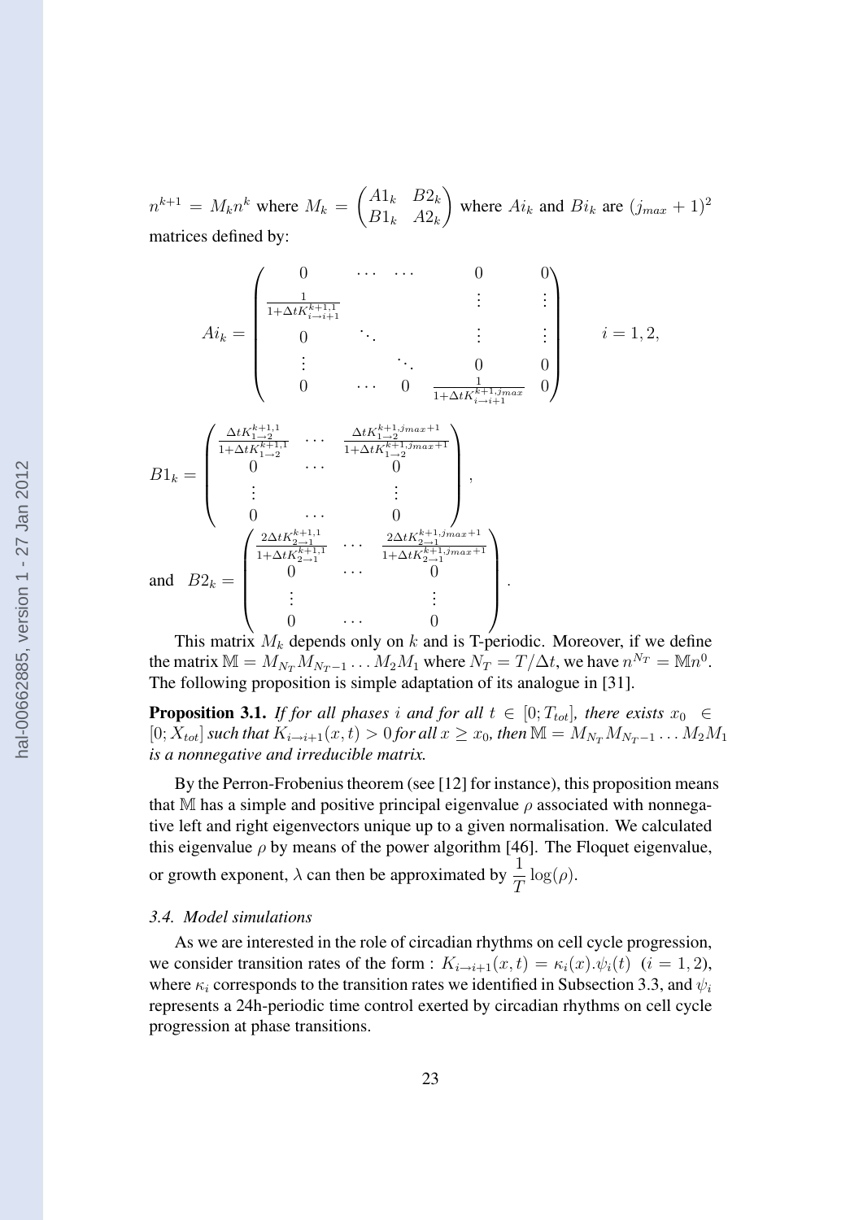$n^{k+1} = M_k n^k$ where $M_k = \begin{pmatrix} A1_k & B2_k \\ B1_k & A2_k \end{pmatrix}$ where $Ai_k$ and $Bi_k$ are $(j_{max}+1)^2$ matrices defined by:

$$Ai_k = \begin{pmatrix} 0 & \cdots & \cdots & 0 & 0 \\ \frac{1}{1+\Delta t K_{i\to i+1}^{k+1,1}} & & & \vdots & \vdots \\ 0 & \ddots & & \vdots & \vdots \\ \vdots & & \ddots & 0 & 0 \\ 0 & \cdots & 0 & \frac{1}{1+\Delta t K_{i\to i+1}^{k+1,j_{max}}} & 0 \end{pmatrix} \qquad i = 1, 2,$$

$$B1_k = \begin{pmatrix} \frac{\Delta t K_{1\to 2}^{k+1,1}}{1+\Delta t K_{1\to 2}^{k+1,1}} & \cdots & \frac{\Delta t K_{1\to 2}^{k+1,j_{max}+1}}{1+\Delta t K_{1\to 2}^{k+1,j_{max}+1}} \\ 0 & \cdots & 0 \\ \vdots & & \vdots \\ 0 & \cdots & 0 \end{pmatrix},$$

and $$B2_k = \begin{pmatrix} \frac{2\Delta t K_{2\to 1}^{k+1,1}}{1+\Delta t K_{2\to 1}^{k+1,1}} & \cdots & \frac{2\Delta t K_{2\to 1}^{k+1,j_{max}+1}}{1+\Delta t K_{2\to 1}^{k+1,j_{max}+1}} \\ 0 & \cdots & 0 \\ \vdots & & \vdots \\ 0 & \cdots & 0 \end{pmatrix}.$$

This matrix $M_k$ depends only on $k$ and is T-periodic. Moreover, if we define the matrix $\mathbb{M} = M_{N_T} M_{N_T-1} \ldots M_2 M_1$ where $N_T = T/\Delta t$, we have $n^{N_T} = \mathbb{M} n^0$. The following proposition is simple adaptation of its analogue in [31].

**Proposition 3.1.** *If for all phases $i$ and for all $t \in [0; T_{tot}]$, there exists $x_0 \in [0; X_{tot}]$ such that $K_{i\to i+1}(x,t) > 0$ for all $x \geq x_0$, then $\mathbb{M} = M_{N_T} M_{N_T-1} \ldots M_2 M_1$ is a nonnegative and irreducible matrix.*

By the Perron-Frobenius theorem (see [12] for instance), this proposition means that $\mathbb{M}$ has a simple and positive principal eigenvalue $\rho$ associated with nonnegative left and right eigenvectors unique up to a given normalisation. We calculated this eigenvalue $\rho$ by means of the power algorithm [46]. The Floquet eigenvalue, or growth exponent, $\lambda$ can then be approximated by $\frac{1}{T}\log(\rho)$.

### *3.4. Model simulations*

As we are interested in the role of circadian rhythms on cell cycle progression, we consider transition rates of the form : $K_{i\to i+1}(x,t) = \kappa_i(x).\psi_i(t)$ $(i = 1, 2)$, where $\kappa_i$ corresponds to the transition rates we identified in Subsection 3.3, and $\psi_i$ represents a 24h-periodic time control exerted by circadian rhythms on cell cycle progression at phase transitions.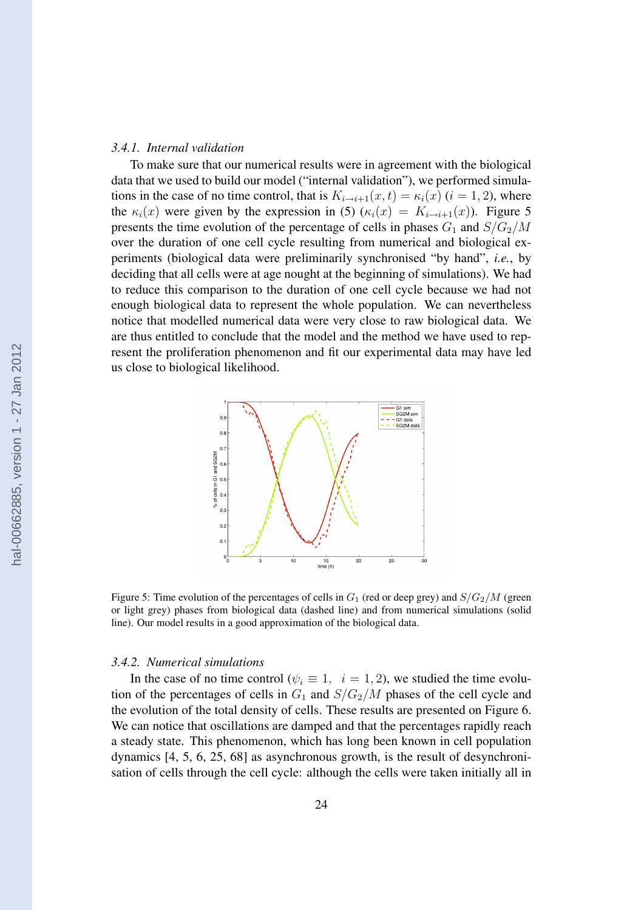### 3.4.1. Internal validation

To make sure that our numerical results were in agreement with the biological data that we used to build our model ("internal validation"), we performed simulations in the case of no time control, that is $K_{i \to i+1}(x,t) = \kappa_i(x)$ $(i = 1, 2)$, where the $\kappa_i(x)$ were given by the expression in (5) $(\kappa_i(x) = K_{i \to i+1}(x))$. Figure 5 presents the time evolution of the percentage of cells in phases $G_1$ and $S/G_2/M$ over the duration of one cell cycle resulting from numerical and biological experiments (biological data were preliminarily synchronised "by hand", *i.e.*, by deciding that all cells were at age nought at the beginning of simulations). We had to reduce this comparison to the duration of one cell cycle because we had not enough biological data to represent the whole population. We can nevertheless notice that modelled numerical data were very close to raw biological data. We are thus entitled to conclude that the model and the method we have used to represent the proliferation phenomenon and fit our experimental data may have led us close to biological likelihood.

Figure 5: Time evolution of the percentages of cells in $G_1$ (red or deep grey) and $S/G_2/M$ (green or light grey) phases from biological data (dashed line) and from numerical simulations (solid line). Our model results in a good approximation of the biological data.

### 3.4.2. Numerical simulations

In the case of no time control ($\psi_i \equiv 1, \;\; i = 1, 2$), we studied the time evolution of the percentages of cells in $G_1$ and $S/G_2/M$ phases of the cell cycle and the evolution of the total density of cells. These results are presented on Figure 6. We can notice that oscillations are damped and that the percentages rapidly reach a steady state. This phenomenon, which has long been known in cell population dynamics [4, 5, 6, 25, 68] as asynchronous growth, is the result of desynchronisation of cells through the cell cycle: although the cells were taken initially all in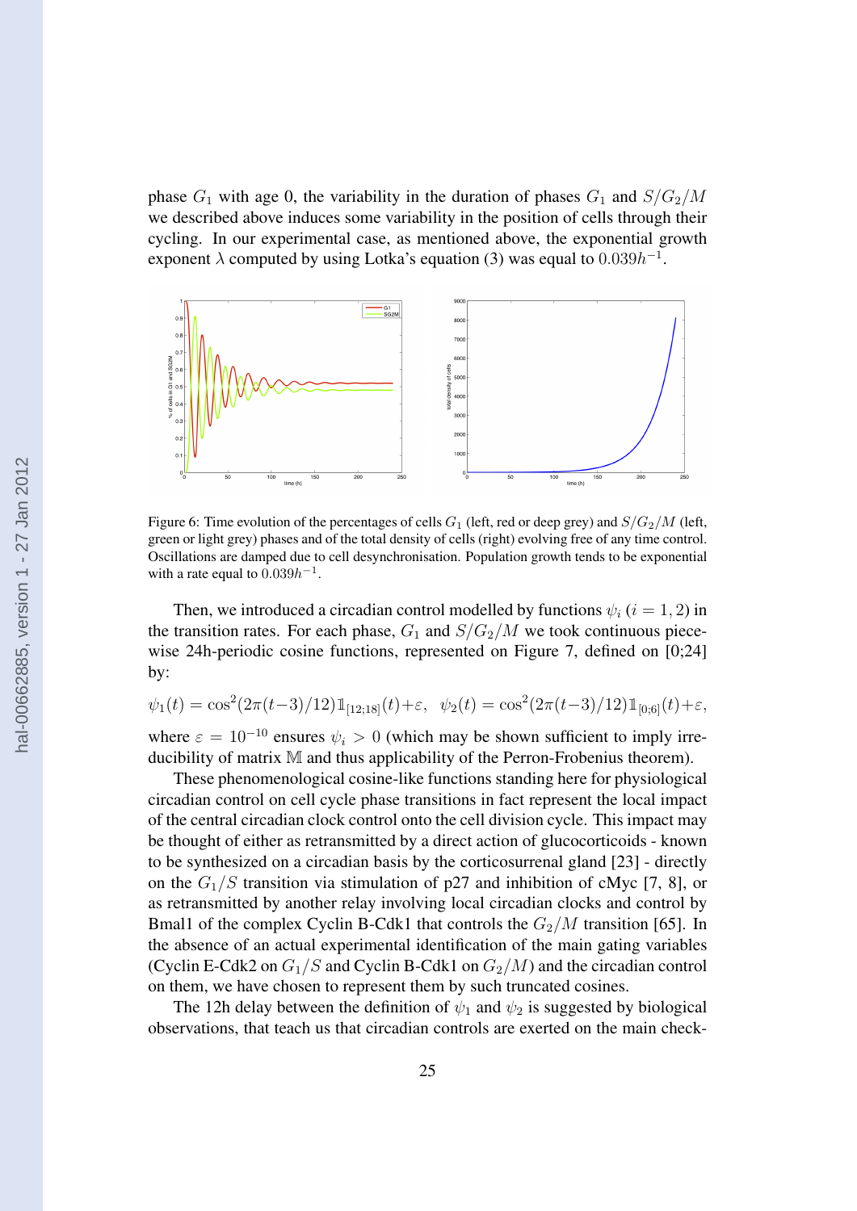phase $G_1$ with age 0, the variability in the duration of phases $G_1$ and $S/G_2/M$ we described above induces some variability in the position of cells through their cycling. In our experimental case, as mentioned above, the exponential growth exponent $\lambda$ computed by using Lotka's equation (3) was equal to $0.039h^{-1}$.

Figure 6: Time evolution of the percentages of cells $G_1$ (left, red or deep grey) and $S/G_2/M$ (left, green or light grey) phases and of the total density of cells (right) evolving free of any time control. Oscillations are damped due to cell desynchronisation. Population growth tends to be exponential with a rate equal to $0.039h^{-1}$.

Then, we introduced a circadian control modelled by functions $\psi_i$ ($i = 1, 2$) in the transition rates. For each phase, $G_1$ and $S/G_2/M$ we took continuous piecewise 24h-periodic cosine functions, represented on Figure 7, defined on [0;24] by:

$$\psi_1(t) = \cos^2(2\pi(t-3)/12)\mathbb{1}_{[12;18]}(t)+\varepsilon, \quad \psi_2(t) = \cos^2(2\pi(t-3)/12)\mathbb{1}_{[0;6]}(t)+\varepsilon,$$

where $\varepsilon = 10^{-10}$ ensures $\psi_i > 0$ (which may be shown sufficient to imply irreducibility of matrix $\mathbb{M}$ and thus applicability of the Perron-Frobenius theorem).

These phenomenological cosine-like functions standing here for physiological circadian control on cell cycle phase transitions in fact represent the local impact of the central circadian clock control onto the cell division cycle. This impact may be thought of either as retransmitted by a direct action of glucocorticoids - known to be synthesized on a circadian basis by the corticosurrenal gland [23] - directly on the $G_1/S$ transition via stimulation of p27 and inhibition of cMyc [7, 8], or as retransmitted by another relay involving local circadian clocks and control by Bmal1 of the complex Cyclin B-Cdk1 that controls the $G_2/M$ transition [65]. In the absence of an actual experimental identification of the main gating variables (Cyclin E-Cdk2 on $G_1/S$ and Cyclin B-Cdk1 on $G_2/M$) and the circadian control on them, we have chosen to represent them by such truncated cosines.

The 12h delay between the definition of $\psi_1$ and $\psi_2$ is suggested by biological observations, that teach us that circadian controls are exerted on the main check-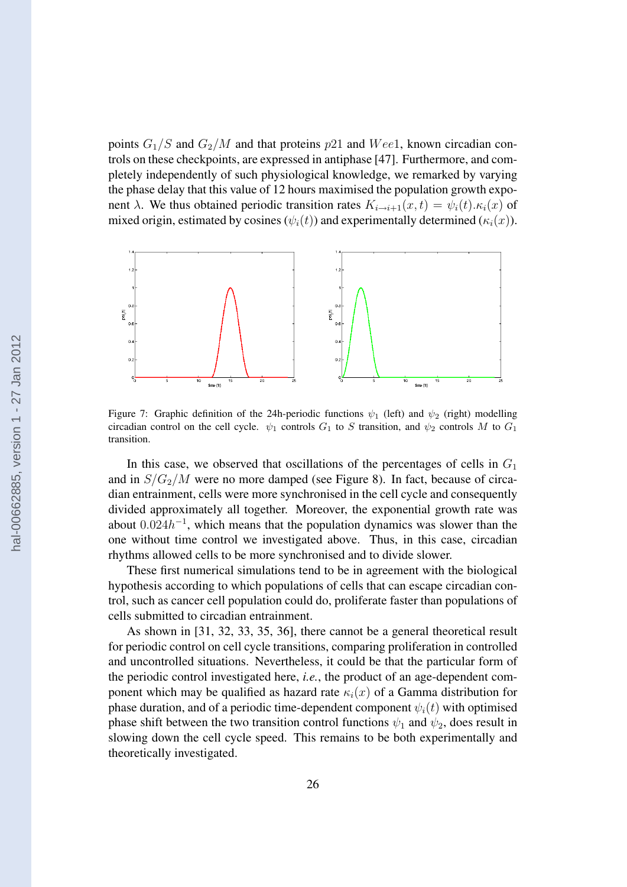points $G_1/S$ and $G_2/M$ and that proteins $p21$ and $Wee1$, known circadian controls on these checkpoints, are expressed in antiphase [47]. Furthermore, and completely independently of such physiological knowledge, we remarked by varying the phase delay that this value of 12 hours maximised the population growth exponent $\lambda$. We thus obtained periodic transition rates $K_{i \to i+1}(x,t) = \psi_i(t).\kappa_i(x)$ of mixed origin, estimated by cosines ($\psi_i(t)$) and experimentally determined ($\kappa_i(x)$).

Figure 7: Graphic definition of the 24h-periodic functions $\psi_1$ (left) and $\psi_2$ (right) modelling circadian control on the cell cycle. $\psi_1$ controls $G_1$ to $S$ transition, and $\psi_2$ controls $M$ to $G_1$ transition.

In this case, we observed that oscillations of the percentages of cells in $G_1$ and in $S/G_2/M$ were no more damped (see Figure 8). In fact, because of circadian entrainment, cells were more synchronised in the cell cycle and consequently divided approximately all together. Moreover, the exponential growth rate was about $0.024h^{-1}$, which means that the population dynamics was slower than the one without time control we investigated above. Thus, in this case, circadian rhythms allowed cells to be more synchronised and to divide slower.

These first numerical simulations tend to be in agreement with the biological hypothesis according to which populations of cells that can escape circadian control, such as cancer cell population could do, proliferate faster than populations of cells submitted to circadian entrainment.

As shown in [31, 32, 33, 35, 36], there cannot be a general theoretical result for periodic control on cell cycle transitions, comparing proliferation in controlled and uncontrolled situations. Nevertheless, it could be that the particular form of the periodic control investigated here, *i.e.*, the product of an age-dependent component which may be qualified as hazard rate $\kappa_i(x)$ of a Gamma distribution for phase duration, and of a periodic time-dependent component $\psi_i(t)$ with optimised phase shift between the two transition control functions $\psi_1$ and $\psi_2$, does result in slowing down the cell cycle speed. This remains to be both experimentally and theoretically investigated.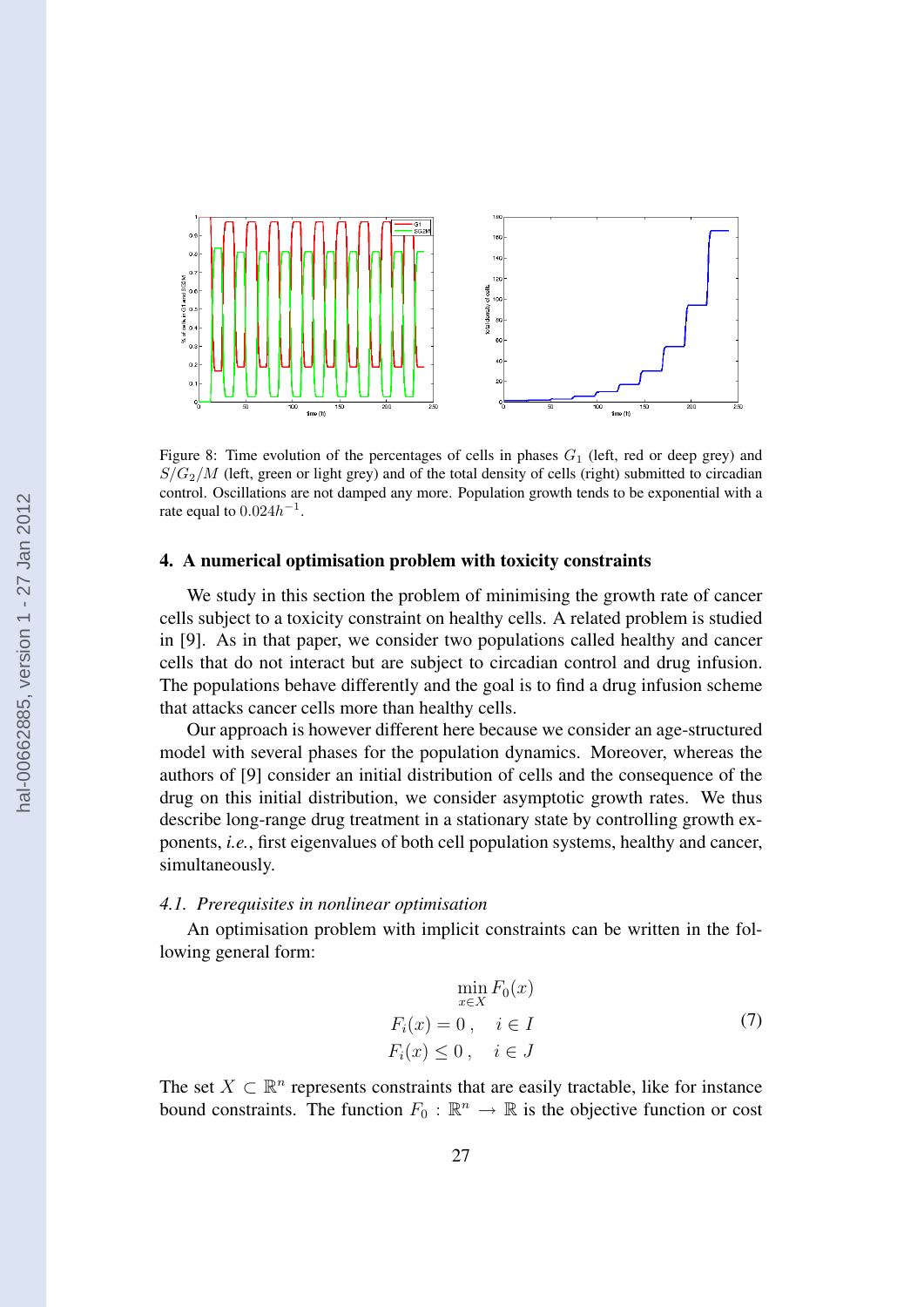Figure 8: Time evolution of the percentages of cells in phases $G_1$ (left, red or deep grey) and $S/G_2/M$ (left, green or light grey) and of the total density of cells (right) submitted to circadian control. Oscillations are not damped any more. Population growth tends to be exponential with a rate equal to $0.024h^{-1}$.

## 4. A numerical optimisation problem with toxicity constraints

We study in this section the problem of minimising the growth rate of cancer cells subject to a toxicity constraint on healthy cells. A related problem is studied in [9]. As in that paper, we consider two populations called healthy and cancer cells that do not interact but are subject to circadian control and drug infusion. The populations behave differently and the goal is to find a drug infusion scheme that attacks cancer cells more than healthy cells.

Our approach is however different here because we consider an age-structured model with several phases for the population dynamics. Moreover, whereas the authors of [9] consider an initial distribution of cells and the consequence of the drug on this initial distribution, we consider asymptotic growth rates. We thus describe long-range drug treatment in a stationary state by controlling growth exponents, *i.e.*, first eigenvalues of both cell population systems, healthy and cancer, simultaneously.

### *4.1. Prerequisites in nonlinear optimisation*

An optimisation problem with implicit constraints can be written in the following general form:

$$\begin{aligned} &\min_{x \in X} F_0(x) \\ F_i(x) &= 0\,, \quad i \in I \\ F_i(x) &\leq 0\,, \quad i \in J \end{aligned} \tag{7}$$

The set $X \subset \mathbb{R}^n$ represents constraints that are easily tractable, like for instance bound constraints. The function $F_0 : \mathbb{R}^n \to \mathbb{R}$ is the objective function or cost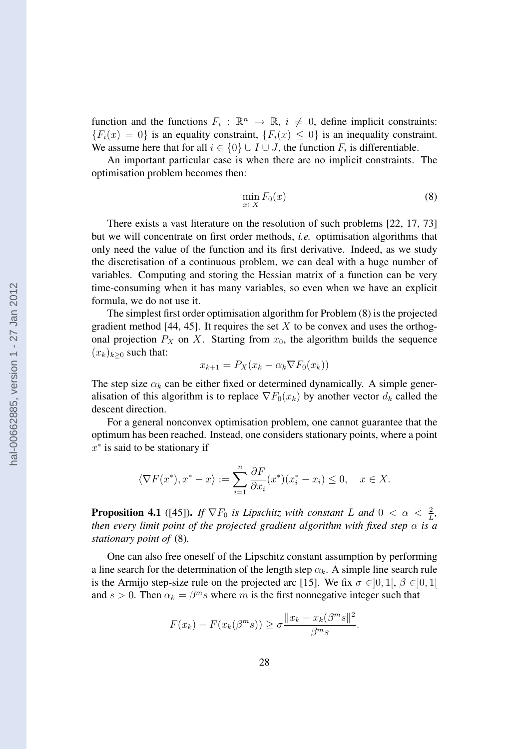function and the functions $F_i : \mathbb{R}^n \to \mathbb{R}$, $i \neq 0$, define implicit constraints: $\{F_i(x) = 0\}$ is an equality constraint, $\{F_i(x) \leq 0\}$ is an inequality constraint. We assume here that for all $i \in \{0\} \cup I \cup J$, the function $F_i$ is differentiable.

An important particular case is when there are no implicit constraints. The optimisation problem becomes then:

$$\min_{x \in X} F_0(x) \tag{8}$$

There exists a vast literature on the resolution of such problems [22, 17, 73] but we will concentrate on first order methods, *i.e.* optimisation algorithms that only need the value of the function and its first derivative. Indeed, as we study the discretisation of a continuous problem, we can deal with a huge number of variables. Computing and storing the Hessian matrix of a function can be very time-consuming when it has many variables, so even when we have an explicit formula, we do not use it.

The simplest first order optimisation algorithm for Problem (8) is the projected gradient method [44, 45]. It requires the set $X$ to be convex and uses the orthogonal projection $P_X$ on $X$. Starting from $x_0$, the algorithm builds the sequence $(x_k)_{k \geq 0}$ such that:

$$x_{k+1} = P_X(x_k - \alpha_k \nabla F_0(x_k))$$

The step size $\alpha_k$ can be either fixed or determined dynamically. A simple generalisation of this algorithm is to replace $\nabla F_0(x_k)$ by another vector $d_k$ called the descent direction.

For a general nonconvex optimisation problem, one cannot guarantee that the optimum has been reached. Instead, one considers stationary points, where a point $x^*$ is said to be stationary if

$$\langle \nabla F(x^*), x^* - x \rangle := \sum_{i=1}^{n} \frac{\partial F}{\partial x_i}(x^*)(x_i^* - x_i) \leq 0, \quad x \in X.$$

**Proposition 4.1** ([45]). *If $\nabla F_0$ is Lipschitz with constant $L$ and $0 < \alpha < \frac{2}{L}$, then every limit point of the projected gradient algorithm with fixed step $\alpha$ is a stationary point of* (8).

One can also free oneself of the Lipschitz constant assumption by performing a line search for the determination of the length step $\alpha_k$. A simple line search rule is the Armijo step-size rule on the projected arc [15]. We fix $\sigma \in ]0, 1[$, $\beta \in ]0, 1[$ and $s > 0$. Then $\alpha_k = \beta^m s$ where $m$ is the first nonnegative integer such that

$$F(x_k) - F(x_k(\beta^m s)) \geq \sigma \frac{\|x_k - x_k(\beta^m s\|^2}{\beta^m s}.$$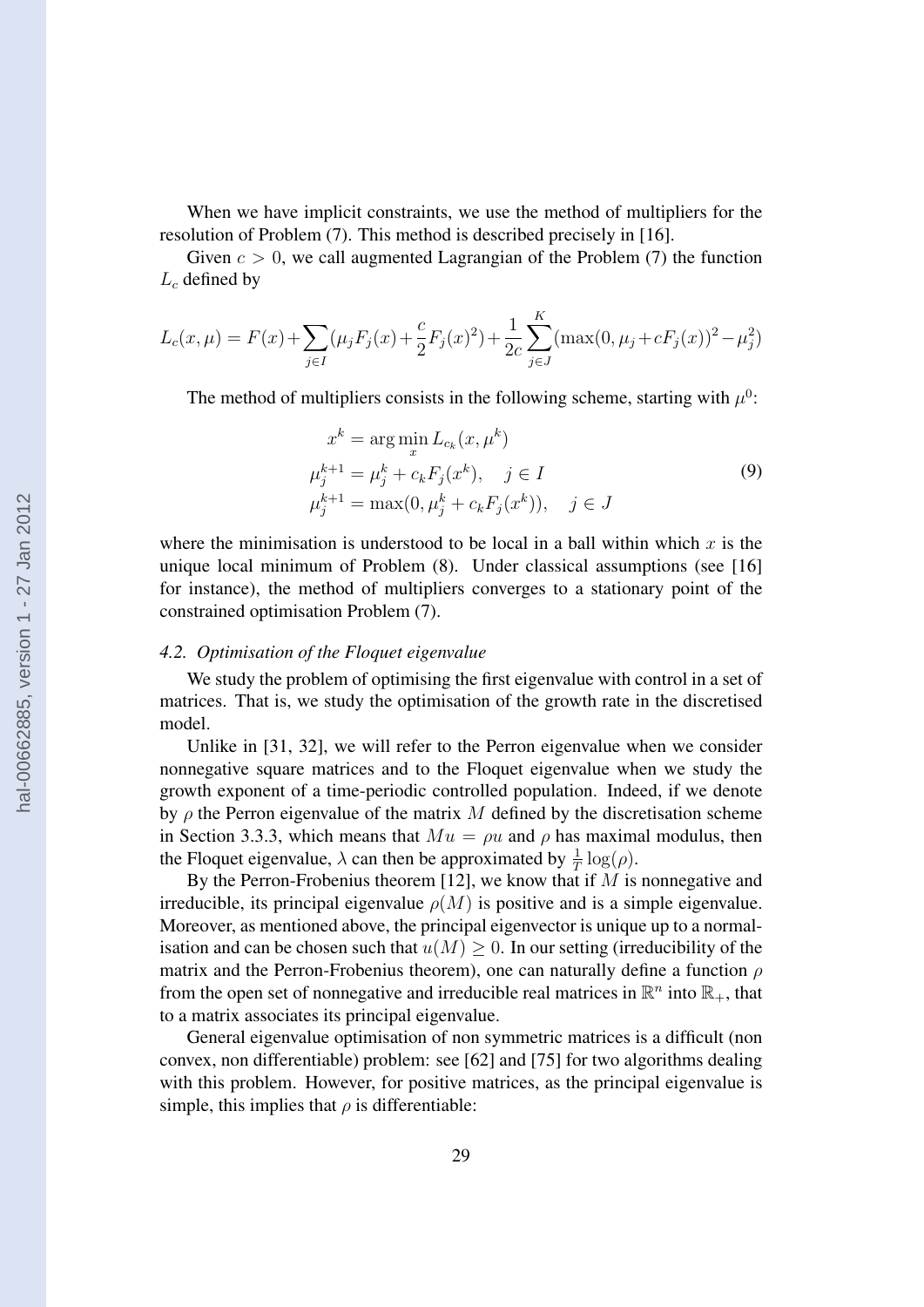When we have implicit constraints, we use the method of multipliers for the resolution of Problem (7). This method is described precisely in [16].

Given $c > 0$, we call augmented Lagrangian of the Problem (7) the function $L_c$ defined by

$$L_c(x,\mu) = F(x) + \sum_{j \in I} (\mu_j F_j(x) + \frac{c}{2} F_j(x)^2) + \frac{1}{2c} \sum_{j \in J}^{K} (\max(0, \mu_j + cF_j(x))^2 - \mu_j^2)$$

The method of multipliers consists in the following scheme, starting with $\mu^0$:

$$\begin{aligned}
x^k &= \arg\min_x L_{c_k}(x, \mu^k) \\
\mu_j^{k+1} &= \mu_j^k + c_k F_j(x^k), \quad j \in I \\
\mu_j^{k+1} &= \max(0, \mu_j^k + c_k F_j(x^k)), \quad j \in J
\end{aligned} \tag{9}$$

where the minimisation is understood to be local in a ball within which $x$ is the unique local minimum of Problem (8). Under classical assumptions (see [16] for instance), the method of multipliers converges to a stationary point of the constrained optimisation Problem (7).

### *4.2. Optimisation of the Floquet eigenvalue*

We study the problem of optimising the first eigenvalue with control in a set of matrices. That is, we study the optimisation of the growth rate in the discretised model.

Unlike in [31, 32], we will refer to the Perron eigenvalue when we consider nonnegative square matrices and to the Floquet eigenvalue when we study the growth exponent of a time-periodic controlled population. Indeed, if we denote by $\rho$ the Perron eigenvalue of the matrix $M$ defined by the discretisation scheme in Section 3.3.3, which means that $Mu = \rho u$ and $\rho$ has maximal modulus, then the Floquet eigenvalue, $\lambda$ can then be approximated by $\frac{1}{T}\log(\rho)$.

By the Perron-Frobenius theorem [12], we know that if $M$ is nonnegative and irreducible, its principal eigenvalue $\rho(M)$ is positive and is a simple eigenvalue. Moreover, as mentioned above, the principal eigenvector is unique up to a normalisation and can be chosen such that $u(M) \geq 0$. In our setting (irreducibility of the matrix and the Perron-Frobenius theorem), one can naturally define a function $\rho$ from the open set of nonnegative and irreducible real matrices in $\mathbb{R}^n$ into $\mathbb{R}_+$, that to a matrix associates its principal eigenvalue.

General eigenvalue optimisation of non symmetric matrices is a difficult (non convex, non differentiable) problem: see [62] and [75] for two algorithms dealing with this problem. However, for positive matrices, as the principal eigenvalue is simple, this implies that $\rho$ is differentiable: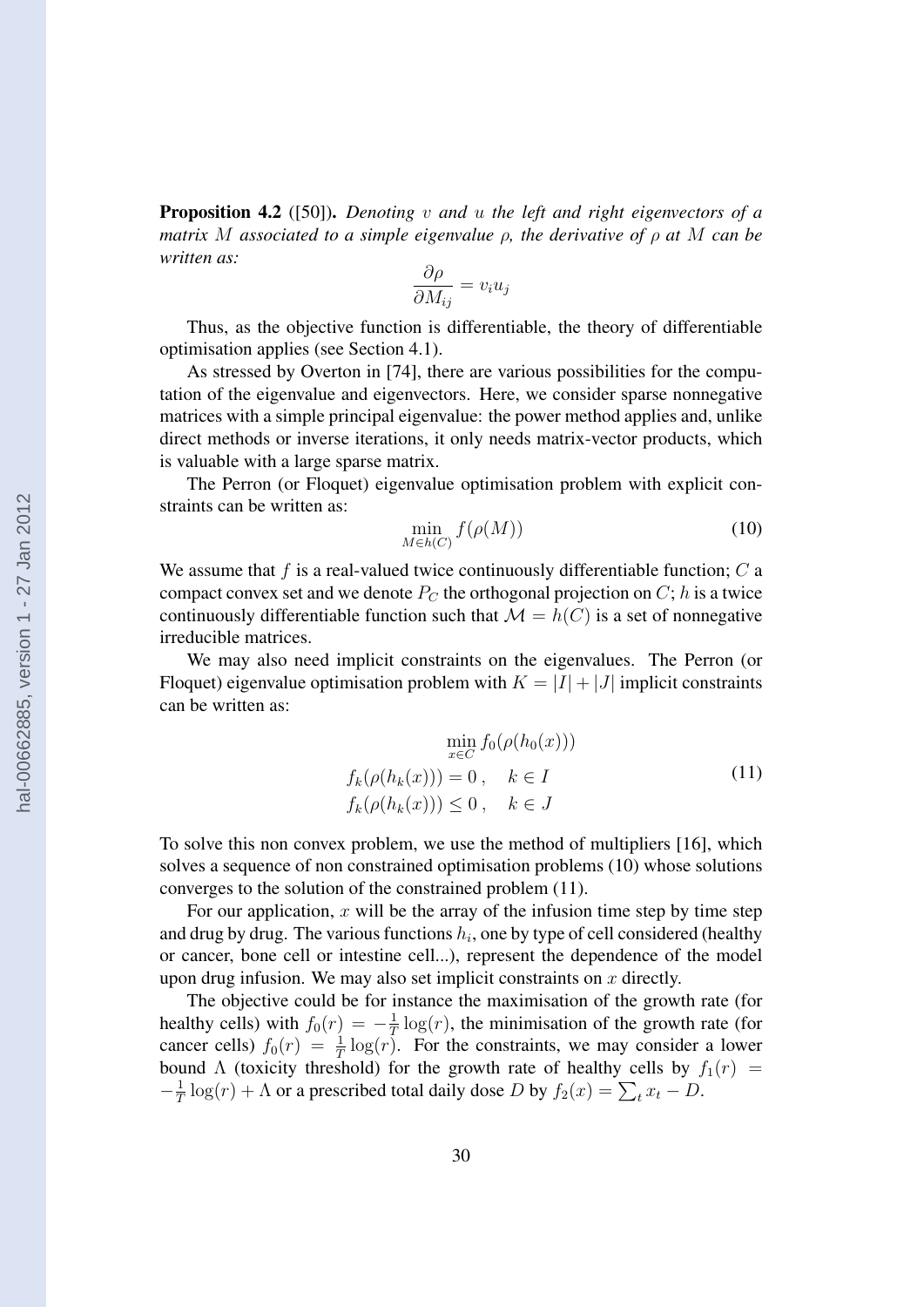**Proposition 4.2** ([50])**.** *Denoting $v$ and $u$ the left and right eigenvectors of a matrix $M$ associated to a simple eigenvalue $\rho$, the derivative of $\rho$ at $M$ can be written as:*

$$\frac{\partial \rho}{\partial M_{ij}} = v_i u_j$$

Thus, as the objective function is differentiable, the theory of differentiable optimisation applies (see Section 4.1).

As stressed by Overton in [74], there are various possibilities for the computation of the eigenvalue and eigenvectors. Here, we consider sparse nonnegative matrices with a simple principal eigenvalue: the power method applies and, unlike direct methods or inverse iterations, it only needs matrix-vector products, which is valuable with a large sparse matrix.

The Perron (or Floquet) eigenvalue optimisation problem with explicit constraints can be written as:

$$\min_{M \in h(C)} f(\rho(M)) \tag{10}$$

We assume that $f$ is a real-valued twice continuously differentiable function; $C$ a compact convex set and we denote $P_C$ the orthogonal projection on $C$; $h$ is a twice continuously differentiable function such that $\mathcal{M} = h(C)$ is a set of nonnegative irreducible matrices.

We may also need implicit constraints on the eigenvalues. The Perron (or Floquet) eigenvalue optimisation problem with $K = |I| + |J|$ implicit constraints can be written as:

$$\begin{aligned} &\min_{x \in C} f_0(\rho(h_0(x))) \\ f_k(\rho(h_k(x))) &= 0\,, \quad k \in I \\ f_k(\rho(h_k(x))) &\leq 0\,, \quad k \in J \end{aligned} \tag{11}$$

To solve this non convex problem, we use the method of multipliers [16], which solves a sequence of non constrained optimisation problems (10) whose solutions converges to the solution of the constrained problem (11).

For our application, $x$ will be the array of the infusion time step by time step and drug by drug. The various functions $h_i$, one by type of cell considered (healthy or cancer, bone cell or intestine cell...), represent the dependence of the model upon drug infusion. We may also set implicit constraints on $x$ directly.

The objective could be for instance the maximisation of the growth rate (for healthy cells) with $f_0(r) = -\frac{1}{T}\log(r)$, the minimisation of the growth rate (for cancer cells) $f_0(r) = \frac{1}{T}\log(r)$. For the constraints, we may consider a lower bound $\Lambda$ (toxicity threshold) for the growth rate of healthy cells by $f_1(r) = -\frac{1}{T}\log(r) + \Lambda$ or a prescribed total daily dose $D$ by $f_2(x) = \sum_t x_t - D$.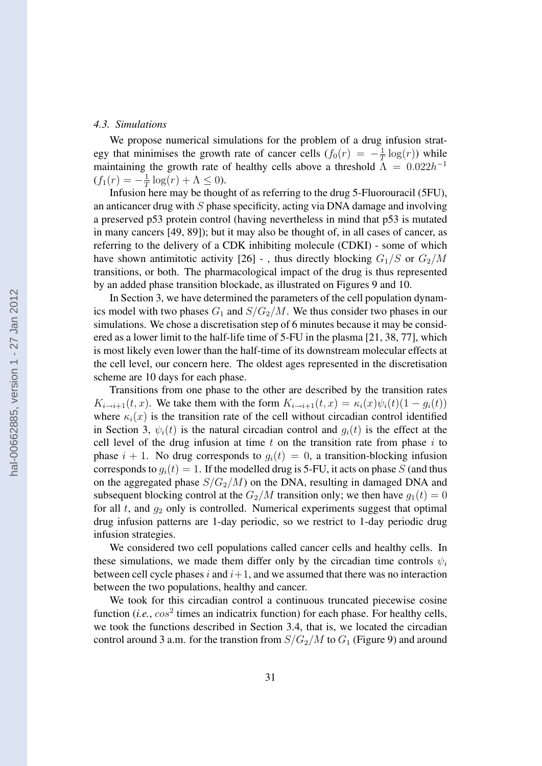#### 4.3. Simulations

We propose numerical simulations for the problem of a drug infusion strategy that minimises the growth rate of cancer cells ($f_0(r) = -\frac{1}{T}\log(r)$) while maintaining the growth rate of healthy cells above a threshold $\Lambda = 0.022h^{-1}$ ($f_1(r) = -\frac{1}{T}\log(r) + \Lambda \leq 0$).

Infusion here may be thought of as referring to the drug 5-Fluorouracil (5FU), an anticancer drug with $S$ phase specificity, acting via DNA damage and involving a preserved p53 protein control (having nevertheless in mind that p53 is mutated in many cancers [49, 89]); but it may also be thought of, in all cases of cancer, as referring to the delivery of a CDK inhibiting molecule (CDKI) - some of which have shown antimitotic activity [26] - , thus directly blocking $G_1/S$ or $G_2/M$ transitions, or both. The pharmacological impact of the drug is thus represented by an added phase transition blockade, as illustrated on Figures 9 and 10.

In Section 3, we have determined the parameters of the cell population dynamics model with two phases $G_1$ and $S/G_2/M$. We thus consider two phases in our simulations. We chose a discretisation step of 6 minutes because it may be considered as a lower limit to the half-life time of 5-FU in the plasma [21, 38, 77], which is most likely even lower than the half-time of its downstream molecular effects at the cell level, our concern here. The oldest ages represented in the discretisation scheme are 10 days for each phase.

Transitions from one phase to the other are described by the transition rates $K_{i\to i+1}(t, x)$. We take them with the form $K_{i\to i+1}(t, x) = \kappa_i(x)\psi_i(t)(1 - g_i(t))$ where $\kappa_i(x)$ is the transition rate of the cell without circadian control identified in Section 3, $\psi_i(t)$ is the natural circadian control and $g_i(t)$ is the effect at the cell level of the drug infusion at time $t$ on the transition rate from phase $i$ to phase $i + 1$. No drug corresponds to $g_i(t) = 0$, a transition-blocking infusion corresponds to $g_i(t) = 1$. If the modelled drug is 5-FU, it acts on phase $S$ (and thus on the aggregated phase $S/G_2/M$) on the DNA, resulting in damaged DNA and subsequent blocking control at the $G_2/M$ transition only; we then have $g_1(t) = 0$ for all $t$, and $g_2$ only is controlled. Numerical experiments suggest that optimal drug infusion patterns are 1-day periodic, so we restrict to 1-day periodic drug infusion strategies.

We considered two cell populations called cancer cells and healthy cells. In these simulations, we made them differ only by the circadian time controls $\psi_i$ between cell cycle phases $i$ and $i+1$, and we assumed that there was no interaction between the two populations, healthy and cancer.

We took for this circadian control a continuous truncated piecewise cosine function (*i.e.*, $cos^2$ times an indicatrix function) for each phase. For healthy cells, we took the functions described in Section 3.4, that is, we located the circadian control around 3 a.m. for the transtion from $S/G_2/M$ to $G_1$ (Figure 9) and around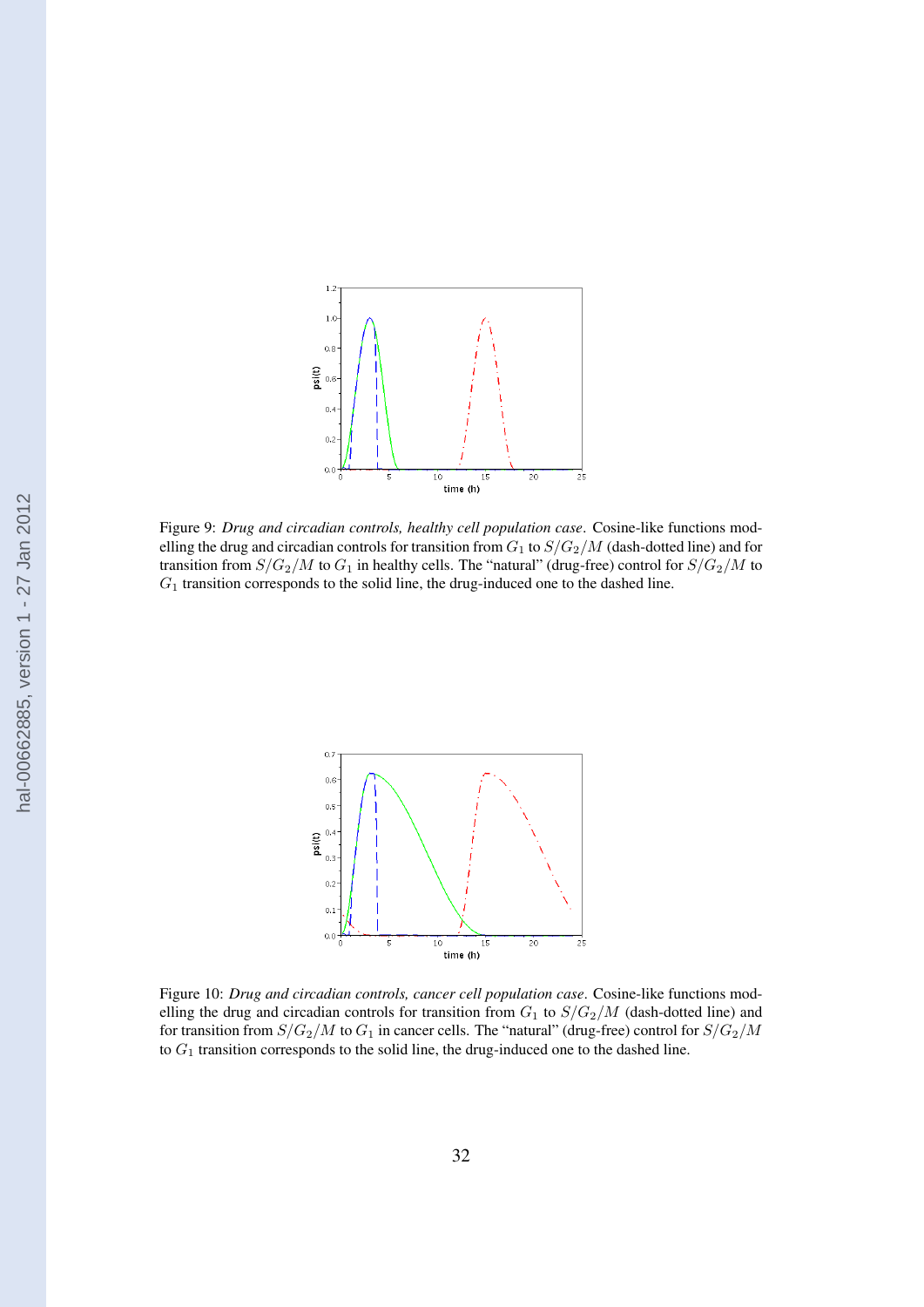Figure 9: *Drug and circadian controls, healthy cell population case*. Cosine-like functions modelling the drug and circadian controls for transition from $G_1$ to $S/G_2/M$ (dash-dotted line) and for transition from $S/G_2/M$ to $G_1$ in healthy cells. The "natural" (drug-free) control for $S/G_2/M$ to $G_1$ transition corresponds to the solid line, the drug-induced one to the dashed line.

Figure 10: *Drug and circadian controls, cancer cell population case*. Cosine-like functions modelling the drug and circadian controls for transition from $G_1$ to $S/G_2/M$ (dash-dotted line) and for transition from $S/G_2/M$ to $G_1$ in cancer cells. The "natural" (drug-free) control for $S/G_2/M$ to $G_1$ transition corresponds to the solid line, the drug-induced one to the dashed line.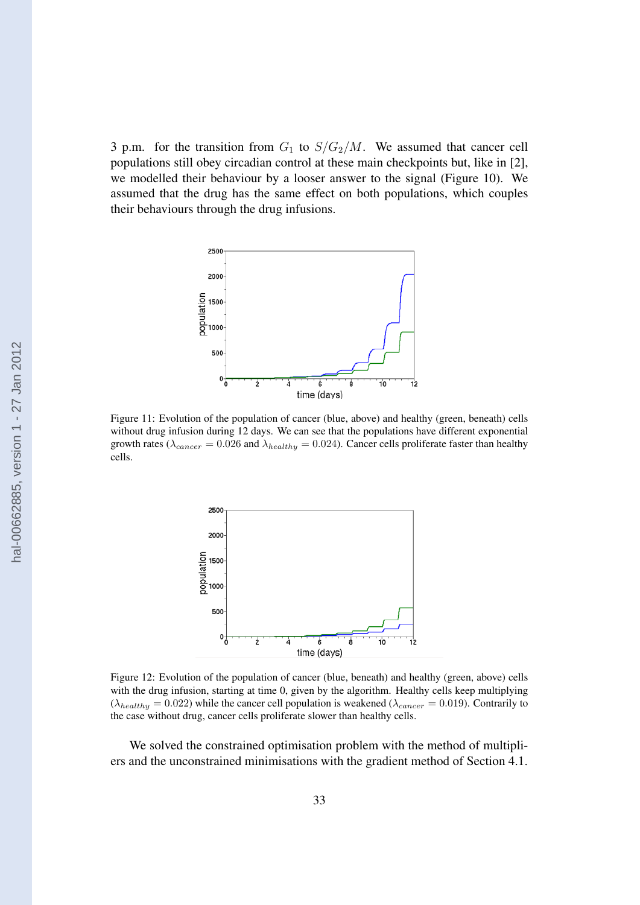3 p.m. for the transition from $G_1$ to $S/G_2/M$. We assumed that cancer cell populations still obey circadian control at these main checkpoints but, like in [2], we modelled their behaviour by a looser answer to the signal (Figure 10). We assumed that the drug has the same effect on both populations, which couples their behaviours through the drug infusions.

Figure 11: Evolution of the population of cancer (blue, above) and healthy (green, beneath) cells without drug infusion during 12 days. We can see that the populations have different exponential growth rates ($\lambda_{cancer} = 0.026$ and $\lambda_{healthy} = 0.024$). Cancer cells proliferate faster than healthy cells.

Figure 12: Evolution of the population of cancer (blue, beneath) and healthy (green, above) cells with the drug infusion, starting at time 0, given by the algorithm. Healthy cells keep multiplying ($\lambda_{healthy} = 0.022$) while the cancer cell population is weakened ($\lambda_{cancer} = 0.019$). Contrarily to the case without drug, cancer cells proliferate slower than healthy cells.

We solved the constrained optimisation problem with the method of multipliers and the unconstrained minimisations with the gradient method of Section 4.1.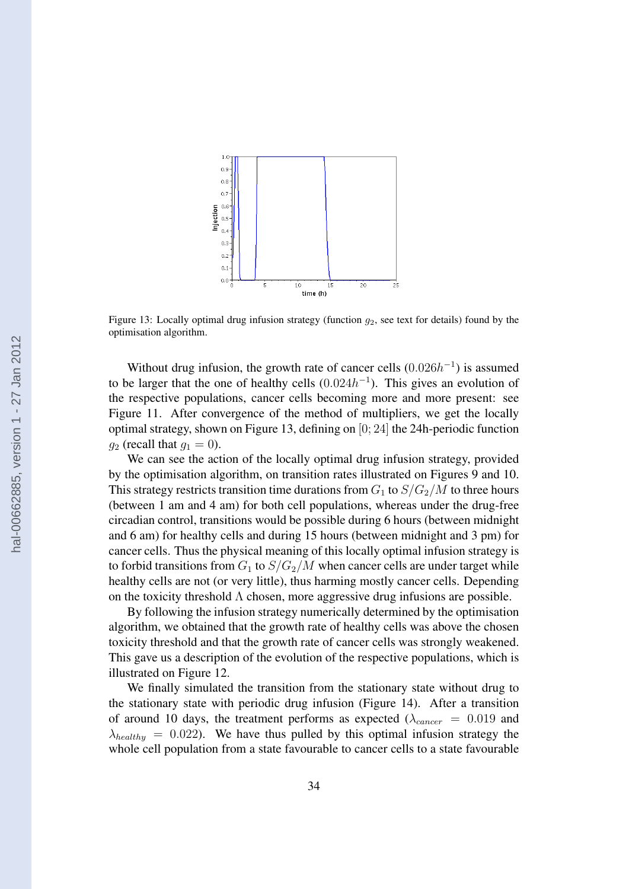Figure 13: Locally optimal drug infusion strategy (function $g_2$, see text for details) found by the optimisation algorithm.

Without drug infusion, the growth rate of cancer cells ($0.026h^{-1}$) is assumed to be larger that the one of healthy cells ($0.024h^{-1}$). This gives an evolution of the respective populations, cancer cells becoming more and more present: see Figure 11. After convergence of the method of multipliers, we get the locally optimal strategy, shown on Figure 13, defining on $[0; 24]$ the 24h-periodic function $g_2$ (recall that $g_1 = 0$).

We can see the action of the locally optimal drug infusion strategy, provided by the optimisation algorithm, on transition rates illustrated on Figures 9 and 10. This strategy restricts transition time durations from $G_1$ to $S/G_2/M$ to three hours (between 1 am and 4 am) for both cell populations, whereas under the drug-free circadian control, transitions would be possible during 6 hours (between midnight and 6 am) for healthy cells and during 15 hours (between midnight and 3 pm) for cancer cells. Thus the physical meaning of this locally optimal infusion strategy is to forbid transitions from $G_1$ to $S/G_2/M$ when cancer cells are under target while healthy cells are not (or very little), thus harming mostly cancer cells. Depending on the toxicity threshold $\Lambda$ chosen, more aggressive drug infusions are possible.

By following the infusion strategy numerically determined by the optimisation algorithm, we obtained that the growth rate of healthy cells was above the chosen toxicity threshold and that the growth rate of cancer cells was strongly weakened. This gave us a description of the evolution of the respective populations, which is illustrated on Figure 12.

We finally simulated the transition from the stationary state without drug to the stationary state with periodic drug infusion (Figure 14). After a transition of around 10 days, the treatment performs as expected ($\lambda_{cancer} = 0.019$ and $\lambda_{healthy} = 0.022$). We have thus pulled by this optimal infusion strategy the whole cell population from a state favourable to cancer cells to a state favourable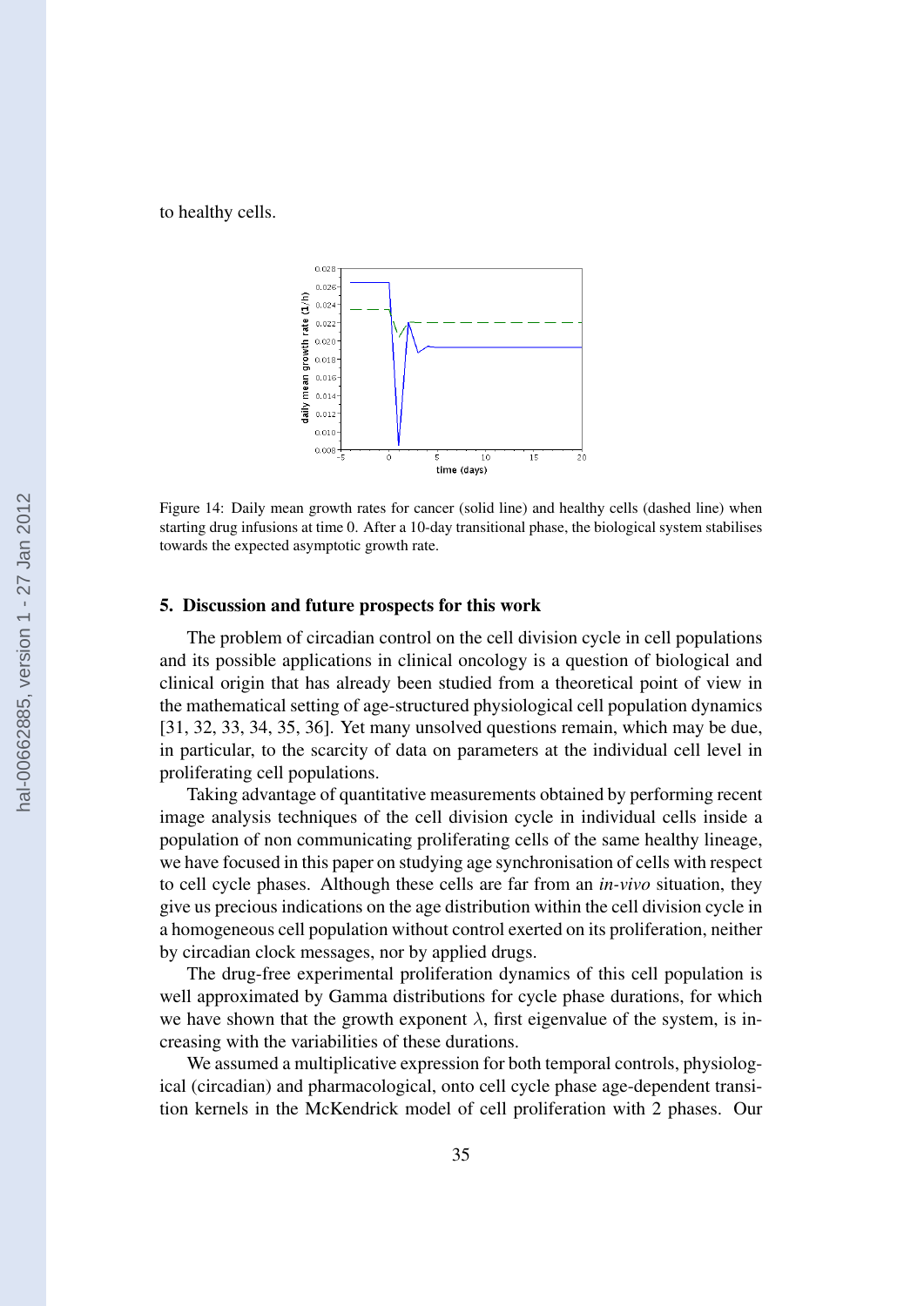to healthy cells.

Figure 14: Daily mean growth rates for cancer (solid line) and healthy cells (dashed line) when starting drug infusions at time 0. After a 10-day transitional phase, the biological system stabilises towards the expected asymptotic growth rate.

## 5. Discussion and future prospects for this work

The problem of circadian control on the cell division cycle in cell populations and its possible applications in clinical oncology is a question of biological and clinical origin that has already been studied from a theoretical point of view in the mathematical setting of age-structured physiological cell population dynamics [31, 32, 33, 34, 35, 36]. Yet many unsolved questions remain, which may be due, in particular, to the scarcity of data on parameters at the individual cell level in proliferating cell populations.

Taking advantage of quantitative measurements obtained by performing recent image analysis techniques of the cell division cycle in individual cells inside a population of non communicating proliferating cells of the same healthy lineage, we have focused in this paper on studying age synchronisation of cells with respect to cell cycle phases. Although these cells are far from an *in-vivo* situation, they give us precious indications on the age distribution within the cell division cycle in a homogeneous cell population without control exerted on its proliferation, neither by circadian clock messages, nor by applied drugs.

The drug-free experimental proliferation dynamics of this cell population is well approximated by Gamma distributions for cycle phase durations, for which we have shown that the growth exponent $\lambda$, first eigenvalue of the system, is increasing with the variabilities of these durations.

We assumed a multiplicative expression for both temporal controls, physiological (circadian) and pharmacological, onto cell cycle phase age-dependent transition kernels in the McKendrick model of cell proliferation with 2 phases. Our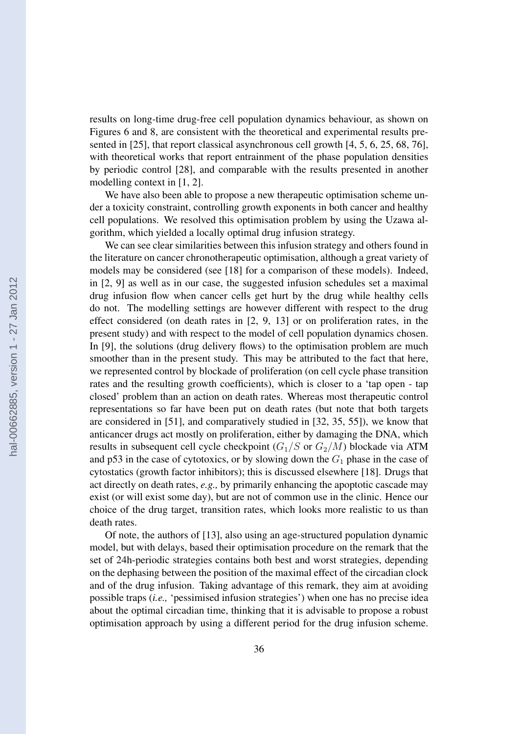results on long-time drug-free cell population dynamics behaviour, as shown on Figures 6 and 8, are consistent with the theoretical and experimental results presented in [25], that report classical asynchronous cell growth [4, 5, 6, 25, 68, 76], with theoretical works that report entrainment of the phase population densities by periodic control [28], and comparable with the results presented in another modelling context in [1, 2].

We have also been able to propose a new therapeutic optimisation scheme under a toxicity constraint, controlling growth exponents in both cancer and healthy cell populations. We resolved this optimisation problem by using the Uzawa algorithm, which yielded a locally optimal drug infusion strategy.

We can see clear similarities between this infusion strategy and others found in the literature on cancer chronotherapeutic optimisation, although a great variety of models may be considered (see [18] for a comparison of these models). Indeed, in [2, 9] as well as in our case, the suggested infusion schedules set a maximal drug infusion flow when cancer cells get hurt by the drug while healthy cells do not. The modelling settings are however different with respect to the drug effect considered (on death rates in [2, 9, 13] or on proliferation rates, in the present study) and with respect to the model of cell population dynamics chosen. In [9], the solutions (drug delivery flows) to the optimisation problem are much smoother than in the present study. This may be attributed to the fact that here, we represented control by blockade of proliferation (on cell cycle phase transition rates and the resulting growth coefficients), which is closer to a 'tap open - tap closed' problem than an action on death rates. Whereas most therapeutic control representations so far have been put on death rates (but note that both targets are considered in [51], and comparatively studied in [32, 35, 55]), we know that anticancer drugs act mostly on proliferation, either by damaging the DNA, which results in subsequent cell cycle checkpoint ($G_1/S$ or $G_2/M$) blockade via ATM and p53 in the case of cytotoxics, or by slowing down the $G_1$ phase in the case of cytostatics (growth factor inhibitors); this is discussed elsewhere [18]. Drugs that act directly on death rates, *e.g.,* by primarily enhancing the apoptotic cascade may exist (or will exist some day), but are not of common use in the clinic. Hence our choice of the drug target, transition rates, which looks more realistic to us than death rates.

Of note, the authors of [13], also using an age-structured population dynamic model, but with delays, based their optimisation procedure on the remark that the set of 24h-periodic strategies contains both best and worst strategies, depending on the dephasing between the position of the maximal effect of the circadian clock and of the drug infusion. Taking advantage of this remark, they aim at avoiding possible traps (*i.e.,* 'pessimised infusion strategies') when one has no precise idea about the optimal circadian time, thinking that it is advisable to propose a robust optimisation approach by using a different period for the drug infusion scheme.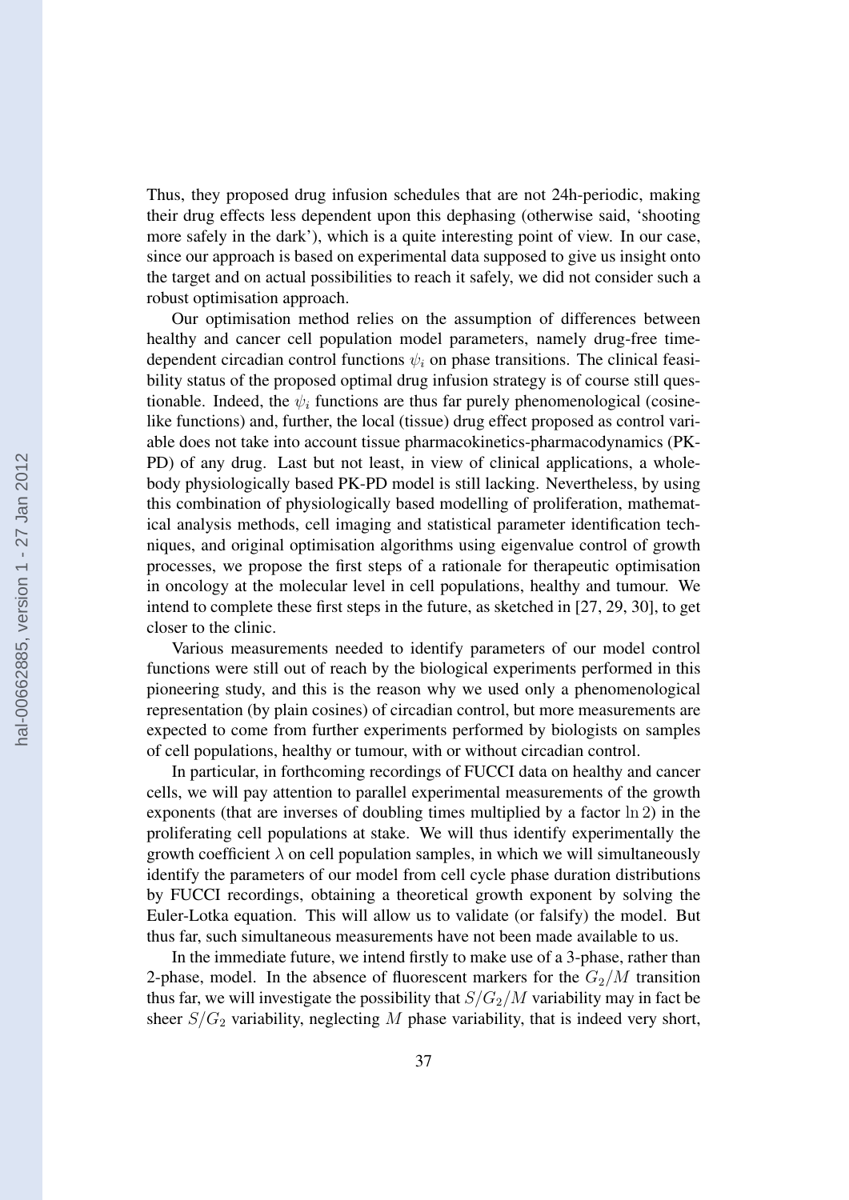Thus, they proposed drug infusion schedules that are not 24h-periodic, making their drug effects less dependent upon this dephasing (otherwise said, 'shooting more safely in the dark'), which is a quite interesting point of view. In our case, since our approach is based on experimental data supposed to give us insight onto the target and on actual possibilities to reach it safely, we did not consider such a robust optimisation approach.

Our optimisation method relies on the assumption of differences between healthy and cancer cell population model parameters, namely drug-free time-dependent circadian control functions $\psi_i$ on phase transitions. The clinical feasibility status of the proposed optimal drug infusion strategy is of course still questionable. Indeed, the $\psi_i$ functions are thus far purely phenomenological (cosine-like functions) and, further, the local (tissue) drug effect proposed as control variable does not take into account tissue pharmacokinetics-pharmacodynamics (PK-PD) of any drug. Last but not least, in view of clinical applications, a whole-body physiologically based PK-PD model is still lacking. Nevertheless, by using this combination of physiologically based modelling of proliferation, mathematical analysis methods, cell imaging and statistical parameter identification techniques, and original optimisation algorithms using eigenvalue control of growth processes, we propose the first steps of a rationale for therapeutic optimisation in oncology at the molecular level in cell populations, healthy and tumour. We intend to complete these first steps in the future, as sketched in [27, 29, 30], to get closer to the clinic.

Various measurements needed to identify parameters of our model control functions were still out of reach by the biological experiments performed in this pioneering study, and this is the reason why we used only a phenomenological representation (by plain cosines) of circadian control, but more measurements are expected to come from further experiments performed by biologists on samples of cell populations, healthy or tumour, with or without circadian control.

In particular, in forthcoming recordings of FUCCI data on healthy and cancer cells, we will pay attention to parallel experimental measurements of the growth exponents (that are inverses of doubling times multiplied by a factor $\ln 2$) in the proliferating cell populations at stake. We will thus identify experimentally the growth coefficient $\lambda$ on cell population samples, in which we will simultaneously identify the parameters of our model from cell cycle phase duration distributions by FUCCI recordings, obtaining a theoretical growth exponent by solving the Euler-Lotka equation. This will allow us to validate (or falsify) the model. But thus far, such simultaneous measurements have not been made available to us.

In the immediate future, we intend firstly to make use of a 3-phase, rather than 2-phase, model. In the absence of fluorescent markers for the $G_2/M$ transition thus far, we will investigate the possibility that $S/G_2/M$ variability may in fact be sheer $S/G_2$ variability, neglecting $M$ phase variability, that is indeed very short,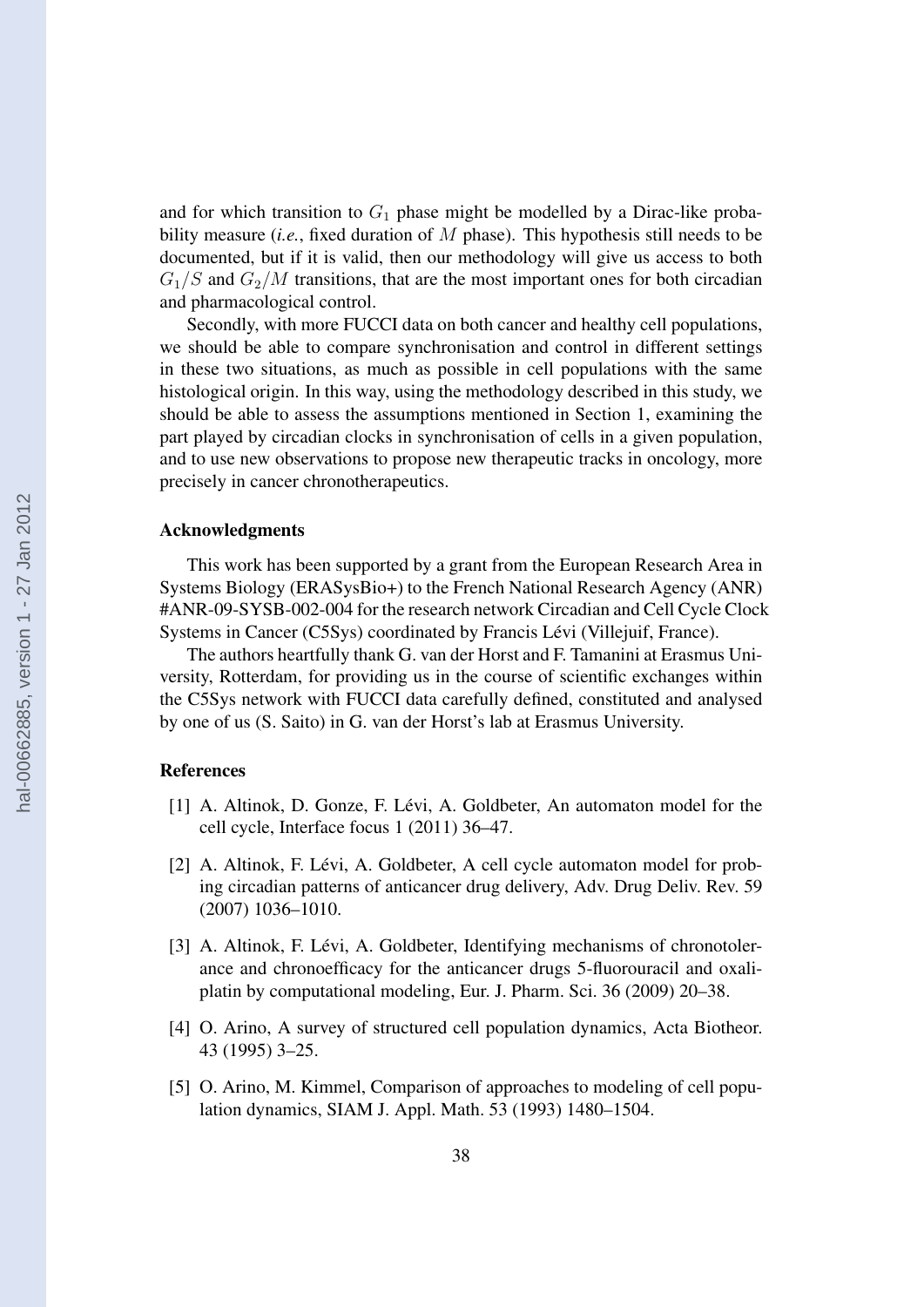and for which transition to $G_1$ phase might be modelled by a Dirac-like probability measure (*i.e.*, fixed duration of $M$ phase). This hypothesis still needs to be documented, but if it is valid, then our methodology will give us access to both $G_1/S$ and $G_2/M$ transitions, that are the most important ones for both circadian and pharmacological control.

Secondly, with more FUCCI data on both cancer and healthy cell populations, we should be able to compare synchronisation and control in different settings in these two situations, as much as possible in cell populations with the same histological origin. In this way, using the methodology described in this study, we should be able to assess the assumptions mentioned in Section 1, examining the part played by circadian clocks in synchronisation of cells in a given population, and to use new observations to propose new therapeutic tracks in oncology, more precisely in cancer chronotherapeutics.

## Acknowledgments

This work has been supported by a grant from the European Research Area in Systems Biology (ERASysBio+) to the French National Research Agency (ANR) #ANR-09-SYSB-002-004 for the research network Circadian and Cell Cycle Clock Systems in Cancer (C5Sys) coordinated by Francis Lévi (Villejuif, France).

The authors heartfully thank G. van der Horst and F. Tamanini at Erasmus University, Rotterdam, for providing us in the course of scientific exchanges within the C5Sys network with FUCCI data carefully defined, constituted and analysed by one of us (S. Saito) in G. van der Horst's lab at Erasmus University.

## References

[1] A. Altinok, D. Gonze, F. Lévi, A. Goldbeter, An automaton model for the cell cycle, Interface focus 1 (2011) 36–47.

[2] A. Altinok, F. Lévi, A. Goldbeter, A cell cycle automaton model for probing circadian patterns of anticancer drug delivery, Adv. Drug Deliv. Rev. 59 (2007) 1036–1010.

[3] A. Altinok, F. Lévi, A. Goldbeter, Identifying mechanisms of chronotolerance and chronoefficacy for the anticancer drugs 5-fluorouracil and oxaliplatin by computational modeling, Eur. J. Pharm. Sci. 36 (2009) 20–38.

[4] O. Arino, A survey of structured cell population dynamics, Acta Biotheor. 43 (1995) 3–25.

[5] O. Arino, M. Kimmel, Comparison of approaches to modeling of cell population dynamics, SIAM J. Appl. Math. 53 (1993) 1480–1504.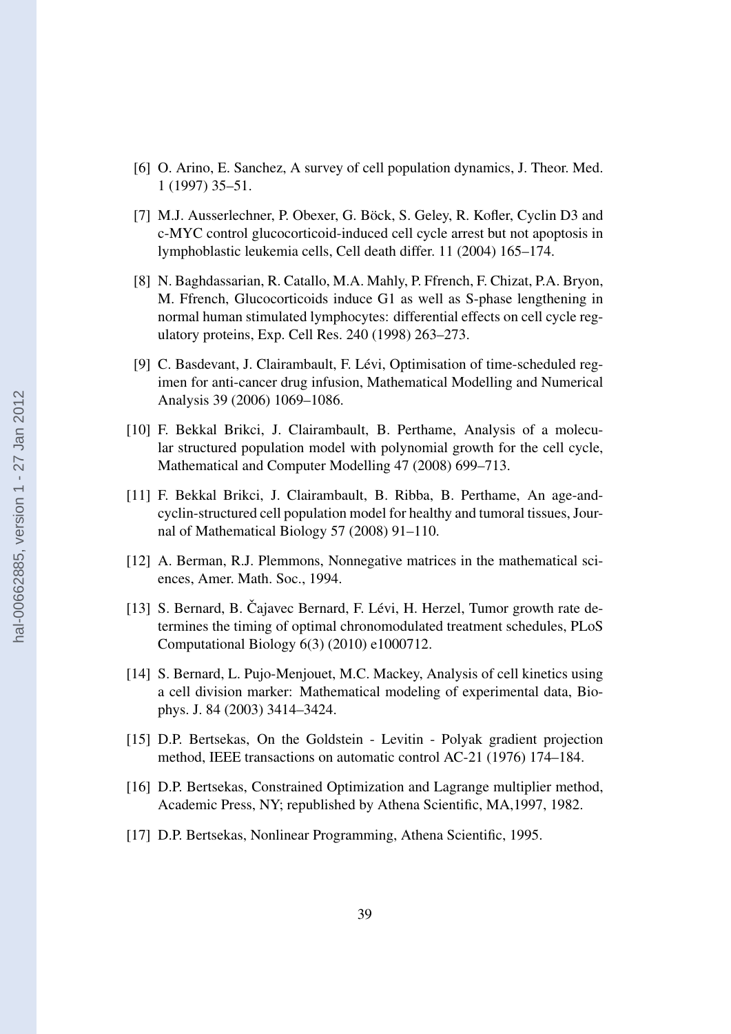[6] O. Arino, E. Sanchez, A survey of cell population dynamics, J. Theor. Med. 1 (1997) 35–51.

[7] M.J. Ausserlechner, P. Obexer, G. Böck, S. Geley, R. Kofler, Cyclin D3 and c-MYC control glucocorticoid-induced cell cycle arrest but not apoptosis in lymphoblastic leukemia cells, Cell death differ. 11 (2004) 165–174.

[8] N. Baghdassarian, R. Catallo, M.A. Mahly, P. Ffrench, F. Chizat, P.A. Bryon, M. Ffrench, Glucocorticoids induce G1 as well as S-phase lengthening in normal human stimulated lymphocytes: differential effects on cell cycle regulatory proteins, Exp. Cell Res. 240 (1998) 263–273.

[9] C. Basdevant, J. Clairambault, F. Lévi, Optimisation of time-scheduled regimen for anti-cancer drug infusion, Mathematical Modelling and Numerical Analysis 39 (2006) 1069–1086.

[10] F. Bekkal Brikci, J. Clairambault, B. Perthame, Analysis of a molecular structured population model with polynomial growth for the cell cycle, Mathematical and Computer Modelling 47 (2008) 699–713.

[11] F. Bekkal Brikci, J. Clairambault, B. Ribba, B. Perthame, An age-and-cyclin-structured cell population model for healthy and tumoral tissues, Journal of Mathematical Biology 57 (2008) 91–110.

[12] A. Berman, R.J. Plemmons, Nonnegative matrices in the mathematical sciences, Amer. Math. Soc., 1994.

[13] S. Bernard, B. Čajavec Bernard, F. Lévi, H. Herzel, Tumor growth rate determines the timing of optimal chronomodulated treatment schedules, PLoS Computational Biology 6(3) (2010) e1000712.

[14] S. Bernard, L. Pujo-Menjouet, M.C. Mackey, Analysis of cell kinetics using a cell division marker: Mathematical modeling of experimental data, Biophys. J. 84 (2003) 3414–3424.

[15] D.P. Bertsekas, On the Goldstein - Levitin - Polyak gradient projection method, IEEE transactions on automatic control AC-21 (1976) 174–184.

[16] D.P. Bertsekas, Constrained Optimization and Lagrange multiplier method, Academic Press, NY; republished by Athena Scientific, MA,1997, 1982.

[17] D.P. Bertsekas, Nonlinear Programming, Athena Scientific, 1995.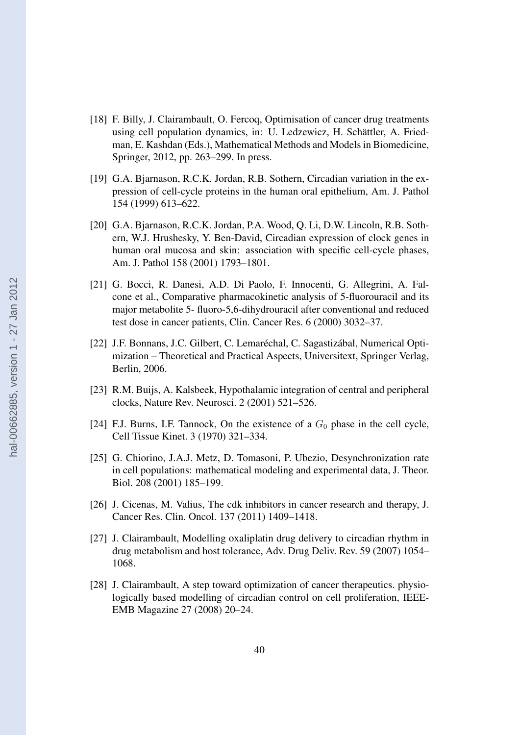[18] F. Billy, J. Clairambault, O. Fercoq, Optimisation of cancer drug treatments using cell population dynamics, in: U. Ledzewicz, H. Schättler, A. Friedman, E. Kashdan (Eds.), Mathematical Methods and Models in Biomedicine, Springer, 2012, pp. 263–299. In press.

[19] G.A. Bjarnason, R.C.K. Jordan, R.B. Sothern, Circadian variation in the expression of cell-cycle proteins in the human oral epithelium, Am. J. Pathol 154 (1999) 613–622.

[20] G.A. Bjarnason, R.C.K. Jordan, P.A. Wood, Q. Li, D.W. Lincoln, R.B. Sothern, W.J. Hrushesky, Y. Ben-David, Circadian expression of clock genes in human oral mucosa and skin: association with specific cell-cycle phases, Am. J. Pathol 158 (2001) 1793–1801.

[21] G. Bocci, R. Danesi, A.D. Di Paolo, F. Innocenti, G. Allegrini, A. Falcone et al., Comparative pharmacokinetic analysis of 5-fluorouracil and its major metabolite 5- fluoro-5,6-dihydrouracil after conventional and reduced test dose in cancer patients, Clin. Cancer Res. 6 (2000) 3032–37.

[22] J.F. Bonnans, J.C. Gilbert, C. Lemaréchal, C. Sagastizábal, Numerical Optimization – Theoretical and Practical Aspects, Universitext, Springer Verlag, Berlin, 2006.

[23] R.M. Buijs, A. Kalsbeek, Hypothalamic integration of central and peripheral clocks, Nature Rev. Neurosci. 2 (2001) 521–526.

[24] F.J. Burns, I.F. Tannock, On the existence of a $G_0$ phase in the cell cycle, Cell Tissue Kinet. 3 (1970) 321–334.

[25] G. Chiorino, J.A.J. Metz, D. Tomasoni, P. Ubezio, Desynchronization rate in cell populations: mathematical modeling and experimental data, J. Theor. Biol. 208 (2001) 185–199.

[26] J. Cicenas, M. Valius, The cdk inhibitors in cancer research and therapy, J. Cancer Res. Clin. Oncol. 137 (2011) 1409–1418.

[27] J. Clairambault, Modelling oxaliplatin drug delivery to circadian rhythm in drug metabolism and host tolerance, Adv. Drug Deliv. Rev. 59 (2007) 1054–1068.

[28] J. Clairambault, A step toward optimization of cancer therapeutics. physiologically based modelling of circadian control on cell proliferation, IEEE-EMB Magazine 27 (2008) 20–24.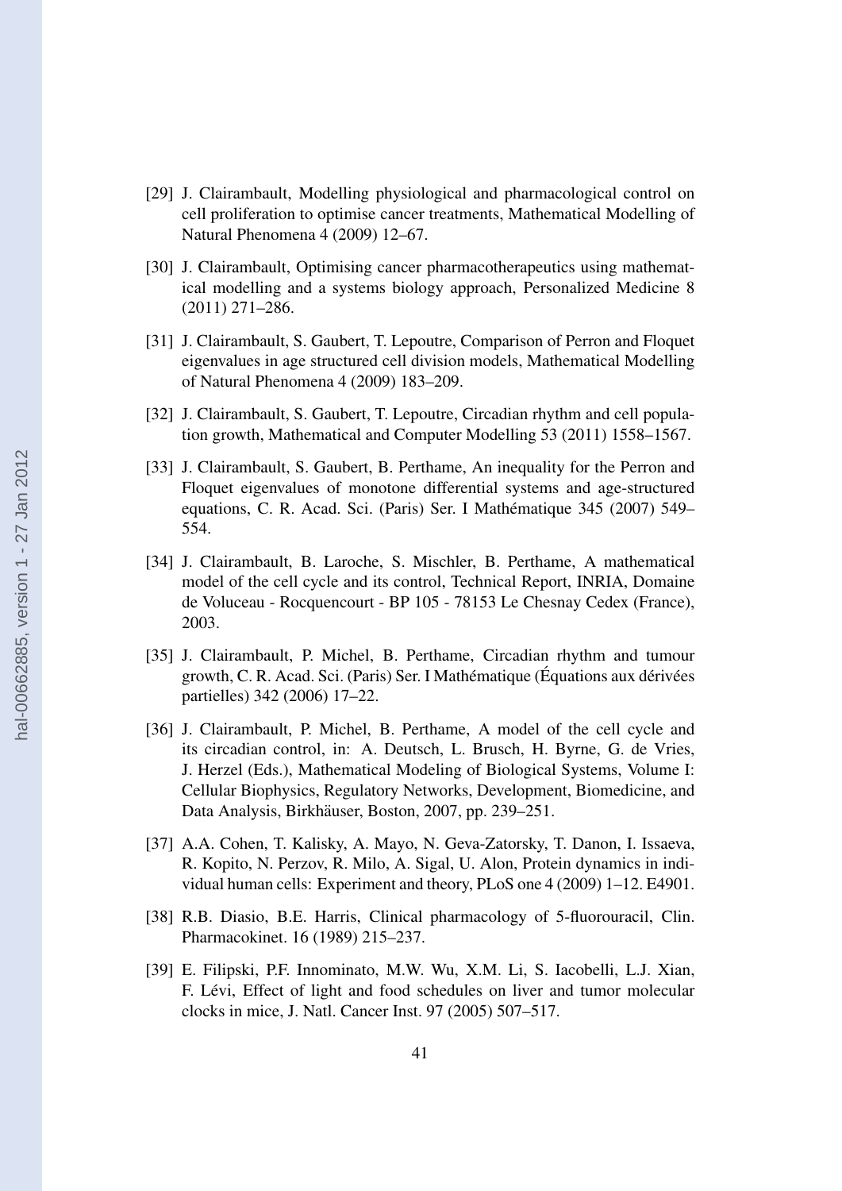[29] J. Clairambault, Modelling physiological and pharmacological control on cell proliferation to optimise cancer treatments, Mathematical Modelling of Natural Phenomena 4 (2009) 12–67.

[30] J. Clairambault, Optimising cancer pharmacotherapeutics using mathematical modelling and a systems biology approach, Personalized Medicine 8 (2011) 271–286.

[31] J. Clairambault, S. Gaubert, T. Lepoutre, Comparison of Perron and Floquet eigenvalues in age structured cell division models, Mathematical Modelling of Natural Phenomena 4 (2009) 183–209.

[32] J. Clairambault, S. Gaubert, T. Lepoutre, Circadian rhythm and cell population growth, Mathematical and Computer Modelling 53 (2011) 1558–1567.

[33] J. Clairambault, S. Gaubert, B. Perthame, An inequality for the Perron and Floquet eigenvalues of monotone differential systems and age-structured equations, C. R. Acad. Sci. (Paris) Ser. I Mathématique 345 (2007) 549–554.

[34] J. Clairambault, B. Laroche, S. Mischler, B. Perthame, A mathematical model of the cell cycle and its control, Technical Report, INRIA, Domaine de Voluceau - Rocquencourt - BP 105 - 78153 Le Chesnay Cedex (France), 2003.

[35] J. Clairambault, P. Michel, B. Perthame, Circadian rhythm and tumour growth, C. R. Acad. Sci. (Paris) Ser. I Mathématique (Équations aux dérivées partielles) 342 (2006) 17–22.

[36] J. Clairambault, P. Michel, B. Perthame, A model of the cell cycle and its circadian control, in: A. Deutsch, L. Brusch, H. Byrne, G. de Vries, J. Herzel (Eds.), Mathematical Modeling of Biological Systems, Volume I: Cellular Biophysics, Regulatory Networks, Development, Biomedicine, and Data Analysis, Birkhäuser, Boston, 2007, pp. 239–251.

[37] A.A. Cohen, T. Kalisky, A. Mayo, N. Geva-Zatorsky, T. Danon, I. Issaeva, R. Kopito, N. Perzov, R. Milo, A. Sigal, U. Alon, Protein dynamics in individual human cells: Experiment and theory, PLoS one 4 (2009) 1–12. E4901.

[38] R.B. Diasio, B.E. Harris, Clinical pharmacology of 5-fluorouracil, Clin. Pharmacokinet. 16 (1989) 215–237.

[39] E. Filipski, P.F. Innominato, M.W. Wu, X.M. Li, S. Iacobelli, L.J. Xian, F. Lévi, Effect of light and food schedules on liver and tumor molecular clocks in mice, J. Natl. Cancer Inst. 97 (2005) 507–517.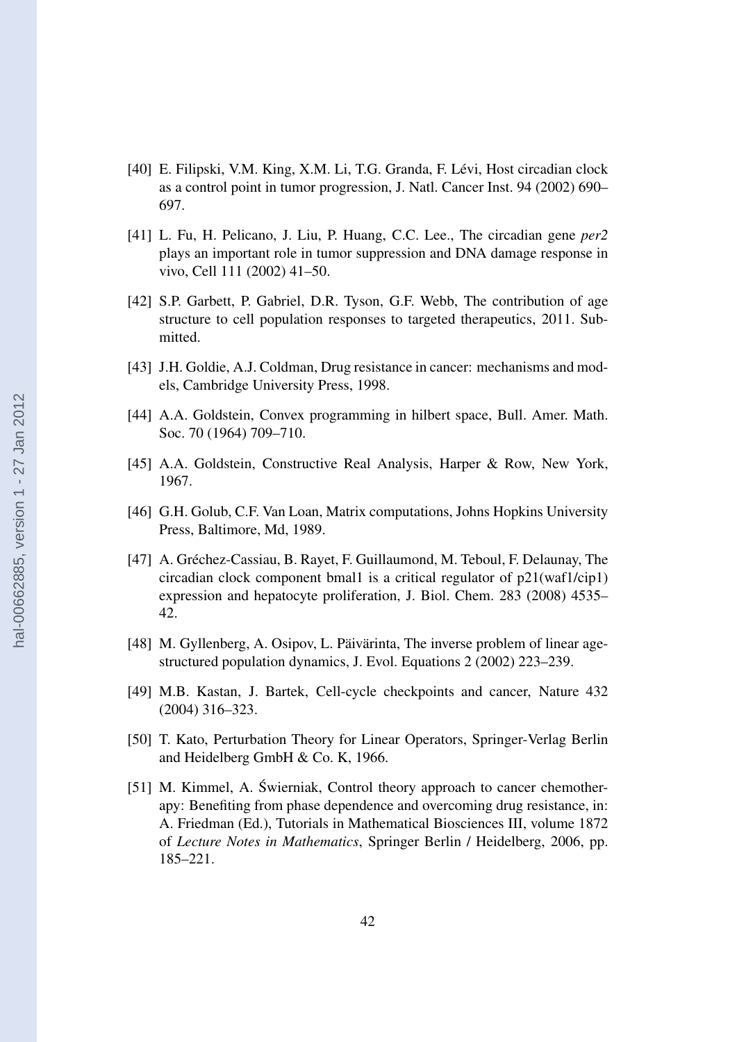[40] E. Filipski, V.M. King, X.M. Li, T.G. Granda, F. Lévi, Host circadian clock as a control point in tumor progression, J. Natl. Cancer Inst. 94 (2002) 690–697.

[41] L. Fu, H. Pelicano, J. Liu, P. Huang, C.C. Lee., The circadian gene *per2* plays an important role in tumor suppression and DNA damage response in vivo, Cell 111 (2002) 41–50.

[42] S.P. Garbett, P. Gabriel, D.R. Tyson, G.F. Webb, The contribution of age structure to cell population responses to targeted therapeutics, 2011. Submitted.

[43] J.H. Goldie, A.J. Coldman, Drug resistance in cancer: mechanisms and models, Cambridge University Press, 1998.

[44] A.A. Goldstein, Convex programming in hilbert space, Bull. Amer. Math. Soc. 70 (1964) 709–710.

[45] A.A. Goldstein, Constructive Real Analysis, Harper & Row, New York, 1967.

[46] G.H. Golub, C.F. Van Loan, Matrix computations, Johns Hopkins University Press, Baltimore, Md, 1989.

[47] A. Gréchez-Cassiau, B. Rayet, F. Guillaumond, M. Teboul, F. Delaunay, The circadian clock component bmal1 is a critical regulator of p21(waf1/cip1) expression and hepatocyte proliferation, J. Biol. Chem. 283 (2008) 4535–42.

[48] M. Gyllenberg, A. Osipov, L. Päivärinta, The inverse problem of linear age-structured population dynamics, J. Evol. Equations 2 (2002) 223–239.

[49] M.B. Kastan, J. Bartek, Cell-cycle checkpoints and cancer, Nature 432 (2004) 316–323.

[50] T. Kato, Perturbation Theory for Linear Operators, Springer-Verlag Berlin and Heidelberg GmbH & Co. K, 1966.

[51] M. Kimmel, A. Świerniak, Control theory approach to cancer chemotherapy: Benefiting from phase dependence and overcoming drug resistance, in: A. Friedman (Ed.), Tutorials in Mathematical Biosciences III, volume 1872 of *Lecture Notes in Mathematics*, Springer Berlin / Heidelberg, 2006, pp. 185–221.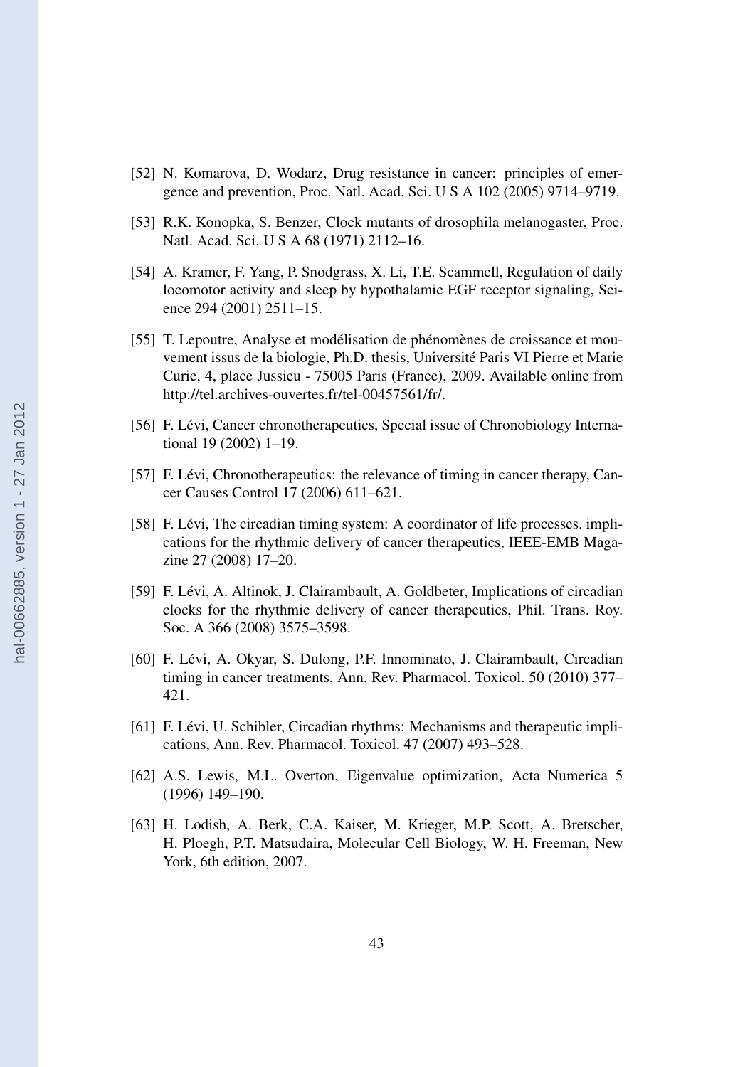[52] N. Komarova, D. Wodarz, Drug resistance in cancer: principles of emergence and prevention, Proc. Natl. Acad. Sci. U S A 102 (2005) 9714–9719.

[53] R.K. Konopka, S. Benzer, Clock mutants of drosophila melanogaster, Proc. Natl. Acad. Sci. U S A 68 (1971) 2112–16.

[54] A. Kramer, F. Yang, P. Snodgrass, X. Li, T.E. Scammell, Regulation of daily locomotor activity and sleep by hypothalamic EGF receptor signaling, Science 294 (2001) 2511–15.

[55] T. Lepoutre, Analyse et modélisation de phénomènes de croissance et mouvement issus de la biologie, Ph.D. thesis, Université Paris VI Pierre et Marie Curie, 4, place Jussieu - 75005 Paris (France), 2009. Available online from http://tel.archives-ouvertes.fr/tel-00457561/fr/.

[56] F. Lévi, Cancer chronotherapeutics, Special issue of Chronobiology International 19 (2002) 1–19.

[57] F. Lévi, Chronotherapeutics: the relevance of timing in cancer therapy, Cancer Causes Control 17 (2006) 611–621.

[58] F. Lévi, The circadian timing system: A coordinator of life processes. implications for the rhythmic delivery of cancer therapeutics, IEEE-EMB Magazine 27 (2008) 17–20.

[59] F. Lévi, A. Altinok, J. Clairambault, A. Goldbeter, Implications of circadian clocks for the rhythmic delivery of cancer therapeutics, Phil. Trans. Roy. Soc. A 366 (2008) 3575–3598.

[60] F. Lévi, A. Okyar, S. Dulong, P.F. Innominato, J. Clairambault, Circadian timing in cancer treatments, Ann. Rev. Pharmacol. Toxicol. 50 (2010) 377–421.

[61] F. Lévi, U. Schibler, Circadian rhythms: Mechanisms and therapeutic implications, Ann. Rev. Pharmacol. Toxicol. 47 (2007) 493–528.

[62] A.S. Lewis, M.L. Overton, Eigenvalue optimization, Acta Numerica 5 (1996) 149–190.

[63] H. Lodish, A. Berk, C.A. Kaiser, M. Krieger, M.P. Scott, A. Bretscher, H. Ploegh, P.T. Matsudaira, Molecular Cell Biology, W. H. Freeman, New York, 6th edition, 2007.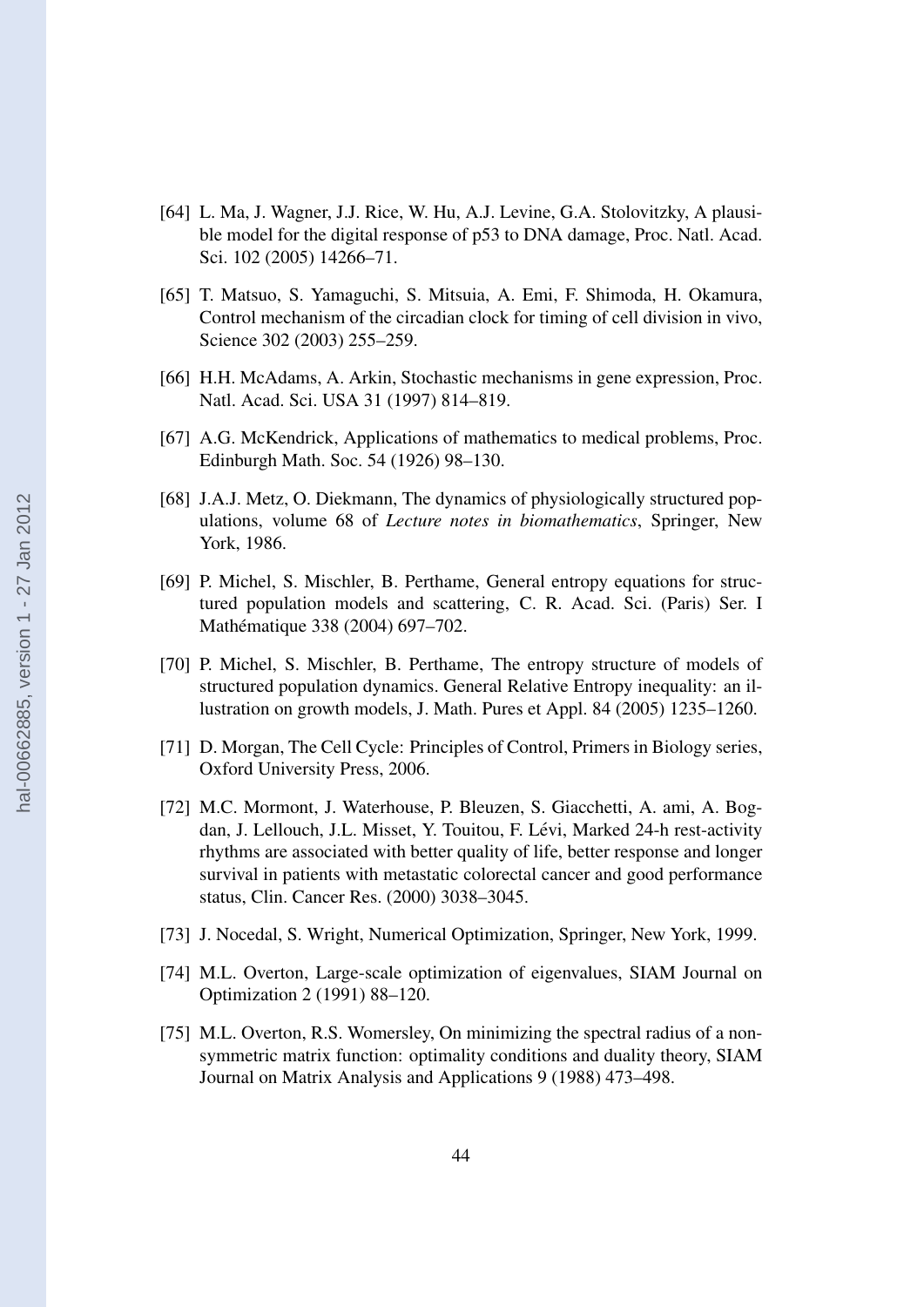[64] L. Ma, J. Wagner, J.J. Rice, W. Hu, A.J. Levine, G.A. Stolovitzky, A plausible model for the digital response of p53 to DNA damage, Proc. Natl. Acad. Sci. 102 (2005) 14266–71.

[65] T. Matsuo, S. Yamaguchi, S. Mitsuia, A. Emi, F. Shimoda, H. Okamura, Control mechanism of the circadian clock for timing of cell division in vivo, Science 302 (2003) 255–259.

[66] H.H. McAdams, A. Arkin, Stochastic mechanisms in gene expression, Proc. Natl. Acad. Sci. USA 31 (1997) 814–819.

[67] A.G. McKendrick, Applications of mathematics to medical problems, Proc. Edinburgh Math. Soc. 54 (1926) 98–130.

[68] J.A.J. Metz, O. Diekmann, The dynamics of physiologically structured populations, volume 68 of *Lecture notes in biomathematics*, Springer, New York, 1986.

[69] P. Michel, S. Mischler, B. Perthame, General entropy equations for structured population models and scattering, C. R. Acad. Sci. (Paris) Ser. I Mathématique 338 (2004) 697–702.

[70] P. Michel, S. Mischler, B. Perthame, The entropy structure of models of structured population dynamics. General Relative Entropy inequality: an illustration on growth models, J. Math. Pures et Appl. 84 (2005) 1235–1260.

[71] D. Morgan, The Cell Cycle: Principles of Control, Primers in Biology series, Oxford University Press, 2006.

[72] M.C. Mormont, J. Waterhouse, P. Bleuzen, S. Giacchetti, A. ami, A. Bogdan, J. Lellouch, J.L. Misset, Y. Touitou, F. Lévi, Marked 24-h rest-activity rhythms are associated with better quality of life, better response and longer survival in patients with metastatic colorectal cancer and good performance status, Clin. Cancer Res. (2000) 3038–3045.

[73] J. Nocedal, S. Wright, Numerical Optimization, Springer, New York, 1999.

[74] M.L. Overton, Large-scale optimization of eigenvalues, SIAM Journal on Optimization 2 (1991) 88–120.

[75] M.L. Overton, R.S. Womersley, On minimizing the spectral radius of a nonsymmetric matrix function: optimality conditions and duality theory, SIAM Journal on Matrix Analysis and Applications 9 (1988) 473–498.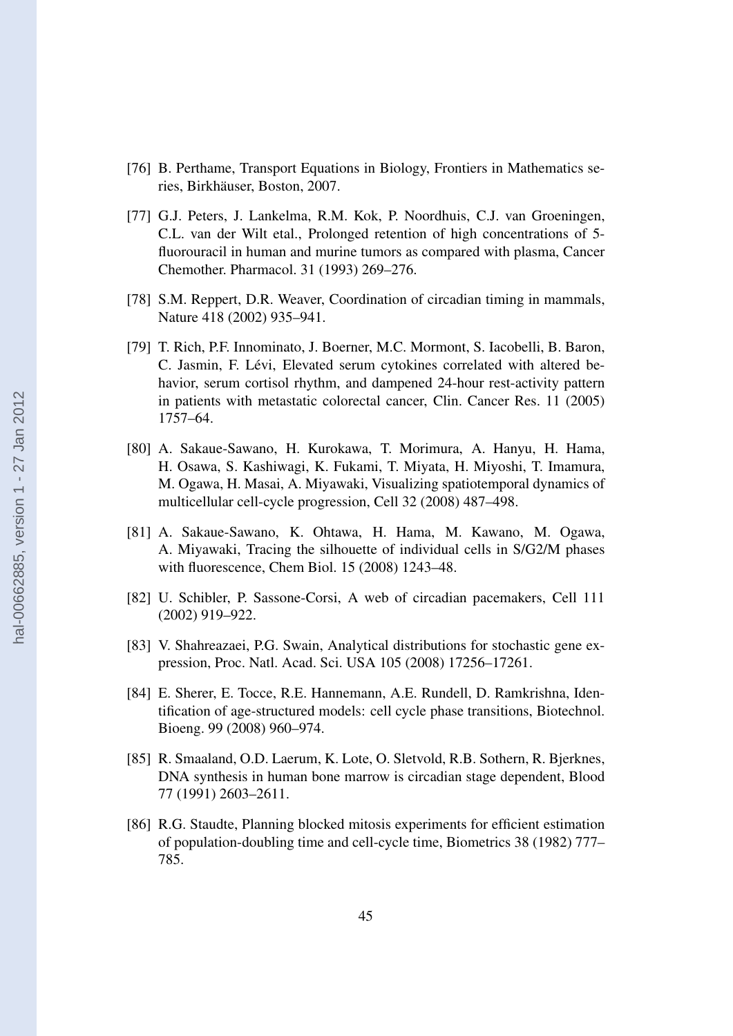[76] B. Perthame, Transport Equations in Biology, Frontiers in Mathematics series, Birkhäuser, Boston, 2007.

[77] G.J. Peters, J. Lankelma, R.M. Kok, P. Noordhuis, C.J. van Groeningen, C.L. van der Wilt etal., Prolonged retention of high concentrations of 5-fluorouracil in human and murine tumors as compared with plasma, Cancer Chemother. Pharmacol. 31 (1993) 269–276.

[78] S.M. Reppert, D.R. Weaver, Coordination of circadian timing in mammals, Nature 418 (2002) 935–941.

[79] T. Rich, P.F. Innominato, J. Boerner, M.C. Mormont, S. Iacobelli, B. Baron, C. Jasmin, F. Lévi, Elevated serum cytokines correlated with altered behavior, serum cortisol rhythm, and dampened 24-hour rest-activity pattern in patients with metastatic colorectal cancer, Clin. Cancer Res. 11 (2005) 1757–64.

[80] A. Sakaue-Sawano, H. Kurokawa, T. Morimura, A. Hanyu, H. Hama, H. Osawa, S. Kashiwagi, K. Fukami, T. Miyata, H. Miyoshi, T. Imamura, M. Ogawa, H. Masai, A. Miyawaki, Visualizing spatiotemporal dynamics of multicellular cell-cycle progression, Cell 32 (2008) 487–498.

[81] A. Sakaue-Sawano, K. Ohtawa, H. Hama, M. Kawano, M. Ogawa, A. Miyawaki, Tracing the silhouette of individual cells in S/G2/M phases with fluorescence, Chem Biol. 15 (2008) 1243–48.

[82] U. Schibler, P. Sassone-Corsi, A web of circadian pacemakers, Cell 111 (2002) 919–922.

[83] V. Shahreazaei, P.G. Swain, Analytical distributions for stochastic gene expression, Proc. Natl. Acad. Sci. USA 105 (2008) 17256–17261.

[84] E. Sherer, E. Tocce, R.E. Hannemann, A.E. Rundell, D. Ramkrishna, Identification of age-structured models: cell cycle phase transitions, Biotechnol. Bioeng. 99 (2008) 960–974.

[85] R. Smaaland, O.D. Laerum, K. Lote, O. Sletvold, R.B. Sothern, R. Bjerknes, DNA synthesis in human bone marrow is circadian stage dependent, Blood 77 (1991) 2603–2611.

[86] R.G. Staudte, Planning blocked mitosis experiments for efficient estimation of population-doubling time and cell-cycle time, Biometrics 38 (1982) 777–785.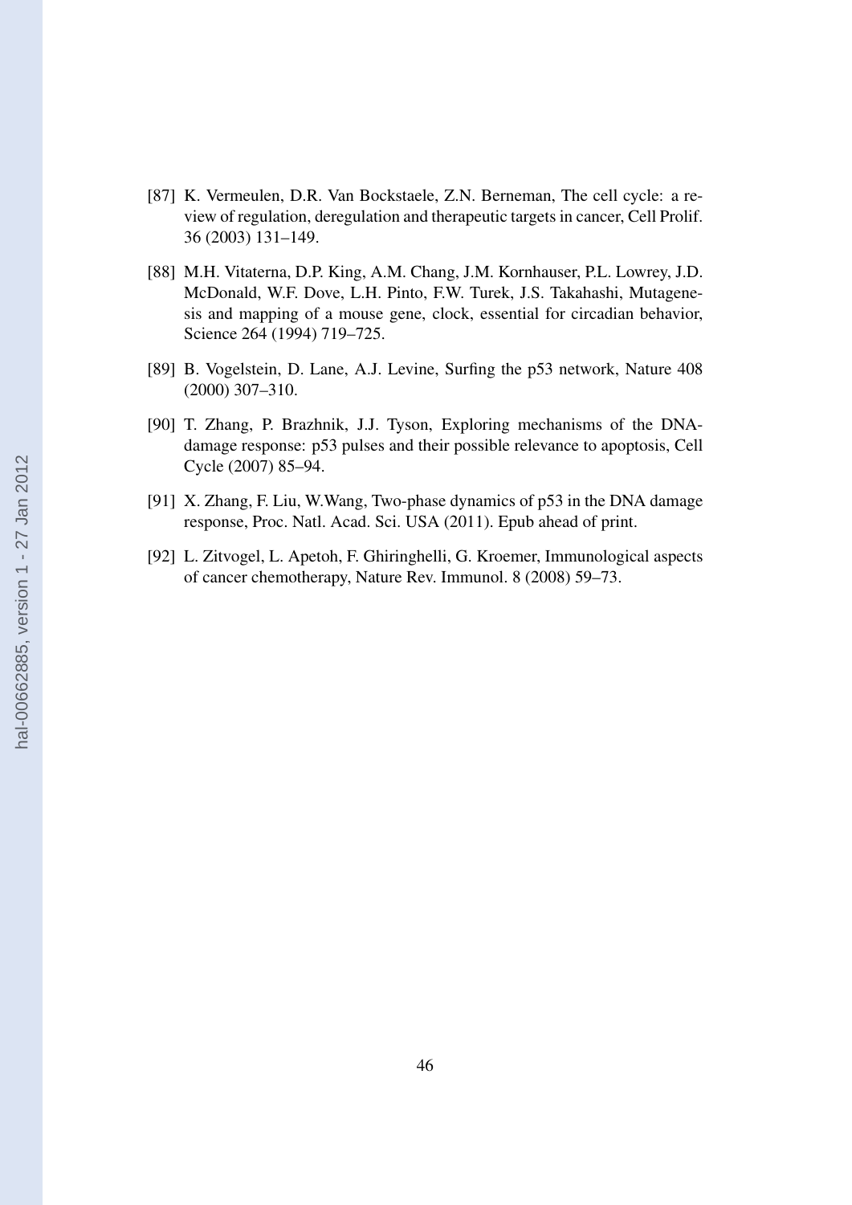[87] K. Vermeulen, D.R. Van Bockstaele, Z.N. Berneman, The cell cycle: a review of regulation, deregulation and therapeutic targets in cancer, Cell Prolif. 36 (2003) 131–149.

[88] M.H. Vitaterna, D.P. King, A.M. Chang, J.M. Kornhauser, P.L. Lowrey, J.D. McDonald, W.F. Dove, L.H. Pinto, F.W. Turek, J.S. Takahashi, Mutagenesis and mapping of a mouse gene, clock, essential for circadian behavior, Science 264 (1994) 719–725.

[89] B. Vogelstein, D. Lane, A.J. Levine, Surfing the p53 network, Nature 408 (2000) 307–310.

[90] T. Zhang, P. Brazhnik, J.J. Tyson, Exploring mechanisms of the DNA-damage response: p53 pulses and their possible relevance to apoptosis, Cell Cycle (2007) 85–94.

[91] X. Zhang, F. Liu, W.Wang, Two-phase dynamics of p53 in the DNA damage response, Proc. Natl. Acad. Sci. USA (2011). Epub ahead of print.

[92] L. Zitvogel, L. Apetoh, F. Ghiringhelli, G. Kroemer, Immunological aspects of cancer chemotherapy, Nature Rev. Immunol. 8 (2008) 59–73.